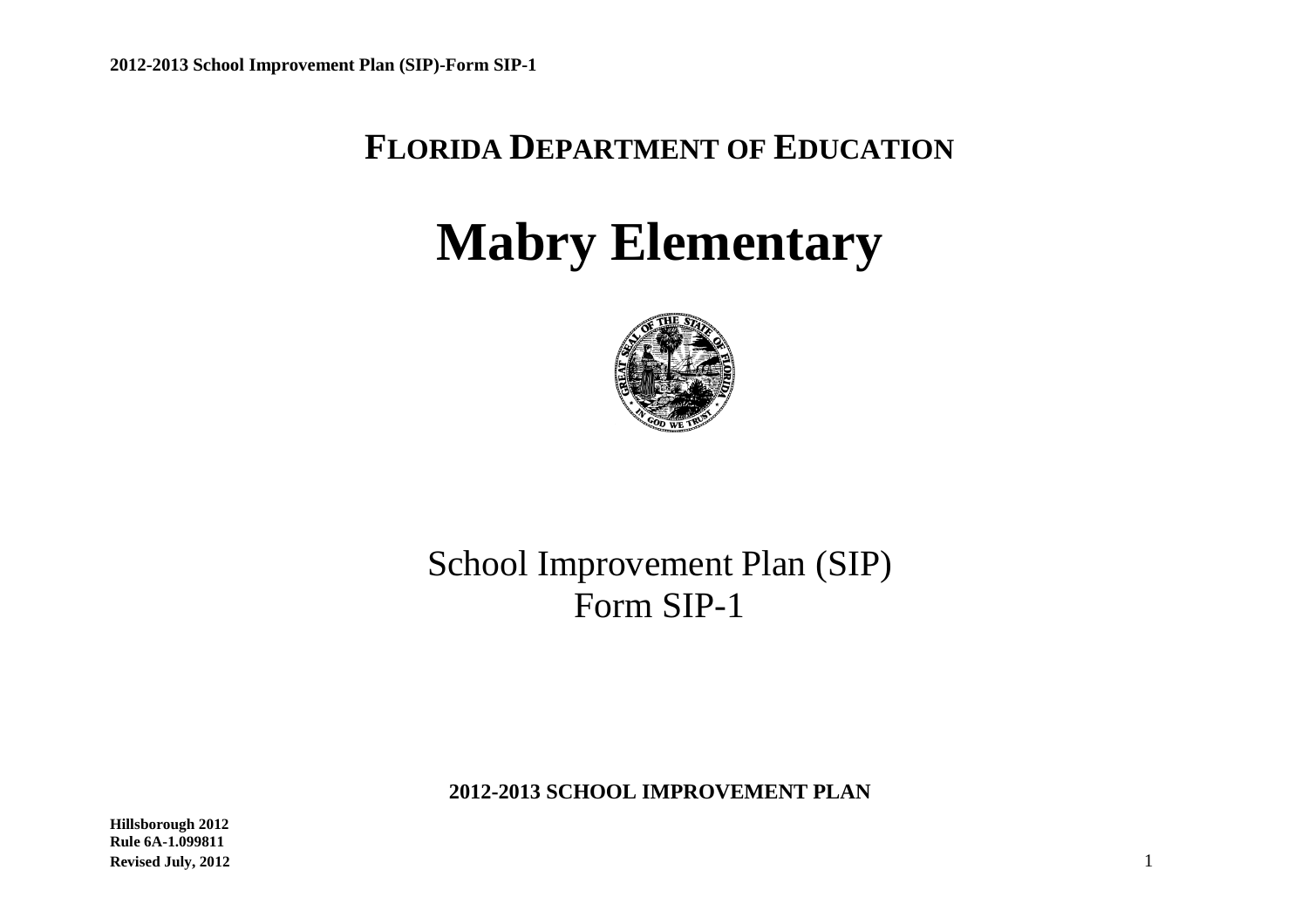# FLORIDA DEPARTMENT OF EDUCATION

# Mabry Elementary

School Improvement Plan (SIP)
Form SIP-1

**2012-2013 SCHOOL IMPROVEMENT PLAN**

**Hillsborough 2012**
**Rule 6A-1.099811**
**Revised July, 2012**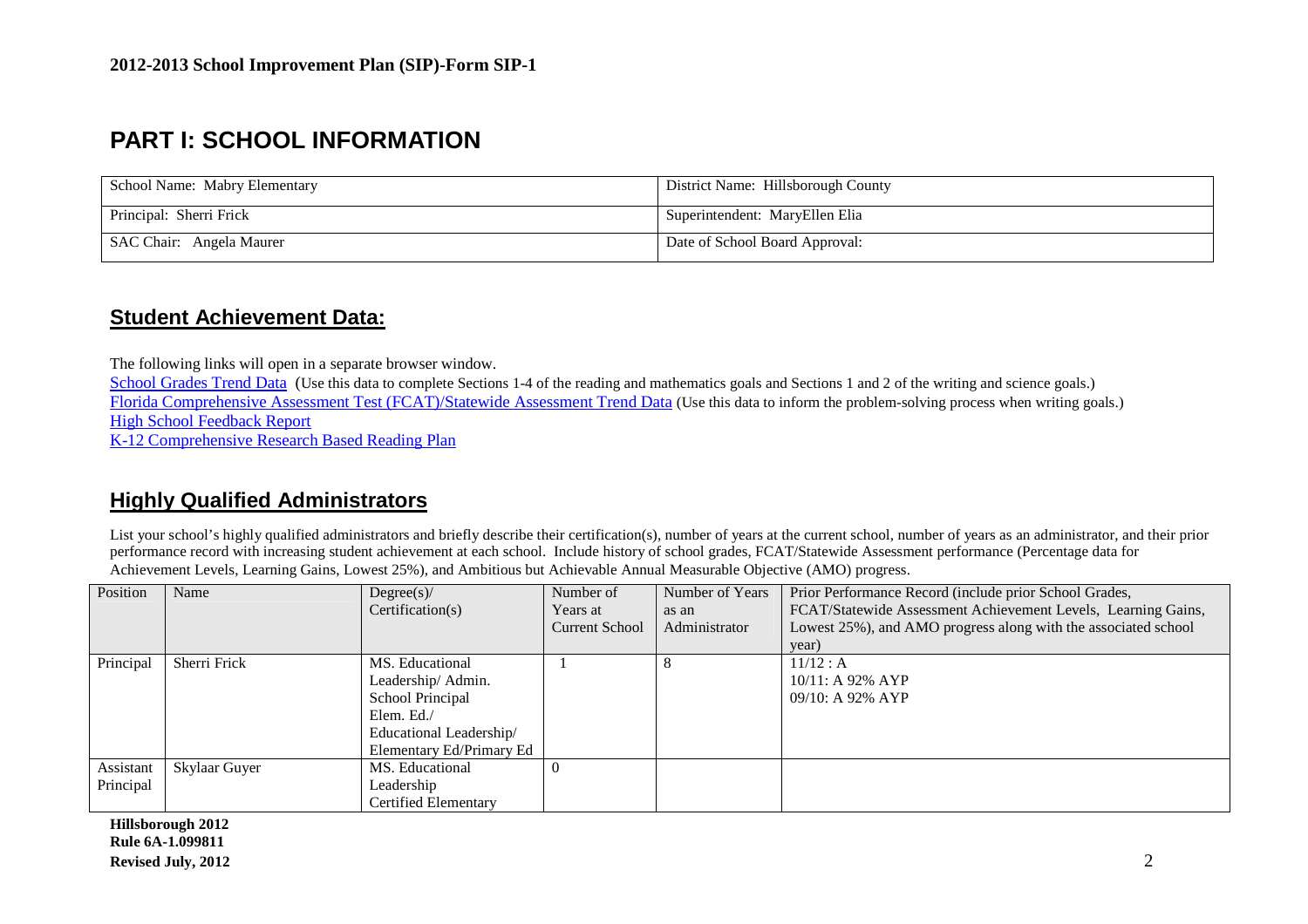**2012-2013 School Improvement Plan (SIP)-Form SIP-1**

# PART I: SCHOOL INFORMATION

| School Name: Mabry Elementary | District Name: Hillsborough County |
|---|---|
| Principal: Sherri Frick | Superintendent: MaryEllen Elia |
| SAC Chair: Angela Maurer | Date of School Board Approval: |

## Student Achievement Data:

The following links will open in a separate browser window.

School Grades Trend Data (Use this data to complete Sections 1-4 of the reading and mathematics goals and Sections 1 and 2 of the writing and science goals.)
Florida Comprehensive Assessment Test (FCAT)/Statewide Assessment Trend Data (Use this data to inform the problem-solving process when writing goals.)
High School Feedback Report
K-12 Comprehensive Research Based Reading Plan

## Highly Qualified Administrators

List your school's highly qualified administrators and briefly describe their certification(s), number of years at the current school, number of years as an administrator, and their prior performance record with increasing student achievement at each school. Include history of school grades, FCAT/Statewide Assessment performance (Percentage data for Achievement Levels, Learning Gains, Lowest 25%), and Ambitious but Achievable Annual Measurable Objective (AMO) progress.

| Position | Name | Degree(s)/ Certification(s) | Number of Years at Current School | Number of Years as an Administrator | Prior Performance Record (include prior School Grades, FCAT/Statewide Assessment Achievement Levels, Learning Gains, Lowest 25%), and AMO progress along with the associated school year) |
|---|---|---|---|---|---|
| Principal | Sherri Frick | MS. Educational Leadership/ Admin. School Principal Elem. Ed./ Educational Leadership/ Elementary Ed/Primary Ed | 1 | 8 | 11/12 : A<br>10/11: A 92% AYP<br>09/10: A 92% AYP |
| Assistant Principal | Skylaar Guyer | MS. Educational Leadership Certified Elementary | 0 | | |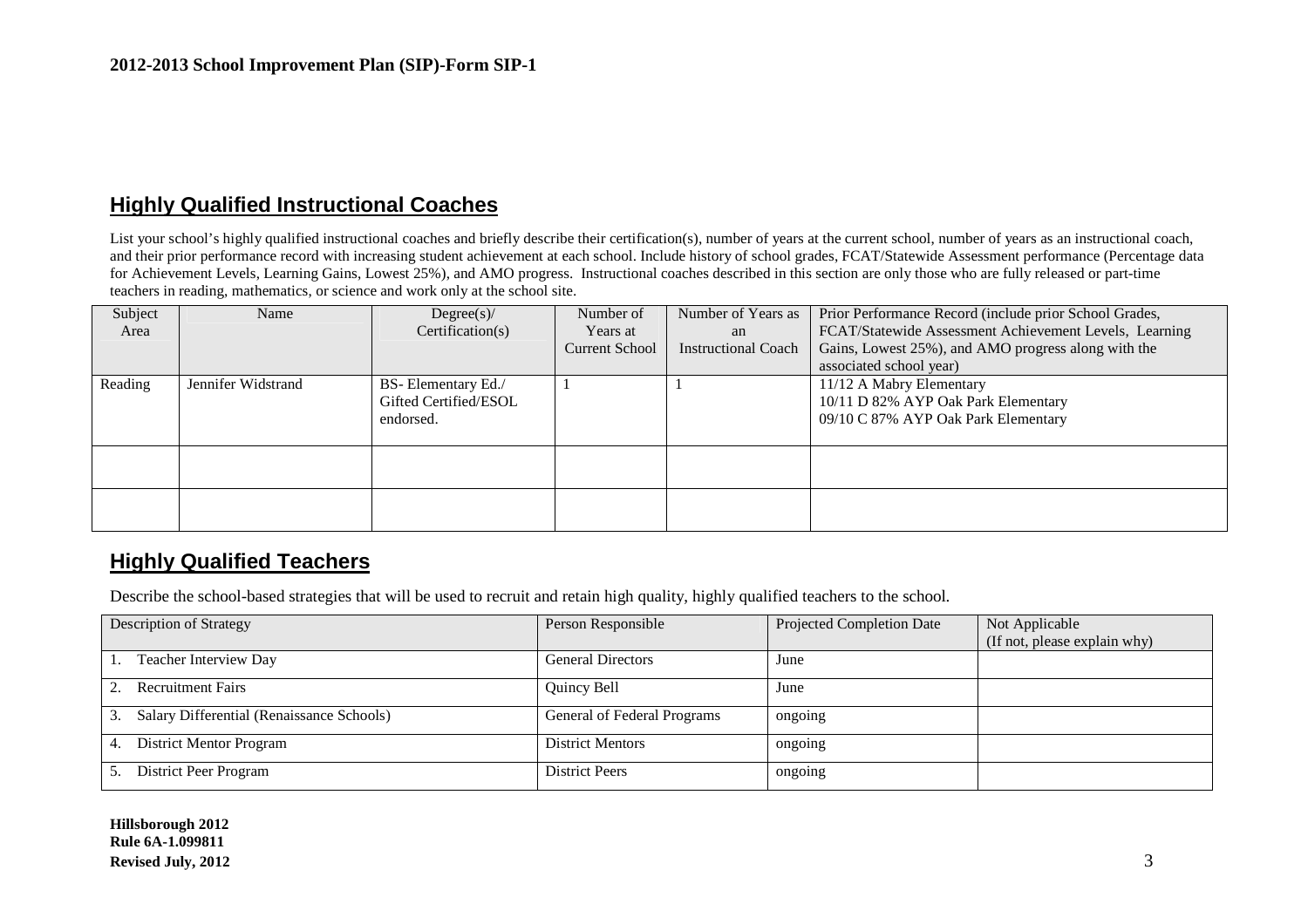## Highly Qualified Instructional Coaches

List your school's highly qualified instructional coaches and briefly describe their certification(s), number of years at the current school, number of years as an instructional coach, and their prior performance record with increasing student achievement at each school. Include history of school grades, FCAT/Statewide Assessment performance (Percentage data for Achievement Levels, Learning Gains, Lowest 25%), and AMO progress. Instructional coaches described in this section are only those who are fully released or part-time teachers in reading, mathematics, or science and work only at the school site.

| Subject Area | Name | Degree(s)/ Certification(s) | Number of Years at Current School | Number of Years as an Instructional Coach | Prior Performance Record (include prior School Grades, FCAT/Statewide Assessment Achievement Levels, Learning Gains, Lowest 25%), and AMO progress along with the associated school year) |
|---|---|---|---|---|---|
| Reading | Jennifer Widstrand | BS- Elementary Ed./ Gifted Certified/ESOL endorsed. | 1 | 1 | 11/12 A Mabry Elementary<br>10/11 D 82% AYP Oak Park Elementary<br>09/10 C 87% AYP Oak Park Elementary |
| | | | | | |
| | | | | | |

## Highly Qualified Teachers

Describe the school-based strategies that will be used to recruit and retain high quality, highly qualified teachers to the school.

| Description of Strategy | Person Responsible | Projected Completion Date | Not Applicable (If not, please explain why) |
|---|---|---|---|
| 1. Teacher Interview Day | General Directors | June | |
| 2. Recruitment Fairs | Quincy Bell | June | |
| 3. Salary Differential (Renaissance Schools) | General of Federal Programs | ongoing | |
| 4. District Mentor Program | District Mentors | ongoing | |
| 5. District Peer Program | District Peers | ongoing | |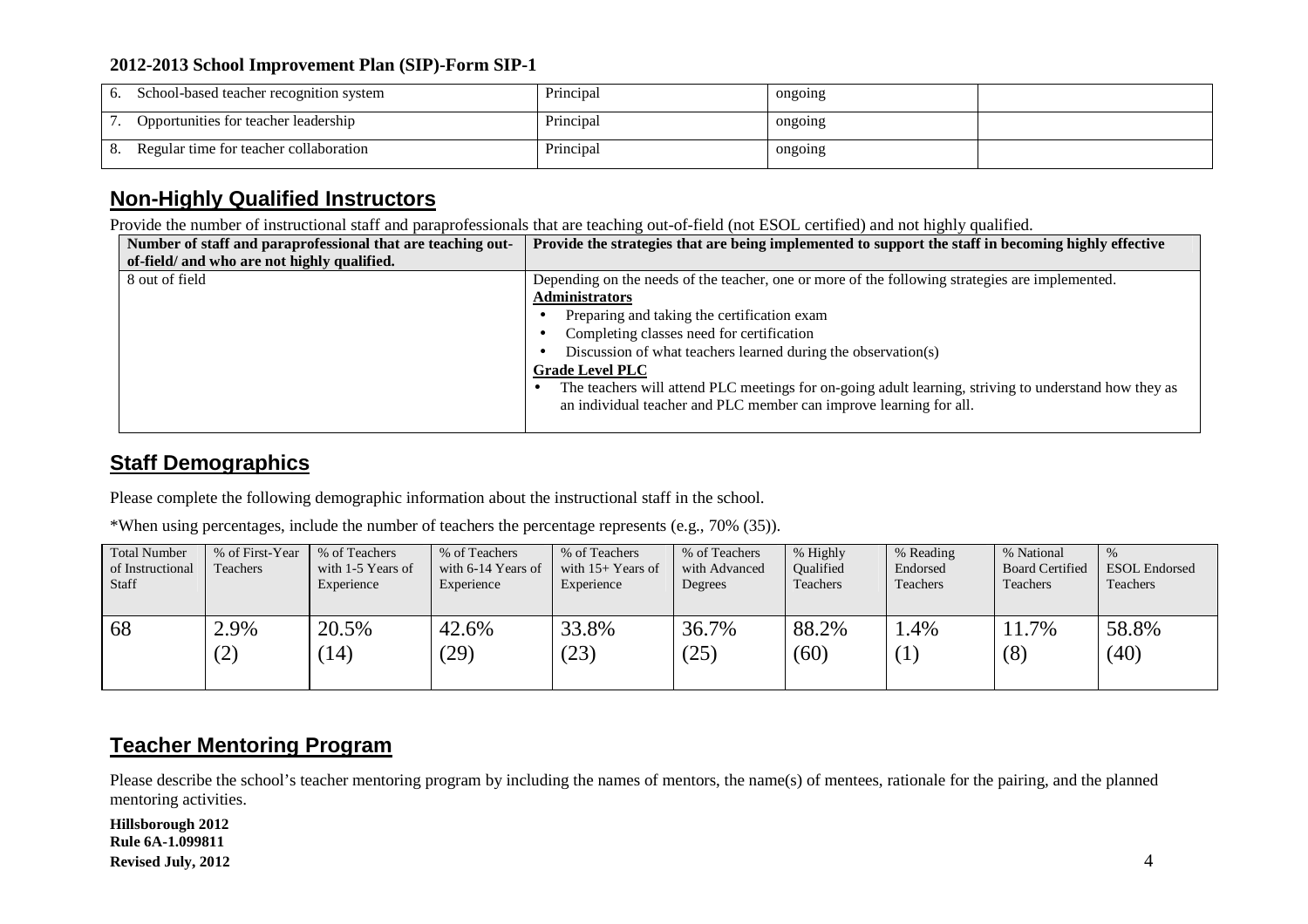| 6. School-based teacher recognition system | Principal | ongoing | |
|---|---|---|---|
| 7. Opportunities for teacher leadership | Principal | ongoing | |
| 8. Regular time for teacher collaboration | Principal | ongoing | |

## Non-Highly Qualified Instructors

Provide the number of instructional staff and paraprofessionals that are teaching out-of-field (not ESOL certified) and not highly qualified.

| Number of staff and paraprofessional that are teaching out-of-field/ and who are not highly qualified. | Provide the strategies that are being implemented to support the staff in becoming highly effective |
|---|---|
| 8 out of field | Depending on the needs of the teacher, one or more of the following strategies are implemented.<br>**Administrators**<br>• Preparing and taking the certification exam<br>• Completing classes need for certification<br>• Discussion of what teachers learned during the observation(s)<br>**Grade Level PLC**<br>• The teachers will attend PLC meetings for on-going adult learning, striving to understand how they as an individual teacher and PLC member can improve learning for all. |

## Staff Demographics

Please complete the following demographic information about the instructional staff in the school.

*When using percentages, include the number of teachers the percentage represents (e.g., 70% (35)).

| Total Number of Instructional Staff | % of First-Year Teachers | % of Teachers with 1-5 Years of Experience | % of Teachers with 6-14 Years of Experience | % of Teachers with 15+ Years of Experience | % of Teachers with Advanced Degrees | % Highly Qualified Teachers | % Reading Endorsed Teachers | % National Board Certified Teachers | % ESOL Endorsed Teachers |
|---|---|---|---|---|---|---|---|---|---|
| 68 | 2.9% (2) | 20.5% (14) | 42.6% (29) | 33.8% (23) | 36.7% (25) | 88.2% (60) | 1.4% (1) | 11.7% (8) | 58.8% (40) |

## Teacher Mentoring Program

Please describe the school's teacher mentoring program by including the names of mentors, the name(s) of mentees, rationale for the pairing, and the planned mentoring activities.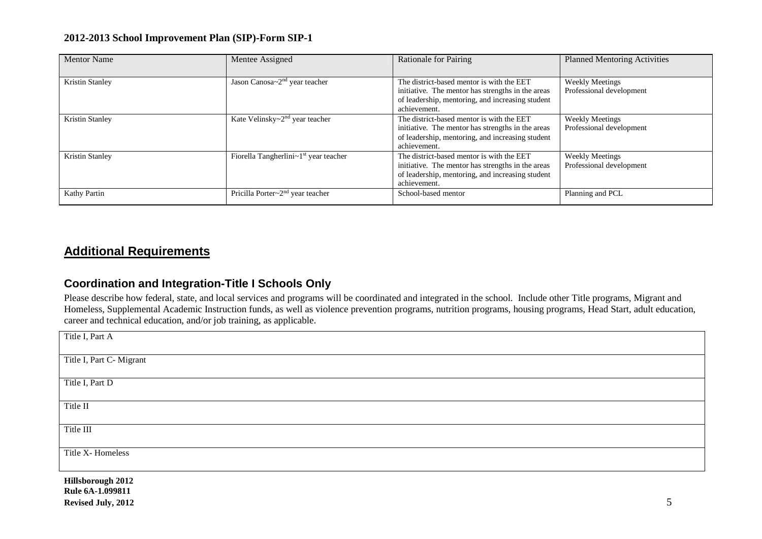**2012-2013 School Improvement Plan (SIP)-Form SIP-1**

| Mentor Name | Mentee Assigned | Rationale for Pairing | Planned Mentoring Activities |
|---|---|---|---|
| Kristin Stanley | Jason Canosa~2nd year teacher | The district-based mentor is with the EET initiative. The mentor has strengths in the areas of leadership, mentoring, and increasing student achievement. | Weekly Meetings<br>Professional development |
| Kristin Stanley | Kate Velinsky~2nd year teacher | The district-based mentor is with the EET initiative. The mentor has strengths in the areas of leadership, mentoring, and increasing student achievement. | Weekly Meetings<br>Professional development |
| Kristin Stanley | Fiorella Tangherlini~1st year teacher | The district-based mentor is with the EET initiative. The mentor has strengths in the areas of leadership, mentoring, and increasing student achievement. | Weekly Meetings<br>Professional development |
| Kathy Partin | Pricilla Porter~2nd year teacher | School-based mentor | Planning and PCL |

## Additional Requirements

### Coordination and Integration-Title I Schools Only

Please describe how federal, state, and local services and programs will be coordinated and integrated in the school. Include other Title programs, Migrant and Homeless, Supplemental Academic Instruction funds, as well as violence prevention programs, nutrition programs, housing programs, Head Start, adult education, career and technical education, and/or job training, as applicable.

| Title I, Part A |
|---|
| Title I, Part C- Migrant |
| Title I, Part D |
| Title II |
| Title III |
| Title X- Homeless |

**Hillsborough 2012**
**Rule 6A-1.099811**
**Revised July, 2012**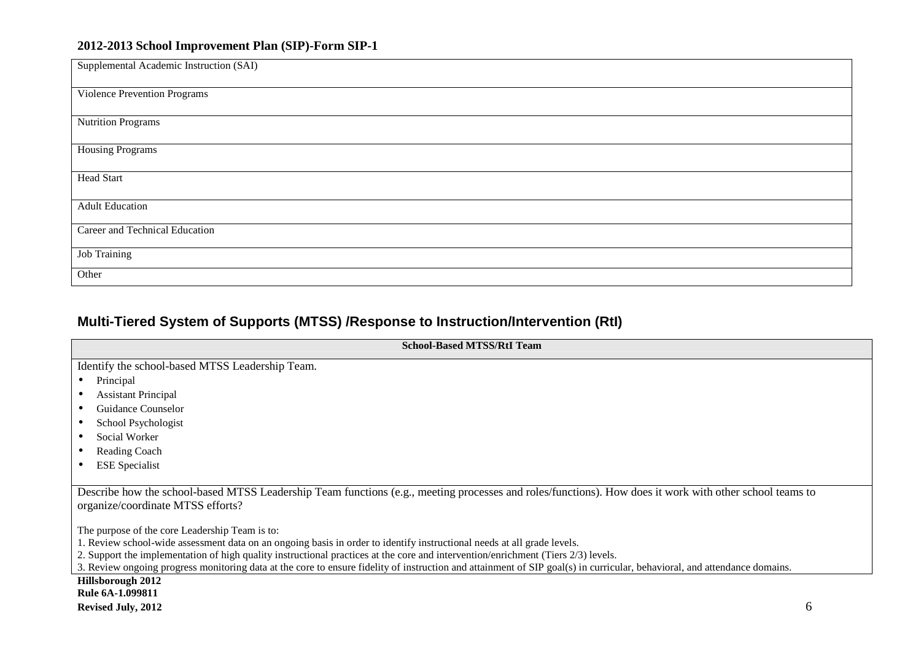| Supplemental Academic Instruction (SAI) |
|---|
| Violence Prevention Programs |
| Nutrition Programs |
| Housing Programs |
| Head Start |
| Adult Education |
| Career and Technical Education |
| Job Training |
| Other |

## Multi-Tiered System of Supports (MTSS) /Response to Instruction/Intervention (RtI)

**School-Based MTSS/RtI Team**

Identify the school-based MTSS Leadership Team.

- Principal
- Assistant Principal
- Guidance Counselor
- School Psychologist
- Social Worker
- Reading Coach
- ESE Specialist

Describe how the school-based MTSS Leadership Team functions (e.g., meeting processes and roles/functions). How does it work with other school teams to organize/coordinate MTSS efforts?

The purpose of the core Leadership Team is to:

1. Review school-wide assessment data on an ongoing basis in order to identify instructional needs at all grade levels.
2. Support the implementation of high quality instructional practices at the core and intervention/enrichment (Tiers 2/3) levels.
3. Review ongoing progress monitoring data at the core to ensure fidelity of instruction and attainment of SIP goal(s) in curricular, behavioral, and attendance domains.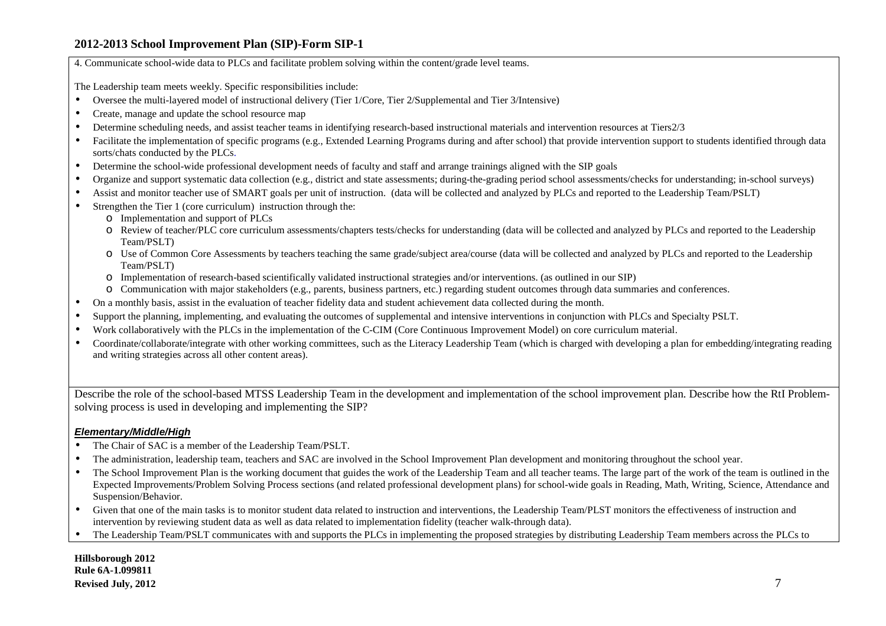4. Communicate school-wide data to PLCs and facilitate problem solving within the content/grade level teams.

The Leadership team meets weekly. Specific responsibilities include:

- Oversee the multi-layered model of instructional delivery (Tier 1/Core, Tier 2/Supplemental and Tier 3/Intensive)
- Create, manage and update the school resource map
- Determine scheduling needs, and assist teacher teams in identifying research-based instructional materials and intervention resources at Tiers2/3
- Facilitate the implementation of specific programs (e.g., Extended Learning Programs during and after school) that provide intervention support to students identified through data sorts/chats conducted by the PLCs.
- Determine the school-wide professional development needs of faculty and staff and arrange trainings aligned with the SIP goals
- Organize and support systematic data collection (e.g., district and state assessments; during-the-grading period school assessments/checks for understanding; in-school surveys)
- Assist and monitor teacher use of SMART goals per unit of instruction. (data will be collected and analyzed by PLCs and reported to the Leadership Team/PSLT)
- Strengthen the Tier 1 (core curriculum) instruction through the:
  - Implementation and support of PLCs
  - Review of teacher/PLC core curriculum assessments/chapters tests/checks for understanding (data will be collected and analyzed by PLCs and reported to the Leadership Team/PSLT)
  - Use of Common Core Assessments by teachers teaching the same grade/subject area/course (data will be collected and analyzed by PLCs and reported to the Leadership Team/PSLT)
  - Implementation of research-based scientifically validated instructional strategies and/or interventions. (as outlined in our SIP)
  - Communication with major stakeholders (e.g., parents, business partners, etc.) regarding student outcomes through data summaries and conferences.
- On a monthly basis, assist in the evaluation of teacher fidelity data and student achievement data collected during the month.
- Support the planning, implementing, and evaluating the outcomes of supplemental and intensive interventions in conjunction with PLCs and Specialty PSLT.
- Work collaboratively with the PLCs in the implementation of the C-CIM (Core Continuous Improvement Model) on core curriculum material.
- Coordinate/collaborate/integrate with other working committees, such as the Literacy Leadership Team (which is charged with developing a plan for embedding/integrating reading and writing strategies across all other content areas).

Describe the role of the school-based MTSS Leadership Team in the development and implementation of the school improvement plan. Describe how the RtI Problem-solving process is used in developing and implementing the SIP?

***Elementary/Middle/High***

- The Chair of SAC is a member of the Leadership Team/PSLT.
- The administration, leadership team, teachers and SAC are involved in the School Improvement Plan development and monitoring throughout the school year.
- The School Improvement Plan is the working document that guides the work of the Leadership Team and all teacher teams. The large part of the work of the team is outlined in the Expected Improvements/Problem Solving Process sections (and related professional development plans) for school-wide goals in Reading, Math, Writing, Science, Attendance and Suspension/Behavior.
- Given that one of the main tasks is to monitor student data related to instruction and interventions, the Leadership Team/PLST monitors the effectiveness of instruction and intervention by reviewing student data as well as data related to implementation fidelity (teacher walk-through data).
- The Leadership Team/PSLT communicates with and supports the PLCs in implementing the proposed strategies by distributing Leadership Team members across the PLCs to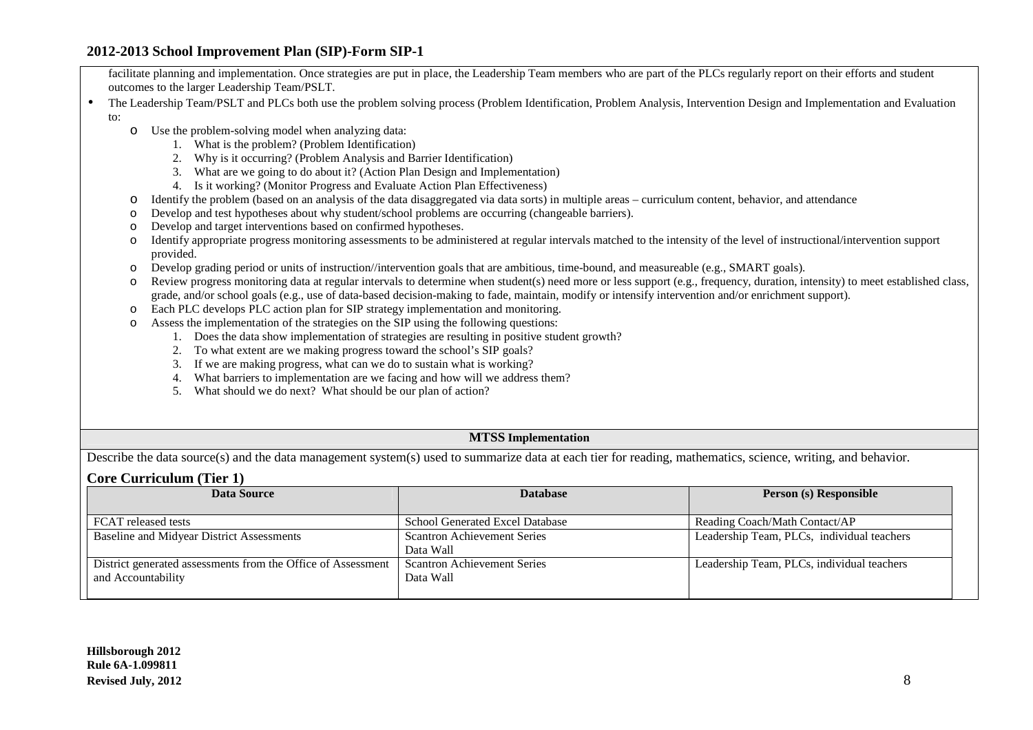facilitate planning and implementation. Once strategies are put in place, the Leadership Team members who are part of the PLCs regularly report on their efforts and student outcomes to the larger Leadership Team/PSLT.

- The Leadership Team/PSLT and PLCs both use the problem solving process (Problem Identification, Problem Analysis, Intervention Design and Implementation and Evaluation to:
  - Use the problem-solving model when analyzing data:
    1. What is the problem? (Problem Identification)
    2. Why is it occurring? (Problem Analysis and Barrier Identification)
    3. What are we going to do about it? (Action Plan Design and Implementation)
    4. Is it working? (Monitor Progress and Evaluate Action Plan Effectiveness)
  - Identify the problem (based on an analysis of the data disaggregated via data sorts) in multiple areas – curriculum content, behavior, and attendance
  - Develop and test hypotheses about why student/school problems are occurring (changeable barriers).
  - Develop and target interventions based on confirmed hypotheses.
  - Identify appropriate progress monitoring assessments to be administered at regular intervals matched to the intensity of the level of instructional/intervention support provided.
  - Develop grading period or units of instruction//intervention goals that are ambitious, time-bound, and measureable (e.g., SMART goals).
  - Review progress monitoring data at regular intervals to determine when student(s) need more or less support (e.g., frequency, duration, intensity) to meet established class, grade, and/or school goals (e.g., use of data-based decision-making to fade, maintain, modify or intensify intervention and/or enrichment support).
  - Each PLC develops PLC action plan for SIP strategy implementation and monitoring.
  - Assess the implementation of the strategies on the SIP using the following questions:
    1. Does the data show implementation of strategies are resulting in positive student growth?
    2. To what extent are we making progress toward the school's SIP goals?
    3. If we are making progress, what can we do to sustain what is working?
    4. What barriers to implementation are we facing and how will we address them?
    5. What should we do next? What should be our plan of action?

**MTSS Implementation**

Describe the data source(s) and the data management system(s) used to summarize data at each tier for reading, mathematics, science, writing, and behavior.

### Core Curriculum (Tier 1)

| Data Source | Database | Person (s) Responsible |
|---|---|---|
| FCAT released tests | School Generated Excel Database | Reading Coach/Math Contact/AP |
| Baseline and Midyear District Assessments | Scantron Achievement Series<br>Data Wall | Leadership Team, PLCs, individual teachers |
| District generated assessments from the Office of Assessment and Accountability | Scantron Achievement Series<br>Data Wall | Leadership Team, PLCs, individual teachers |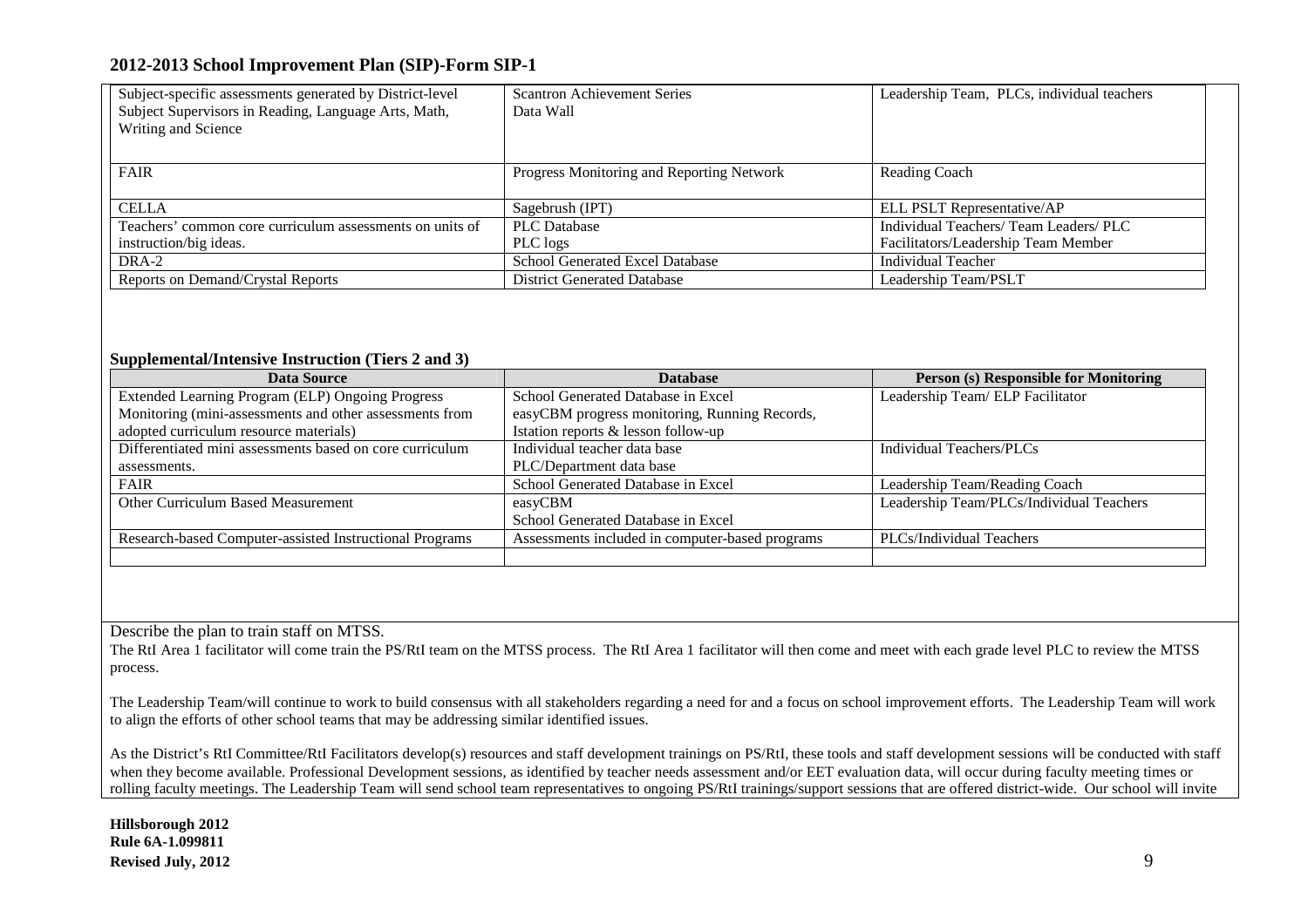| | | |
|---|---|---|
| Subject-specific assessments generated by District-level Subject Supervisors in Reading, Language Arts, Math, Writing and Science | Scantron Achievement Series<br>Data Wall | Leadership Team, PLCs, individual teachers |
| FAIR | Progress Monitoring and Reporting Network | Reading Coach |
| CELLA | Sagebrush (IPT) | ELL PSLT Representative/AP |
| Teachers' common core curriculum assessments on units of instruction/big ideas. | PLC Database<br>PLC logs | Individual Teachers/ Team Leaders/ PLC Facilitators/Leadership Team Member |
| DRA-2 | School Generated Excel Database | Individual Teacher |
| Reports on Demand/Crystal Reports | District Generated Database | Leadership Team/PSLT |

**Supplemental/Intensive Instruction (Tiers 2 and 3)**

| Data Source | Database | Person (s) Responsible for Monitoring |
|---|---|---|
| Extended Learning Program (ELP) Ongoing Progress Monitoring (mini-assessments and other assessments from adopted curriculum resource materials) | School Generated Database in Excel<br>easyCBM progress monitoring, Running Records, Istation reports & lesson follow-up | Leadership Team/ ELP Facilitator |
| Differentiated mini assessments based on core curriculum assessments. | Individual teacher data base<br>PLC/Department data base | Individual Teachers/PLCs |
| FAIR | School Generated Database in Excel | Leadership Team/Reading Coach |
| Other Curriculum Based Measurement | easyCBM<br>School Generated Database in Excel | Leadership Team/PLCs/Individual Teachers |
| Research-based Computer-assisted Instructional Programs | Assessments included in computer-based programs | PLCs/Individual Teachers |
| | | |

Describe the plan to train staff on MTSS.

The RtI Area 1 facilitator will come train the PS/RtI team on the MTSS process. The RtI Area 1 facilitator will then come and meet with each grade level PLC to review the MTSS process.

The Leadership Team/will continue to work to build consensus with all stakeholders regarding a need for and a focus on school improvement efforts. The Leadership Team will work to align the efforts of other school teams that may be addressing similar identified issues.

As the District's RtI Committee/RtI Facilitators develop(s) resources and staff development trainings on PS/RtI, these tools and staff development sessions will be conducted with staff when they become available. Professional Development sessions, as identified by teacher needs assessment and/or EET evaluation data, will occur during faculty meeting times or rolling faculty meetings. The Leadership Team will send school team representatives to ongoing PS/RtI trainings/support sessions that are offered district-wide. Our school will invite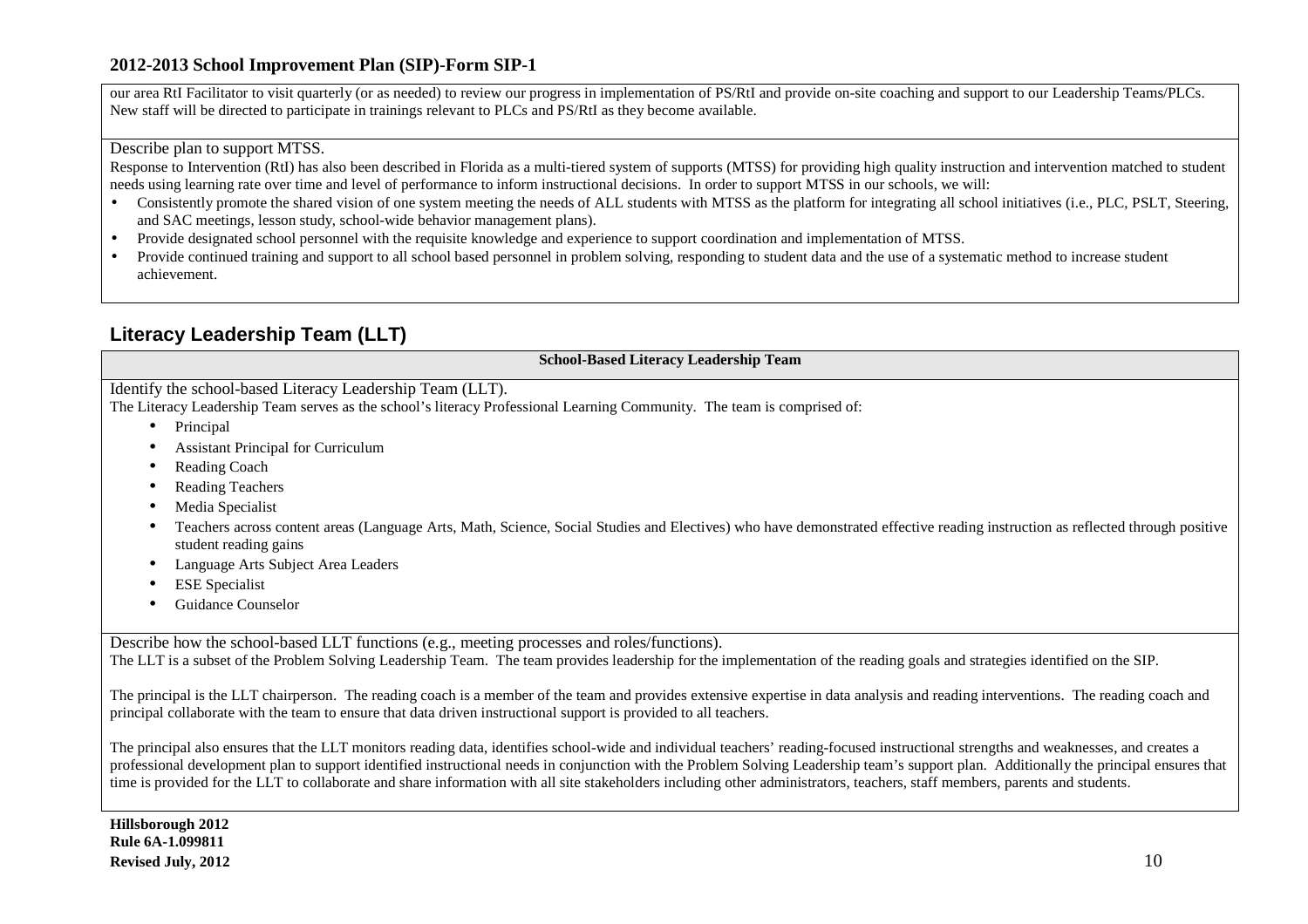our area RtI Facilitator to visit quarterly (or as needed) to review our progress in implementation of PS/RtI and provide on-site coaching and support to our Leadership Teams/PLCs. New staff will be directed to participate in trainings relevant to PLCs and PS/RtI as they become available.

Describe plan to support MTSS.

Response to Intervention (RtI) has also been described in Florida as a multi-tiered system of supports (MTSS) for providing high quality instruction and intervention matched to student needs using learning rate over time and level of performance to inform instructional decisions. In order to support MTSS in our schools, we will:

- Consistently promote the shared vision of one system meeting the needs of ALL students with MTSS as the platform for integrating all school initiatives (i.e., PLC, PSLT, Steering, and SAC meetings, lesson study, school-wide behavior management plans).
- Provide designated school personnel with the requisite knowledge and experience to support coordination and implementation of MTSS.
- Provide continued training and support to all school based personnel in problem solving, responding to student data and the use of a systematic method to increase student achievement.

## Literacy Leadership Team (LLT)

**School-Based Literacy Leadership Team**

Identify the school-based Literacy Leadership Team (LLT).

The Literacy Leadership Team serves as the school's literacy Professional Learning Community. The team is comprised of:

- Principal
- Assistant Principal for Curriculum
- Reading Coach
- Reading Teachers
- Media Specialist
- Teachers across content areas (Language Arts, Math, Science, Social Studies and Electives) who have demonstrated effective reading instruction as reflected through positive student reading gains
- Language Arts Subject Area Leaders
- ESE Specialist
- Guidance Counselor

Describe how the school-based LLT functions (e.g., meeting processes and roles/functions).

The LLT is a subset of the Problem Solving Leadership Team. The team provides leadership for the implementation of the reading goals and strategies identified on the SIP.

The principal is the LLT chairperson. The reading coach is a member of the team and provides extensive expertise in data analysis and reading interventions. The reading coach and principal collaborate with the team to ensure that data driven instructional support is provided to all teachers.

The principal also ensures that the LLT monitors reading data, identifies school-wide and individual teachers' reading-focused instructional strengths and weaknesses, and creates a professional development plan to support identified instructional needs in conjunction with the Problem Solving Leadership team's support plan. Additionally the principal ensures that time is provided for the LLT to collaborate and share information with all site stakeholders including other administrators, teachers, staff members, parents and students.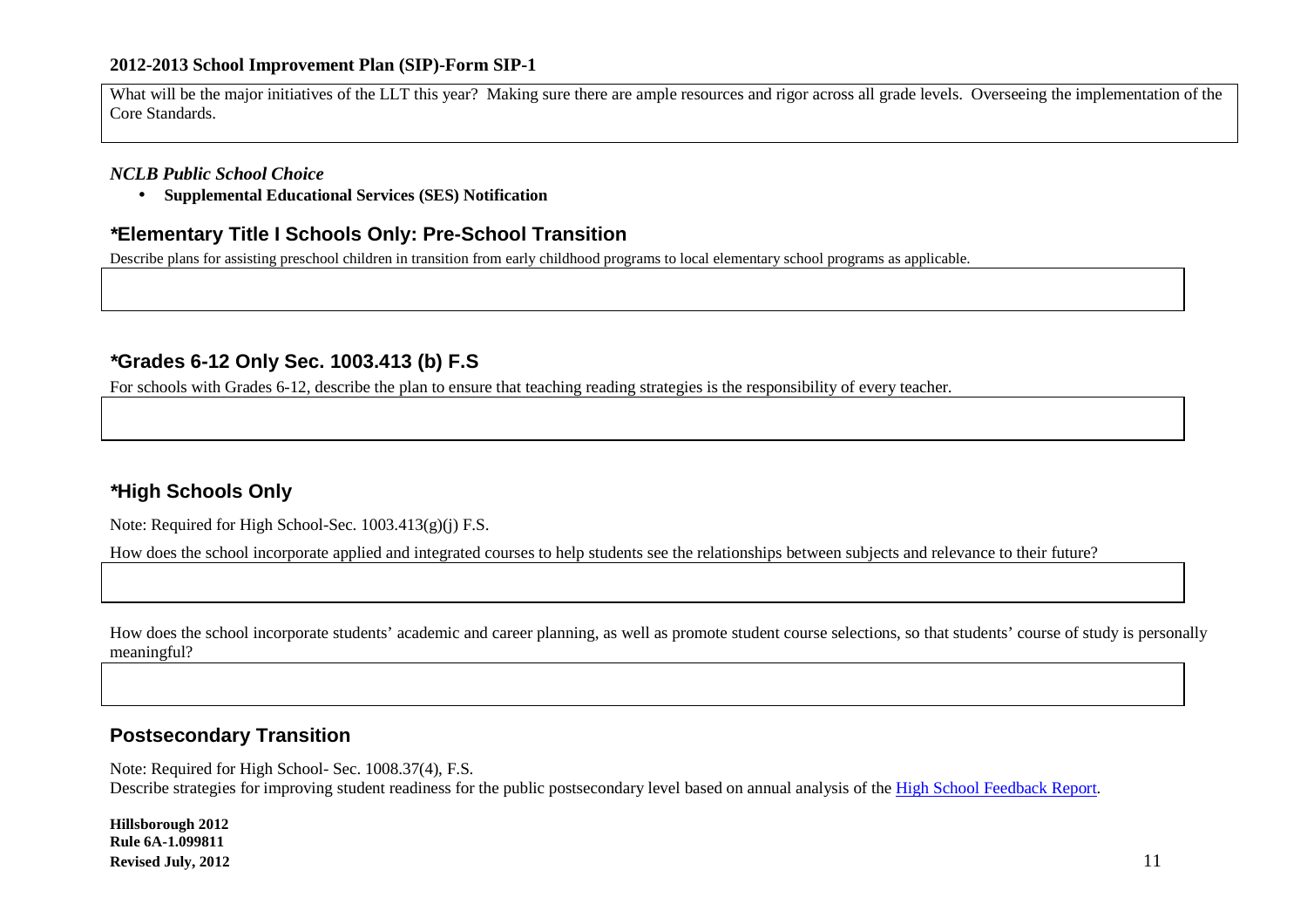**2012-2013 School Improvement Plan (SIP)-Form SIP-1**

What will be the major initiatives of the LLT this year? Making sure there are ample resources and rigor across all grade levels. Overseeing the implementation of the Core Standards.

***NCLB Public School Choice***

- **Supplemental Educational Services (SES) Notification**

## *Elementary Title I Schools Only: Pre-School Transition

Describe plans for assisting preschool children in transition from early childhood programs to local elementary school programs as applicable.

## *Grades 6-12 Only Sec. 1003.413 (b) F.S

For schools with Grades 6-12, describe the plan to ensure that teaching reading strategies is the responsibility of every teacher.

## *High Schools Only

Note: Required for High School-Sec. 1003.413(g)(j) F.S.

How does the school incorporate applied and integrated courses to help students see the relationships between subjects and relevance to their future?

How does the school incorporate students' academic and career planning, as well as promote student course selections, so that students' course of study is personally meaningful?

## Postsecondary Transition

Note: Required for High School- Sec. 1008.37(4), F.S.
Describe strategies for improving student readiness for the public postsecondary level based on annual analysis of the High School Feedback Report.

**Hillsborough 2012**
**Rule 6A-1.099811**
**Revised July, 2012**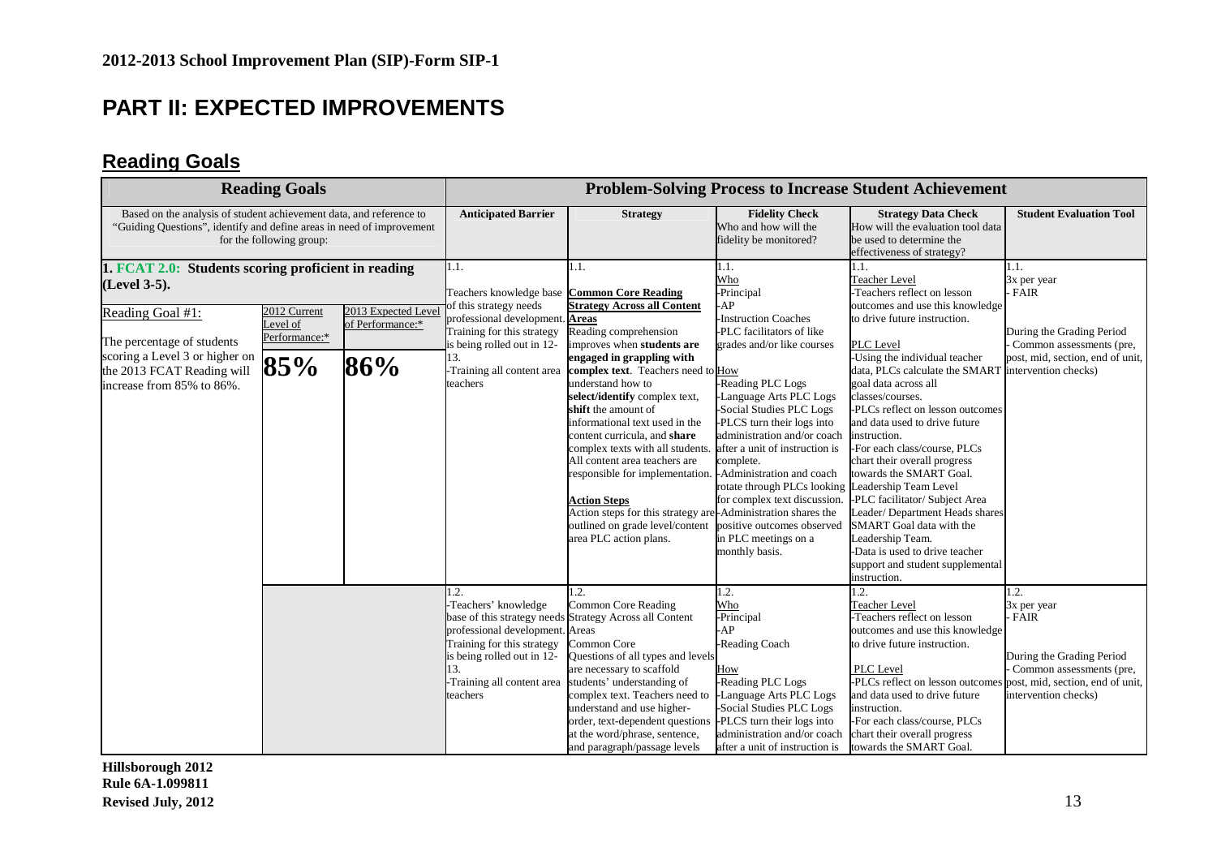**2012-2013 School Improvement Plan (SIP)-Form SIP-1**

# PART II: EXPECTED IMPROVEMENTS

## Reading Goals

| Reading Goals | | | Problem-Solving Process to Increase Student Achievement | | | | |
|---|---|---|---|---|---|---|---|
| Based on the analysis of student achievement data, and reference to "Guiding Questions", identify and define areas in need of improvement for the following group: | | | **Anticipated Barrier** | **Strategy** | **Fidelity Check** Who and how will the fidelity be monitored? | **Strategy Data Check** How will the evaluation tool data be used to determine the effectiveness of strategy? | **Student Evaluation Tool** |
| **1. FCAT 2.0: Students scoring proficient in reading (Level 3-5).** Reading Goal #1: The percentage of students scoring a Level 3 or higher on the 2013 FCAT Reading will increase from 85% to 86%. | 2012 Current Level of Performance:* **85%** | 2013 Expected Level of Performance:* **86%** | 1.1. Teachers knowledge base of this strategy needs professional development. Training for this strategy is being rolled out in 12-13. -Training all content area teachers | 1.1. **Common Core Reading Strategy Across all Content Areas** Reading comprehension improves when **students are engaged in grappling with complex text**. Teachers need to understand how to **select/identify** complex text, **shift** the amount of informational text used in the content curricula, and **share** complex texts with all students. All content area teachers are responsible for implementation. **Action Steps** Action steps for this strategy are outlined on grade level/content area PLC action plans. | 1.1. Who -Principal -AP -Instruction Coaches -PLC facilitators of like grades and/or like courses How -Reading PLC Logs -Language Arts PLC Logs -Social Studies PLC Logs -PLCS turn their logs into administration and/or coach after a unit of instruction is complete. -Administration and coach rotate through PLCs looking for complex text discussion. -Administration shares the positive outcomes observed in PLC meetings on a monthly basis. | 1.1. Teacher Level -Teachers reflect on lesson outcomes and use this knowledge to drive future instruction. PLC Level -Using the individual teacher data, PLCs calculate the SMART goal data across all classes/courses. -PLCs reflect on lesson outcomes and data used to drive future instruction. -For each class/course, PLCs chart their overall progress towards the SMART Goal. Leadership Team Level -PLC facilitator/ Subject Area Leader/ Department Heads shares SMART Goal data with the Leadership Team. -Data is used to drive teacher support and student supplemental instruction. | 1.1. 3x per year - FAIR During the Grading Period - Common assessments (pre, post, mid, section, end of unit, intervention checks) |
| | | | 1.2. -Teachers' knowledge base of this strategy needs professional development. Training for this strategy is being rolled out in 12-13. -Training all content area teachers | 1.2. Common Core Reading Strategy Across all Content Areas Common Core Questions of all types and levels are necessary to scaffold students' understanding of complex text. Teachers need to understand and use higher-order, text-dependent questions at the word/phrase, sentence, and paragraph/passage levels | 1.2. Who -Principal -AP -Reading Coach How -Reading PLC Logs -Language Arts PLC Logs -Social Studies PLC Logs -PLCS turn their logs into administration and/or coach after a unit of instruction is | 1.2. Teacher Level -Teachers reflect on lesson outcomes and use this knowledge to drive future instruction. PLC Level -PLCs reflect on lesson outcomes and data used to drive future instruction. -For each class/course, PLCs chart their overall progress towards the SMART Goal. | 1.2. 3x per year - FAIR During the Grading Period - Common assessments (pre, post, mid, section, end of unit, intervention checks) |

**Hillsborough 2012**
**Rule 6A-1.099811**
**Revised July, 2012**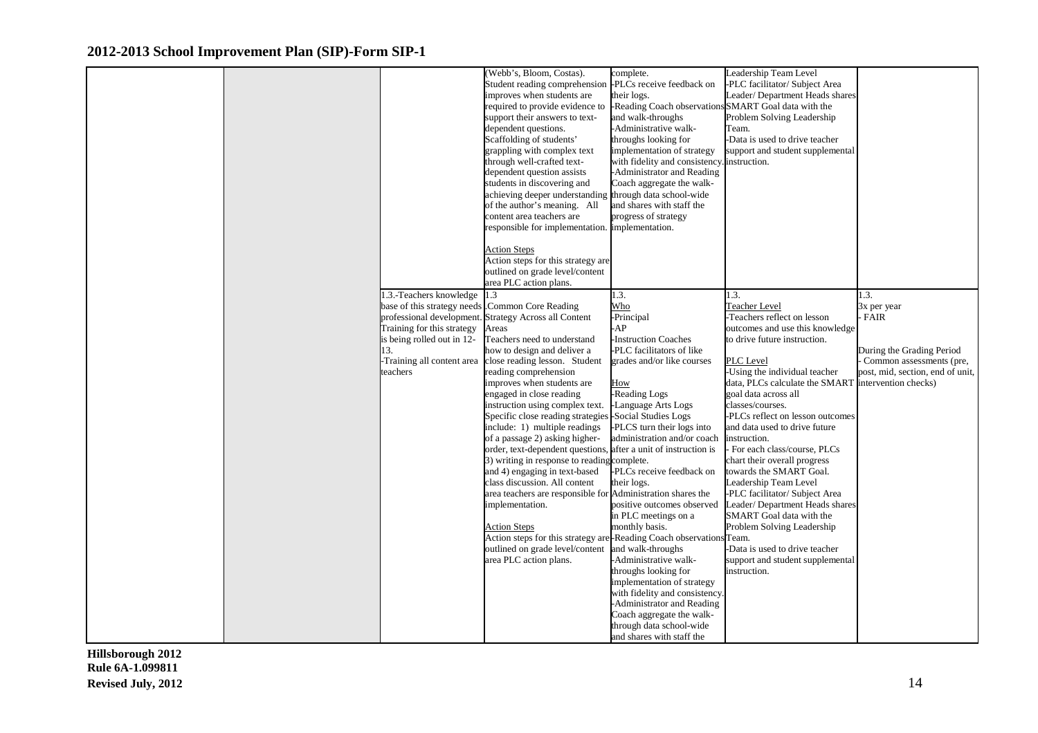## 2012-2013 School Improvement Plan (SIP)-Form SIP-1

| | | | | | | |
|---|---|---|---|---|---|---|
| | | | (Webb's, Bloom, Costas).<br>Student reading comprehension improves when students are required to provide evidence to support their answers to text-dependent questions.<br>Scaffolding of students' grappling with complex text through well-crafted text-dependent question assists students in discovering and achieving deeper understanding of the author's meaning. All content area teachers are responsible for implementation.<br><br><u>Action Steps</u><br>Action steps for this strategy are outlined on grade level/content area PLC action plans. | complete.<br>-PLCs receive feedback on their logs.<br>-Reading Coach observations and walk-throughs<br>-Administrative walk-throughs looking for implementation of strategy with fidelity and consistency.<br>-Administrator and Reading Coach aggregate the walk-through data school-wide and shares with staff the progress of strategy implementation. | Leadership Team Level<br>-PLC facilitator/ Subject Area Leader/ Department Heads shares SMART Goal data with the Problem Solving Leadership Team.<br>-Data is used to drive teacher support and student supplemental instruction. | |
| | | 1.3.-Teachers knowledge base of this strategy needs professional development. Training for this strategy is being rolled out in 12-13.<br>-Training all content area teachers | 1.3<br>.Common Core Reading Strategy Across all Content Areas<br>Teachers need to understand how to design and deliver a close reading lesson. Student reading comprehension improves when students are engaged in close reading instruction using complex text. Specific close reading strategies include: 1) multiple readings of a passage 2) asking higher-order, text-dependent questions, 3) writing in response to reading and 4) engaging in text-based class discussion. All content area teachers are responsible for implementation.<br><br><u>Action Steps</u><br>Action steps for this strategy are outlined on grade level/content area PLC action plans. | 1.3.<br><u>Who</u><br>-Principal<br>-AP<br>-Instruction Coaches<br>-PLC facilitators of like grades and/or like courses<br><br><u>How</u><br>-Reading Logs<br>-Language Arts Logs<br>-Social Studies Logs<br>-PLCS turn their logs into administration and/or coach after a unit of instruction is complete.<br>-PLCs receive feedback on their logs.<br>-Administration shares the positive outcomes observed in PLC meetings on a monthly basis.<br>-Reading Coach observations and walk-throughs<br>-Administrative walk-throughs looking for implementation of strategy with fidelity and consistency.<br>-Administrator and Reading Coach aggregate the walk-through data school-wide and shares with staff the | 1.3.<br><u>Teacher Level</u><br>-Teachers reflect on lesson outcomes and use this knowledge to drive future instruction.<br><br><u>PLC Level</u><br>-Using the individual teacher data, PLCs calculate the SMART goal data across all classes/courses.<br>-PLCs reflect on lesson outcomes and data used to drive future instruction.<br>- For each class/course, PLCs chart their overall progress towards the SMART Goal.<br>Leadership Team Level<br>-PLC facilitator/ Subject Area Leader/ Department Heads shares SMART Goal data with the Problem Solving Leadership Team.<br>-Data is used to drive teacher support and student supplemental instruction. | 1.3.<br>3x per year<br>- FAIR<br><br>During the Grading Period<br>- Common assessments (pre, post, mid, section, end of unit, intervention checks) |

Hillsborough 2012
Rule 6A-1.099811
Revised July, 2012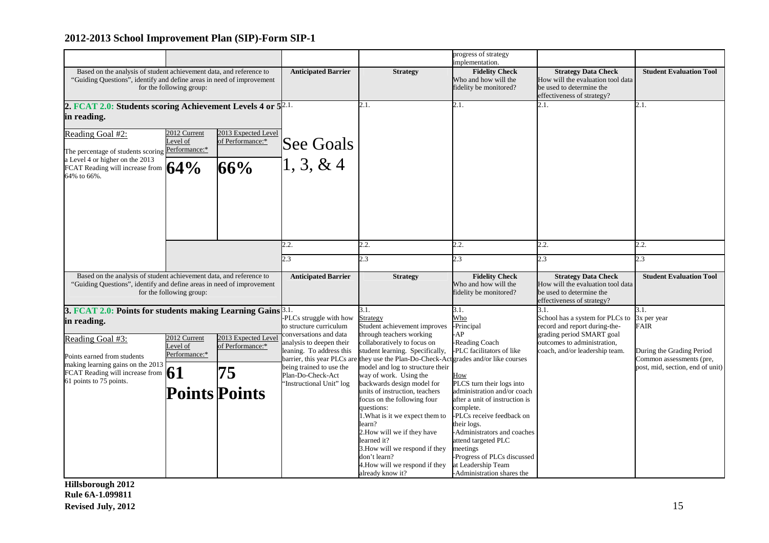## 2012-2013 School Improvement Plan (SIP)-Form SIP-1

| | | | | | progress of strategy implementation. | | |
|---|---|---|---|---|---|---|---|
| Based on the analysis of student achievement data, and reference to "Guiding Questions", identify and define areas in need of improvement for the following group: | | | **Anticipated Barrier** | **Strategy** | **Fidelity Check** Who and how will the fidelity be monitored? | **Strategy Data Check** How will the evaluation tool data be used to determine the effectiveness of strategy? | **Student Evaluation Tool** |
| **2. FCAT 2.0: Students scoring Achievement Levels 4 or 5 in reading.** | | | 2.1. | 2.1. | 2.1. | 2.1. | 2.1. |
| Reading Goal #2: The percentage of students scoring a Level 4 or higher on the 2013 FCAT Reading will increase from 64% to 66%. | 2012 Current Level of Performance:* **64%** | 2013 Expected Level of Performance:* **66%** | See Goals 1, 3, & 4 | | | | |
| | | | 2.2. | 2.2. | 2.2. | 2.2. | 2.2. |
| | | | 2.3 | 2.3 | 2.3 | 2.3 | 2.3 |
| Based on the analysis of student achievement data, and reference to "Guiding Questions", identify and define areas in need of improvement for the following group: | | | **Anticipated Barrier** | **Strategy** | **Fidelity Check** Who and how will the fidelity be monitored? | **Strategy Data Check** How will the evaluation tool data be used to determine the effectiveness of strategy? | **Student Evaluation Tool** |
| **3. FCAT 2.0: Points for students making Learning Gains in reading.** | | | 3.1. -PLCs struggle with how to structure curriculum conversations and data analysis to deepen their leaning. To address this barrier, this year PLCs are being trained to use the Plan-Do-Check-Act "Instructional Unit" log | 3.1. Strategy Student achievement improves through teachers working collaboratively to focus on student learning. Specifically, they use the Plan-Do-Check-Act model and log to structure their way of work. Using the backwards design model for units of instruction, teachers focus on the following four questions: 1.What is it we expect them to learn? 2.How will we if they have learned it? 3.How will we respond if they don't learn? 4.How will we respond if they already know it? | 3.1. Who -Principal -AP -Reading Coach -PLC facilitators of like grades and/or like courses How PLCS turn their logs into administration and/or coach after a unit of instruction is complete. -PLCs receive feedback on their logs. -Administrators and coaches attend targeted PLC meetings -Progress of PLCs discussed at Leadership Team -Administration shares the | 3.1. School has a system for PLCs to record and report during-the-grading period SMART goal outcomes to administration, coach, and/or leadership team. | 3.1. 3x per year FAIR During the Grading Period Common assessments (pre, post, mid, section, end of unit) |
| Reading Goal #3: Points earned from students making learning gains on the 2013 FCAT Reading will increase from 61 points to 75 points. | 2012 Current Level of Performance:* **61 Points** | 2013 Expected Level of Performance:* **75 Points** | | | | | |

Hillsborough 2012
Rule 6A-1.099811
Revised July, 2012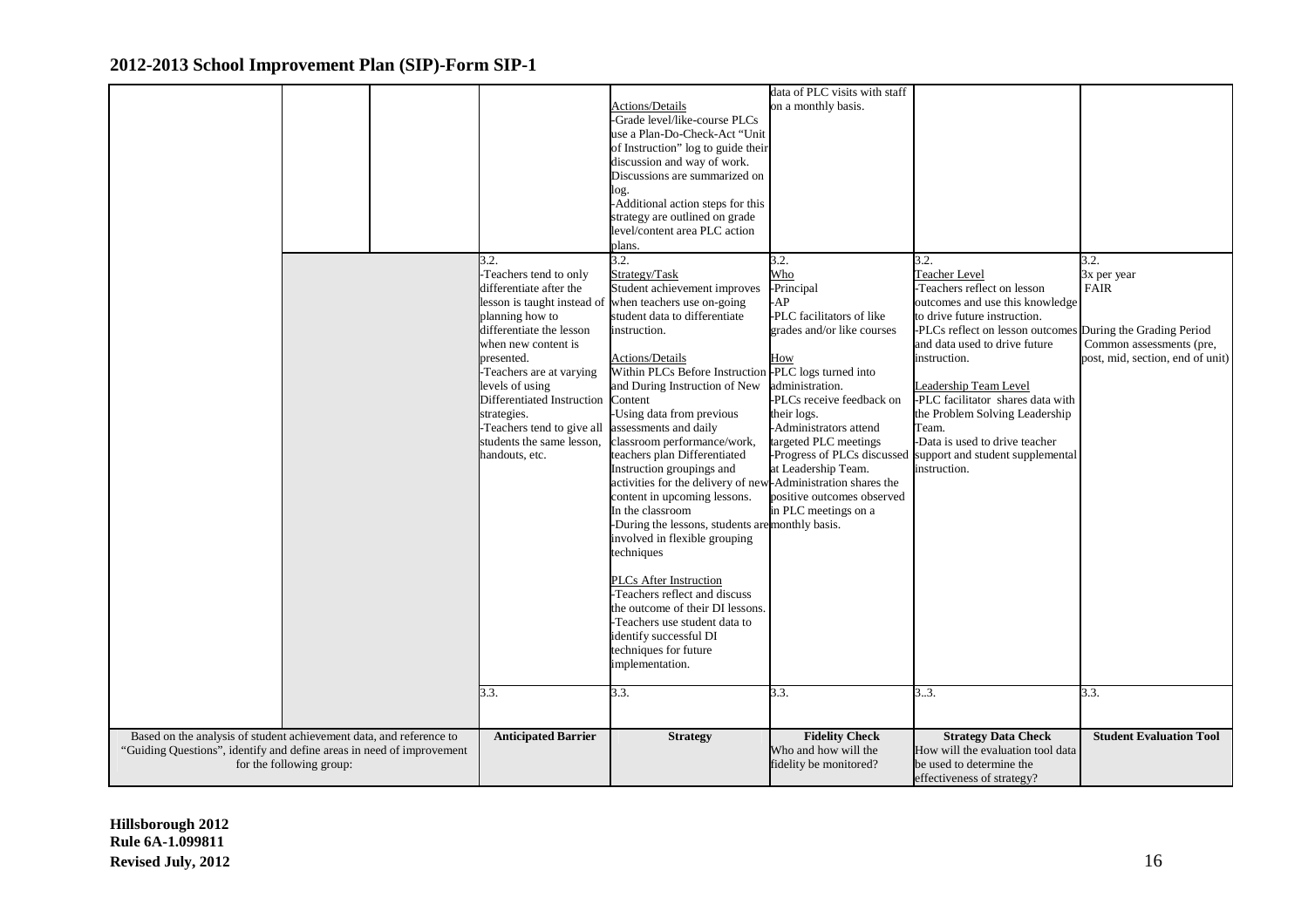## 2012-2013 School Improvement Plan (SIP)-Form SIP-1

| Based on the analysis of student achievement data, and reference to "Guiding Questions", identify and define areas in need of improvement for the following group: | | | Anticipated Barrier | Strategy | Fidelity Check<br>Who and how will the fidelity be monitored? | Strategy Data Check<br>How will the evaluation tool data be used to determine the effectiveness of strategy? | Student Evaluation Tool |
|---|---|---|---|---|---|---|---|
| | | | | Actions/Details<br>-Grade level/like-course PLCs use a Plan-Do-Check-Act "Unit of Instruction" log to guide their discussion and way of work. Discussions are summarized on log.<br>-Additional action steps for this strategy are outlined on grade level/content area PLC action plans. | data of PLC visits with staff on a monthly basis. | | |
| | | | 3.2.<br>-Teachers tend to only differentiate after the lesson is taught instead of planning how to differentiate the lesson when new content is presented.<br>-Teachers are at varying levels of using Differentiated Instruction strategies.<br>-Teachers tend to give all students the same lesson, handouts, etc. | 3.2.<br>Strategy/Task<br>Student achievement improves when teachers use on-going student data to differentiate instruction.<br><br>Actions/Details<br>Within PLCs Before Instruction and During Instruction of New Content<br>-Using data from previous assessments and daily classroom performance/work, teachers plan Differentiated Instruction groupings and activities for the delivery of new content in upcoming lessons.<br>In the classroom<br>-During the lessons, students are involved in flexible grouping techniques<br><br>PLCs After Instruction<br>-Teachers reflect and discuss the outcome of their DI lessons.<br>-Teachers use student data to identify successful DI techniques for future implementation. | 3.2.<br>Who<br>-Principal<br>-AP<br>-PLC facilitators of like grades and/or like courses<br><br>How<br>-PLC logs turned into administration.<br>-PLCs receive feedback on their logs.<br>-Administrators attend targeted PLC meetings<br>-Progress of PLCs discussed at Leadership Team.<br>-Administration shares the positive outcomes observed in PLC meetings on a monthly basis. | 3.2.<br>Teacher Level<br>-Teachers reflect on lesson outcomes and use this knowledge to drive future instruction.<br>-PLCs reflect on lesson outcomes and data used to drive future instruction.<br><br>Leadership Team Level<br>-PLC facilitator shares data with the Problem Solving Leadership Team.<br>-Data is used to drive teacher support and student supplemental instruction. | 3.2.<br>3x per year<br>FAIR<br><br>During the Grading Period<br>Common assessments (pre, post, mid, section, end of unit) |
| | | | 3.3. | 3.3. | 3.3. | 3..3. | 3.3. |

Hillsborough 2012
Rule 6A-1.099811
Revised July, 2012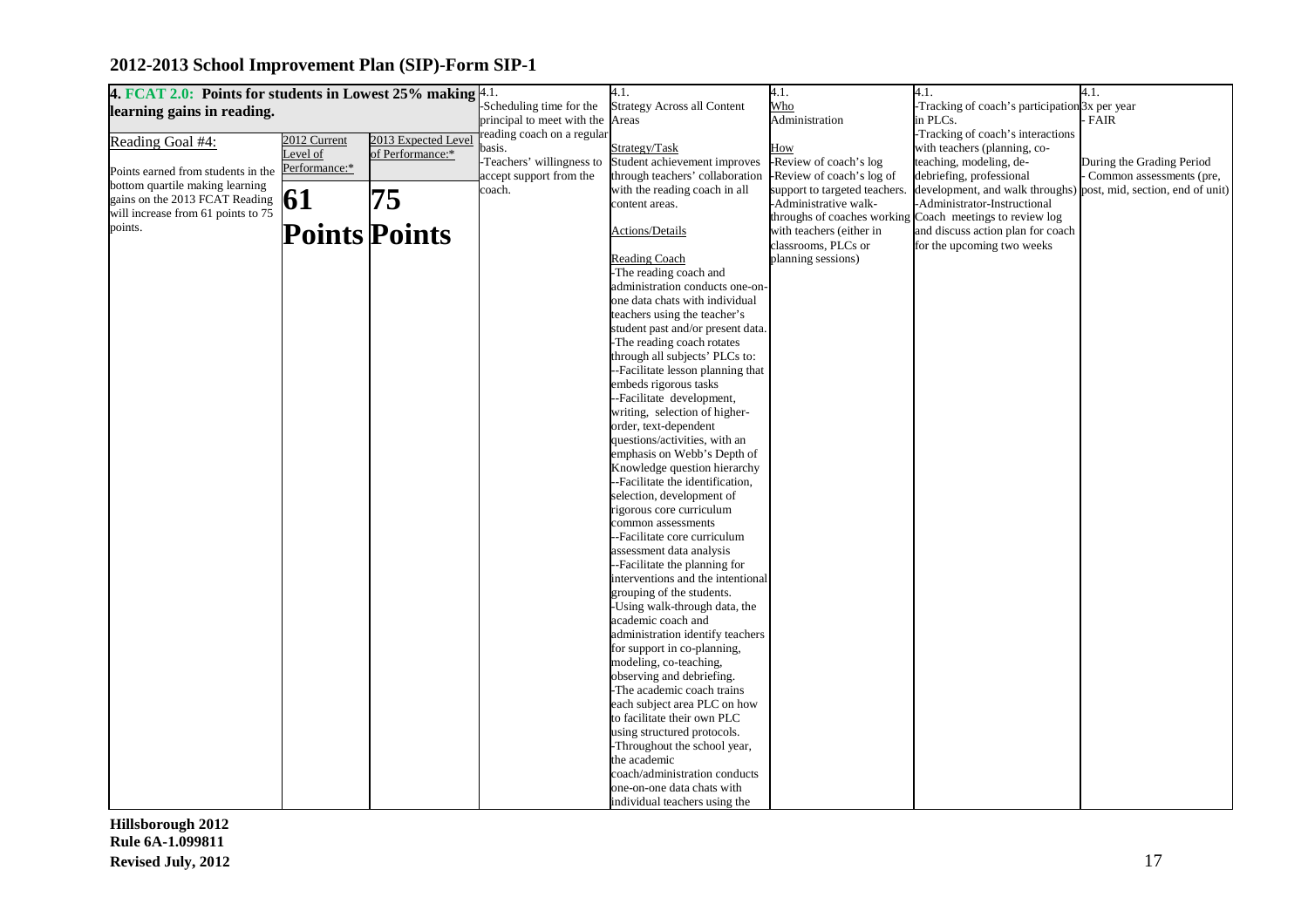## 2012-2013 School Improvement Plan (SIP)-Form SIP-1

| 4. FCAT 2.0: Points for students in Lowest 25% making learning gains in reading. | | | 4.1. | 4.1. | 4.1. | 4.1. | 4.1. |
|---|---|---|---|---|---|---|---|
| Reading Goal #4:<br><br>Points earned from students in the bottom quartile making learning gains on the 2013 FCAT Reading will increase from 61 points to 75 points. | 2012 Current Level of Performance:*<br><br>**61 Points** | 2013 Expected Level of Performance:*<br><br>**75 Points** | -Scheduling time for the principal to meet with the reading coach on a regular basis.<br>-Teachers' willingness to accept support from the coach. | Strategy Across all Content Areas<br><br>Strategy/Task<br>Student achievement improves through teachers' collaboration with the reading coach in all content areas.<br><br>Actions/Details<br><br>Reading Coach<br>-The reading coach and administration conducts one-on-one data chats with individual teachers using the teacher's student past and/or present data.<br>-The reading coach rotates through all subjects' PLCs to:<br>--Facilitate lesson planning that embeds rigorous tasks<br>--Facilitate development, writing, selection of higher-order, text-dependent questions/activities, with an emphasis on Webb's Depth of Knowledge question hierarchy<br>--Facilitate the identification, selection, development of rigorous core curriculum common assessments<br>--Facilitate core curriculum assessment data analysis<br>--Facilitate the planning for interventions and the intentional grouping of the students.<br>-Using walk-through data, the academic coach and administration identify teachers for support in co-planning, modeling, co-teaching, observing and debriefing.<br>-The academic coach trains each subject area PLC on how to facilitate their own PLC using structured protocols.<br>-Throughout the school year, the academic coach/administration conducts one-on-one data chats with individual teachers using the | Who<br>Administration<br><br>How<br>-Review of coach's log<br>-Review of coach's log of support to targeted teachers.<br>-Administrative walk-throughs of coaches working with teachers (either in classrooms, PLCs or planning sessions) | -Tracking of coach's participation in PLCs.<br>-Tracking of coach's interactions with teachers (planning, co-teaching, modeling, de-debriefing, professional development, and walk throughs)<br>-Administrator-Instructional Coach meetings to review log and discuss action plan for coach for the upcoming two weeks | 3x per year<br>- FAIR<br><br>During the Grading Period<br>- Common assessments (pre, post, mid, section, end of unit) |

Hillsborough 2012
Rule 6A-1.099811
Revised July, 2012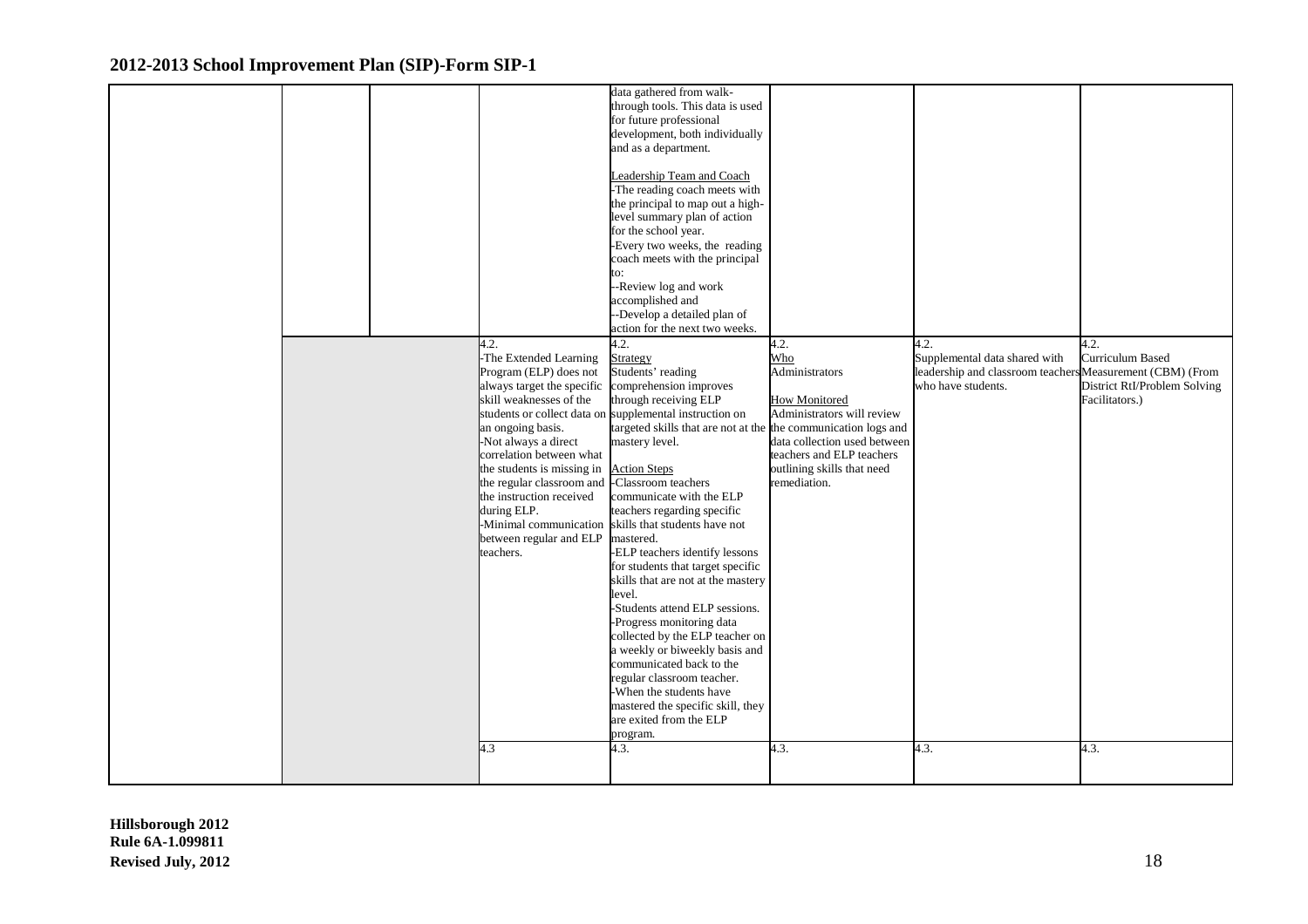| | | | | | | | |
|---|---|---|---|---|---|---|---|
| | | | | data gathered from walk-through tools. This data is used for future professional development, both individually and as a department.<br><br>Leadership Team and Coach<br>-The reading coach meets with the principal to map out a high-level summary plan of action for the school year.<br>-Every two weeks, the reading coach meets with the principal to:<br>--Review log and work accomplished and<br>--Develop a detailed plan of action for the next two weeks. | | | |
| | | | 4.2.<br>-The Extended Learning Program (ELP) does not always target the specific skill weaknesses of the students or collect data on an ongoing basis.<br>-Not always a direct correlation between what the students is missing in the regular classroom and the instruction received during ELP.<br>-Minimal communication between regular and ELP teachers. | 4.2.<br>Strategy<br>Students' reading comprehension improves through receiving ELP supplemental instruction on targeted skills that are not at the mastery level.<br><br>Action Steps<br>-Classroom teachers communicate with the ELP teachers regarding specific skills that students have not mastered.<br>-ELP teachers identify lessons for students that target specific skills that are not at the mastery level.<br>-Students attend ELP sessions.<br>-Progress monitoring data collected by the ELP teacher on a weekly or biweekly basis and communicated back to the regular classroom teacher.<br>-When the students have mastered the specific skill, they are exited from the ELP program. | 4.2.<br>Who<br>Administrators<br><br>How Monitored<br>Administrators will review the communication logs and data collection used between teachers and ELP teachers outlining skills that need remediation. | 4.2.<br>Supplemental data shared with leadership and classroom teachers who have students. | 4.2.<br>Curriculum Based Measurement (CBM) (From District RtI/Problem Solving Facilitators.) |
| | | | 4.3 | 4.3. | 4.3. | 4.3. | 4.3. |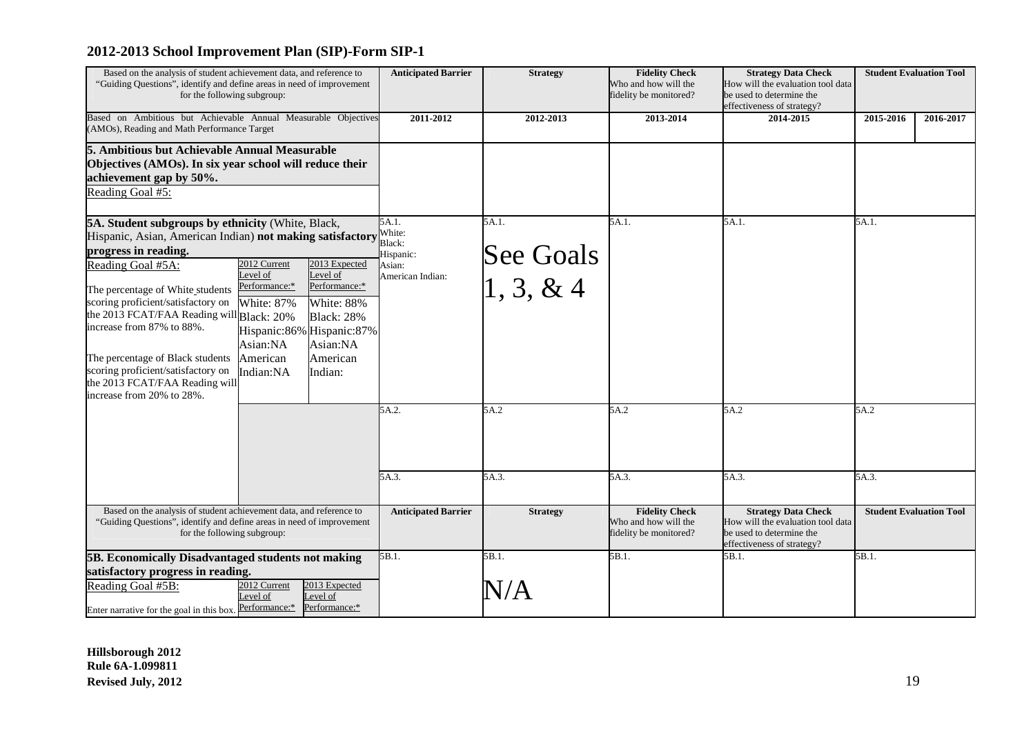## 2012-2013 School Improvement Plan (SIP)-Form SIP-1

| Based on the analysis of student achievement data, and reference to "Guiding Questions", identify and define areas in need of improvement for the following subgroup: | | | Anticipated Barrier | Strategy | Fidelity Check Who and how will the fidelity be monitored? | Strategy Data Check How will the evaluation tool data be used to determine the effectiveness of strategy? | Student Evaluation Tool | |
|---|---|---|---|---|---|---|---|---|
| Based on Ambitious but Achievable Annual Measurable Objectives (AMOs), Reading and Math Performance Target | | | 2011-2012 | 2012-2013 | 2013-2014 | 2014-2015 | 2015-2016 | 2016-2017 |
| **5. Ambitious but Achievable Annual Measurable Objectives (AMOs). In six year school will reduce their achievement gap by 50%.** Reading Goal #5: | | | | | | | | |
| **5A. Student subgroups by ethnicity** (White, Black, Hispanic, Asian, American Indian) **not making satisfactory progress in reading.** | | | 5A.1. White: Black: Hispanic: Asian: American Indian: | 5A.1. See Goals 1, 3, & 4 | 5A.1. | 5A.1. | 5A.1. | |
| Reading Goal #5A: The percentage of White students scoring proficient/satisfactory on the 2013 FCAT/FAA Reading will increase from 87% to 88%. The percentage of Black students scoring proficient/satisfactory on the 2013 FCAT/FAA Reading will increase from 20% to 28%. | 2012 Current Level of Performance:* White: 87% Black: 20% Hispanic:86% Asian:NA American Indian:NA | 2013 Expected Level of Performance:* White: 88% Black: 28% Hispanic:87% Asian:NA American Indian: | | | | | | |
| | | | 5A.2. | 5A.2 | 5A.2 | 5A.2 | 5A.2 | |
| | | | 5A.3. | 5A.3. | 5A.3. | 5A.3. | 5A.3. | |
| Based on the analysis of student achievement data, and reference to "Guiding Questions", identify and define areas in need of improvement for the following subgroup: | | | Anticipated Barrier | Strategy | Fidelity Check Who and how will the fidelity be monitored? | Strategy Data Check How will the evaluation tool data be used to determine the effectiveness of strategy? | Student Evaluation Tool | |
| **5B. Economically Disadvantaged students not making satisfactory progress in reading.** | | | 5B.1. | 5B.1. N/A | 5B.1. | 5B.1. | 5B.1. | |
| Reading Goal #5B: Enter narrative for the goal in this box. | 2012 Current Level of Performance:* | 2013 Expected Level of Performance:* | | | | | | |

**Hillsborough 2012**
**Rule 6A-1.099811**
**Revised July, 2012**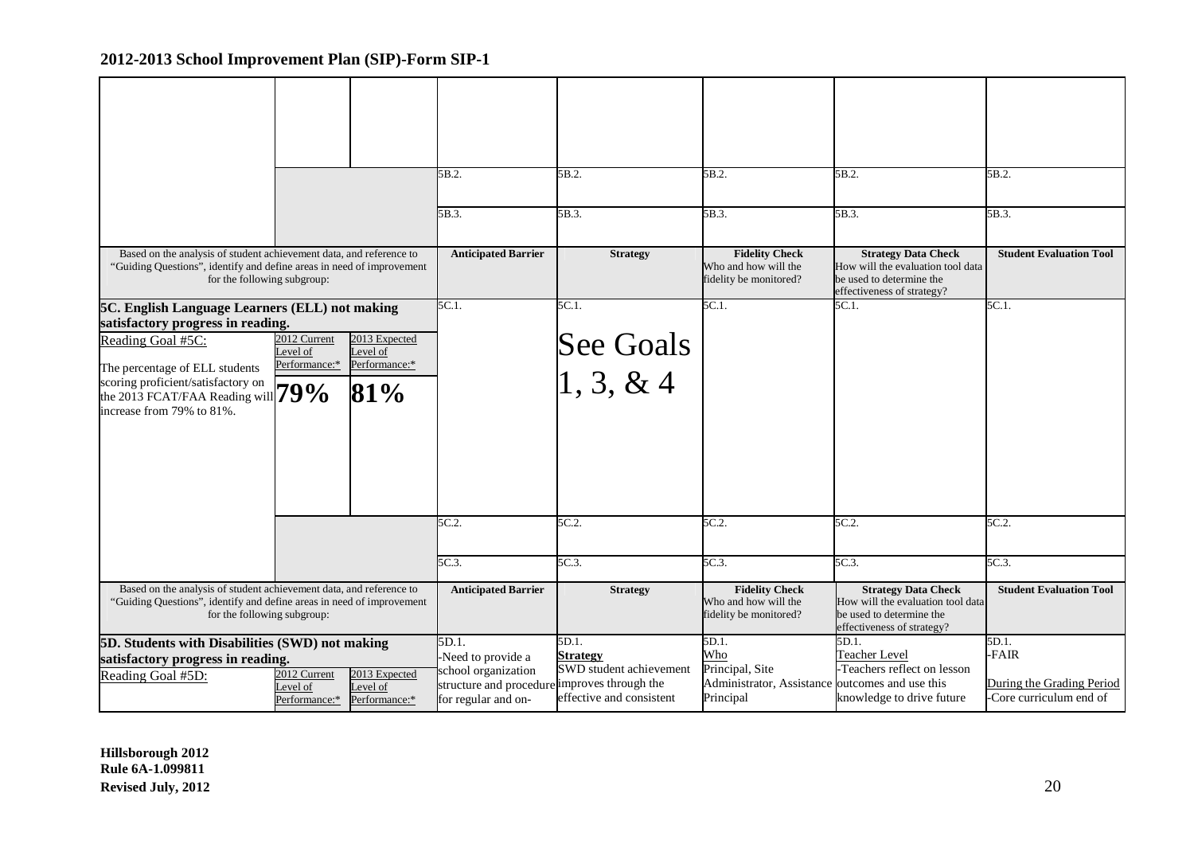## 2012-2013 School Improvement Plan (SIP)-Form SIP-1

| | | | | | | | |
|---|---|---|---|---|---|---|---|
| | | | 5B.2. | 5B.2. | 5B.2. | 5B.2. | 5B.2. |
| | | | 5B.3. | 5B.3. | 5B.3. | 5B.3. | 5B.3. |
| Based on the analysis of student achievement data, and reference to "Guiding Questions", identify and define areas in need of improvement for the following subgroup: | | | **Anticipated Barrier** | **Strategy** | **Fidelity Check** Who and how will the fidelity be monitored? | **Strategy Data Check** How will the evaluation tool data be used to determine the effectiveness of strategy? | **Student Evaluation Tool** |
| **5C. English Language Learners (ELL) not making satisfactory progress in reading.** | | | 5C.1. | 5C.1. See Goals 1, 3, & 4 | 5C.1. | 5C.1. | 5C.1. |
| Reading Goal #5C: The percentage of ELL students scoring proficient/satisfactory on the 2013 FCAT/FAA Reading will increase from 79% to 81%. | 2012 Current Level of Performance:* **79%** | 2013 Expected Level of Performance:* **81%** | | | | | |
| | | | 5C.2. | 5C.2. | 5C.2. | 5C.2. | 5C.2. |
| | | | 5C.3. | 5C.3. | 5C.3. | 5C.3. | 5C.3. |
| Based on the analysis of student achievement data, and reference to "Guiding Questions", identify and define areas in need of improvement for the following subgroup: | | | **Anticipated Barrier** | **Strategy** | **Fidelity Check** Who and how will the fidelity be monitored? | **Strategy Data Check** How will the evaluation tool data be used to determine the effectiveness of strategy? | **Student Evaluation Tool** |
| **5D. Students with Disabilities (SWD) not making satisfactory progress in reading.** | | | 5D.1. -Need to provide a school organization structure and procedure for regular and on- | 5D.1. **Strategy** SWD student achievement improves through the effective and consistent | 5D.1. Who Principal, Site Administrator, Assistance Principal | 5D.1. Teacher Level -Teachers reflect on lesson outcomes and use this knowledge to drive future | 5D.1. -FAIR During the Grading Period -Core curriculum end of |
| Reading Goal #5D: | 2012 Current Level of Performance:* | 2013 Expected Level of Performance:* | | | | | |

**Hillsborough 2012**
**Rule 6A-1.099811**
**Revised July, 2012**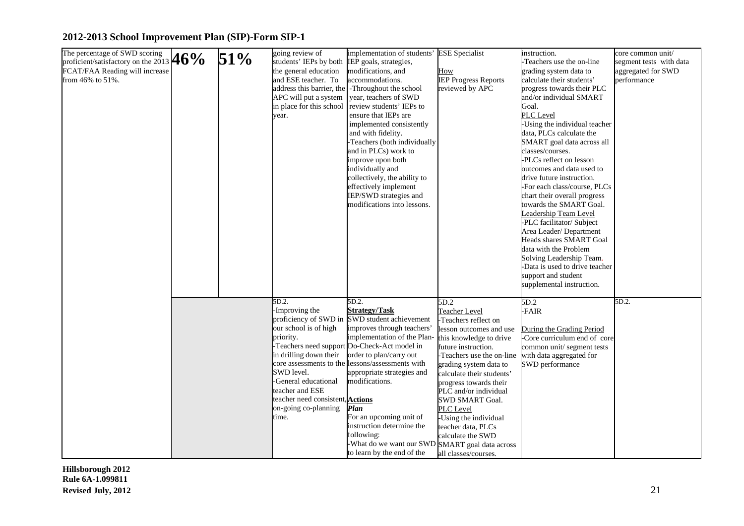## 2012-2013 School Improvement Plan (SIP)-Form SIP-1

| | | | | | | | |
|---|---|---|---|---|---|---|---|
| The percentage of SWD scoring proficient/satisfactory on the 2013 FCAT/FAA Reading will increase from 46% to 51%. | **46%** | **51%** | going review of students' IEPs by both the general education and ESE teacher. To address this barrier, the APC will put a system in place for this school year. | implementation of students' IEP goals, strategies, modifications, and accommodations.<br>-Throughout the school year, teachers of SWD review students' IEPs to ensure that IEPs are implemented consistently and with fidelity.<br>-Teachers (both individually and in PLCs) work to improve upon both individually and collectively, the ability to effectively implement IEP/SWD strategies and modifications into lessons. | ESE Specialist<br><br>How<br>IEP Progress Reports reviewed by APC | instruction.<br>-Teachers use the on-line grading system data to calculate their students' progress towards their PLC and/or individual SMART Goal.<br>PLC Level<br>-Using the individual teacher data, PLCs calculate the SMART goal data across all classes/courses.<br>-PLCs reflect on lesson outcomes and data used to drive future instruction.<br>-For each class/course, PLCs chart their overall progress towards the SMART Goal.<br>Leadership Team Level<br>-PLC facilitator/ Subject Area Leader/ Department Heads shares SMART Goal data with the Problem Solving Leadership Team.<br>-Data is used to drive teacher support and student supplemental instruction. | core common unit/ segment tests with data aggregated for SWD performance |
| | | | 5D.2.<br>-Improving the proficiency of SWD in our school is of high priority.<br>-Teachers need support in drilling down their core assessments to the SWD level.<br>-General educational teacher and ESE teacher need consistent, on-going co-planning time. | 5D.2.<br>**Strategy/Task**<br>SWD student achievement improves through teachers' implementation of the Plan-Do-Check-Act model in order to plan/carry out lessons/assessments with appropriate strategies and modifications.<br><br>**Actions**<br>***Plan***<br>For an upcoming unit of instruction determine the following:<br>-What do we want our SWD to learn by the end of the | 5D.2<br>Teacher Level<br>-Teachers reflect on lesson outcomes and use this knowledge to drive future instruction.<br>-Teachers use the on-line grading system data to calculate their students' progress towards their PLC and/or individual SWD SMART Goal.<br>PLC Level<br>-Using the individual teacher data, PLCs calculate the SWD SMART goal data across all classes/courses. | 5D.2<br>-FAIR<br><br>During the Grading Period<br>-Core curriculum end of core common unit/ segment tests with data aggregated for SWD performance | 5D.2. |

**Hillsborough 2012**
**Rule 6A-1.099811**
**Revised July, 2012**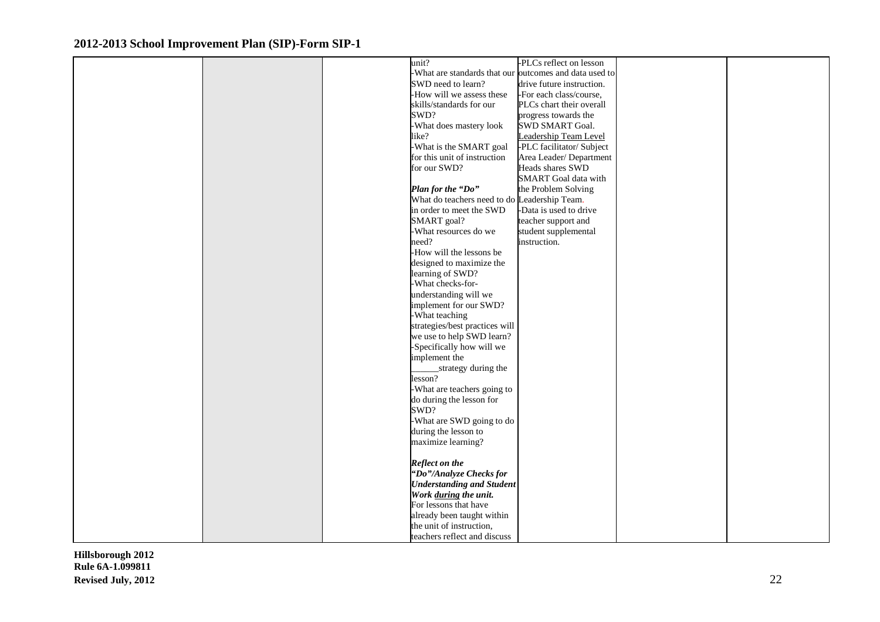| | | | | | | |
|---|---|---|---|---|---|---|
| | | | unit?<br>-What are standards that our SWD need to learn?<br>-How will we assess these skills/standards for our SWD?<br>-What does mastery look like?<br>-What is the SMART goal for this unit of instruction for our SWD?<br><br>***Plan for the "Do"***<br>What do teachers need to do in order to meet the SWD SMART goal?<br>-What resources do we need?<br>-How will the lessons be designed to maximize the learning of SWD?<br>-What checks-for-understanding will we implement for our SWD?<br>-What teaching strategies/best practices will we use to help SWD learn?<br>-Specifically how will we implement the ______strategy during the lesson?<br>-What are teachers going to do during the lesson for SWD?<br>-What are SWD going to do during the lesson to maximize learning?<br><br>***Reflect on the "Do"/Analyze Checks for Understanding and Student Work <u>during</u> the unit.***<br>For lessons that have already been taught within the unit of instruction, teachers reflect and discuss | -PLCs reflect on lesson outcomes and data used to drive future instruction.<br>-For each class/course, PLCs chart their overall progress towards the SWD SMART Goal.<br><u>Leadership Team Level</u><br>-PLC facilitator/ Subject Area Leader/ Department Heads shares SWD SMART Goal data with the Problem Solving Leadership Team.<br>-Data is used to drive teacher support and student supplemental instruction. | | |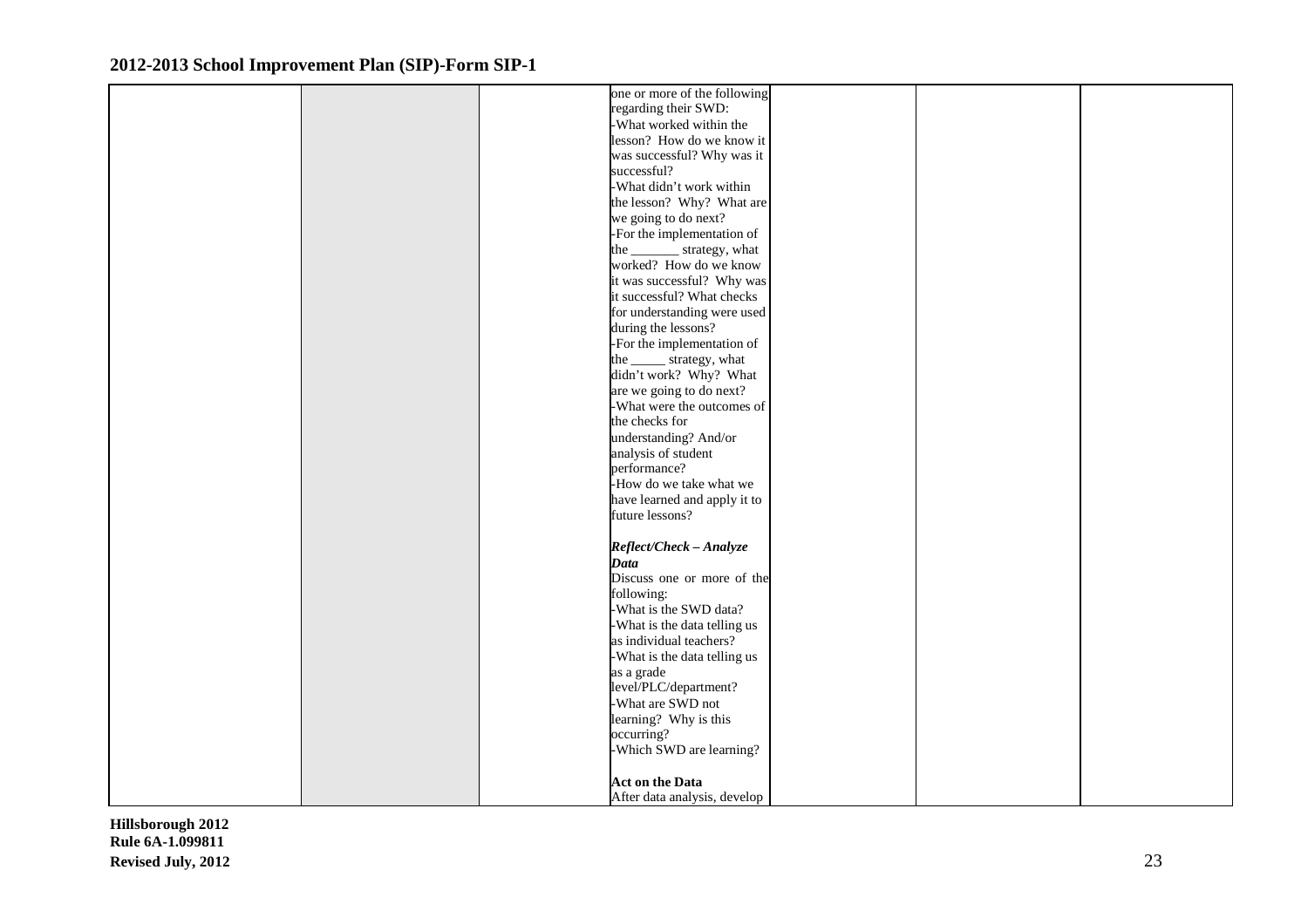| | | | | | | |
|---|---|---|---|---|---|---|
| | | | one or more of the following regarding their SWD:<br>-What worked within the lesson? How do we know it was successful? Why was it successful?<br>-What didn't work within the lesson? Why? What are we going to do next?<br>-For the implementation of the _______ strategy, what worked? How do we know it was successful? Why was it successful? What checks for understanding were used during the lessons?<br>-For the implementation of the _____ strategy, what didn't work? Why? What are we going to do next?<br>-What were the outcomes of the checks for understanding? And/or analysis of student performance?<br>-How do we take what we have learned and apply it to future lessons?<br><br>***Reflect/Check – Analyze Data***<br>Discuss one or more of the following:<br>-What is the SWD data?<br>-What is the data telling us as individual teachers?<br>-What is the data telling us as a grade level/PLC/department?<br>-What are SWD not learning? Why is this occurring?<br>-Which SWD are learning?<br><br>**Act on the Data**<br>After data analysis, develop | | | |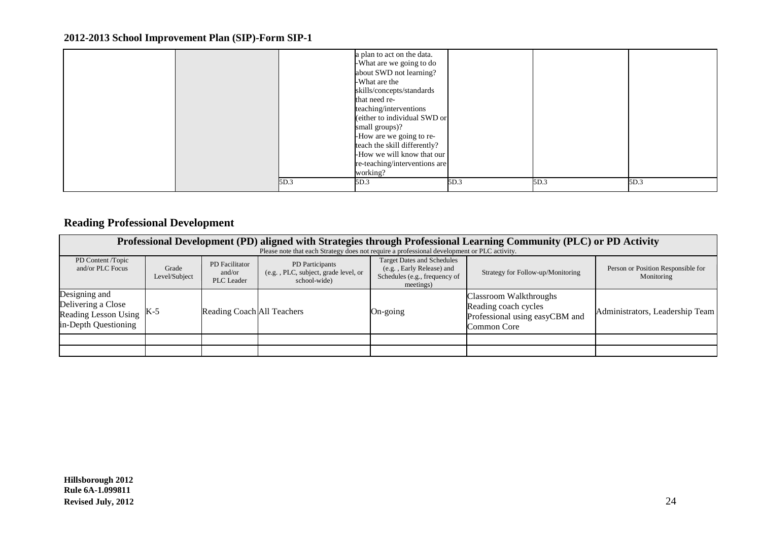## 2012-2013 School Improvement Plan (SIP)-Form SIP-1

| | | | | | | |
|---|---|---|---|---|---|---|
| | | | a plan to act on the data.<br>-What are we going to do about SWD not learning?<br>-What are the skills/concepts/standards that need re-teaching/interventions (either to individual SWD or small groups)?<br>-How are we going to re-teach the skill differently?<br>-How we will know that our re-teaching/interventions are working? | | | |
| | | 5D.3 | 5D.3 | 5D.3 | 5D.3 | 5D.3 |

## Reading Professional Development

**Professional Development (PD) aligned with Strategies through Professional Learning Community (PLC) or PD Activity**

Please note that each Strategy does not require a professional development or PLC activity.

| PD Content /Topic and/or PLC Focus | Grade Level/Subject | PD Facilitator and/or PLC Leader | PD Participants (e.g. , PLC, subject, grade level, or school-wide) | Target Dates and Schedules (e.g. , Early Release) and Schedules (e.g., frequency of meetings) | Strategy for Follow-up/Monitoring | Person or Position Responsible for Monitoring |
|---|---|---|---|---|---|---|
| Designing and Delivering a Close Reading Lesson Using in-Depth Questioning | K-5 | Reading Coach | All Teachers | On-going | Classroom Walkthroughs<br>Reading coach cycles<br>Professional using easyCBM and Common Core | Administrators, Leadership Team |
| | | | | | | |
| | | | | | | |

**Hillsborough 2012**
**Rule 6A-1.099811**
**Revised July, 2012**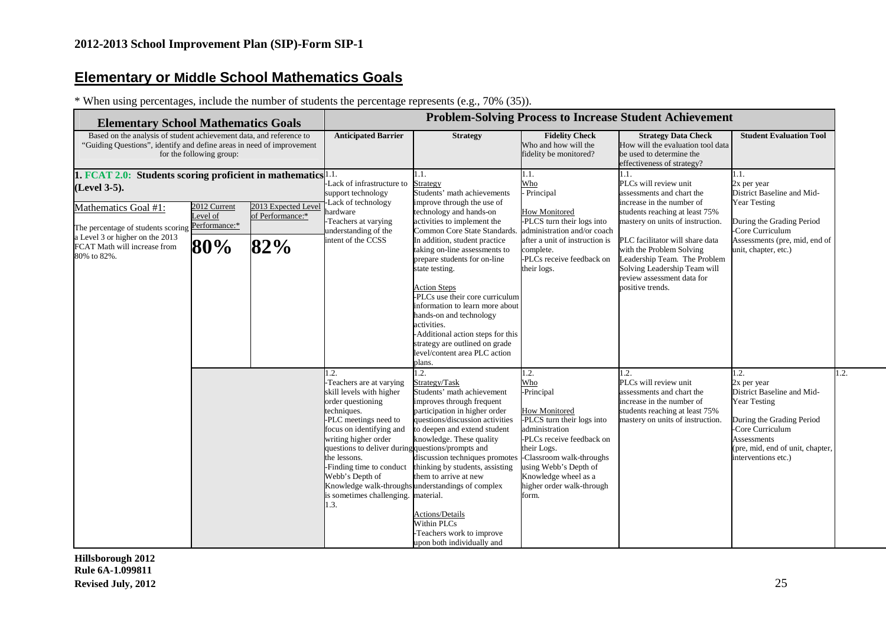## 2012-2013 School Improvement Plan (SIP)-Form SIP-1

# Elementary or Middle School Mathematics Goals

* When using percentages, include the number of students the percentage represents (e.g., 70% (35)).

| Elementary School Mathematics Goals | | | Problem-Solving Process to Increase Student Achievement | | | | |
|---|---|---|---|---|---|---|---|
| Based on the analysis of student achievement data, and reference to "Guiding Questions", identify and define areas in need of improvement for the following group: | | | **Anticipated Barrier** | **Strategy** | **Fidelity Check** Who and how will the fidelity be monitored? | **Strategy Data Check** How will the evaluation tool data be used to determine the effectiveness of strategy? | **Student Evaluation Tool** |
| **1. FCAT 2.0: Students scoring proficient in mathematics (Level 3-5).** Mathematics Goal #1: The percentage of students scoring a Level 3 or higher on the 2013 FCAT Math will increase from 80% to 82%. | 2012 Current Level of Performance:* **80%** | 2013 Expected Level of Performance:* **82%** | 1.1. -Lack of infrastructure to support technology -Lack of technology hardware -Teachers at varying understanding of the intent of the CCSS | 1.1. Strategy Students' math achievements improve through the use of technology and hands-on activities to implement the Common Core State Standards. In addition, student practice taking on-line assessments to prepare students for on-line state testing. Action Steps -PLCs use their core curriculum information to learn more about hands-on and technology activities. -Additional action steps for this strategy are outlined on grade level/content area PLC action plans. | 1.1. Who - Principal How Monitored -PLCS turn their logs into administration and/or coach after a unit of instruction is complete. -PLCs receive feedback on their logs. | 1.1. PLCs will review unit assessments and chart the increase in the number of students reaching at least 75% mastery on units of instruction. PLC facilitator will share data with the Problem Solving Leadership Team. The Problem Solving Leadership Team will review assessment data for positive trends. | 1.1. 2x per year District Baseline and Mid-Year Testing During the Grading Period -Core Curriculum Assessments (pre, mid, end of unit, chapter, etc.) |
| | | | 1.2. -Teachers are at varying skill levels with higher order questioning techniques. -PLC meetings need to focus on identifying and writing higher order questions to deliver during the lessons. -Finding time to conduct Webb's Depth of Knowledge walk-throughs is sometimes challenging. 1.3. | 1.2. Strategy/Task Students' math achievement improves through frequent participation in higher order questions/discussion activities to deepen and extend student knowledge. These quality questions/prompts and discussion techniques promotes thinking by students, assisting them to arrive at new understandings of complex material. Actions/Details Within PLCs -Teachers work to improve upon both individually and | 1.2. Who -Principal How Monitored -PLCS turn their logs into administration -PLCs receive feedback on their Logs. -Classroom walk-throughs using Webb's Depth of Knowledge wheel as a higher order walk-through form. | 1.2. PLCs will review unit assessments and chart the increase in the number of students reaching at least 75% mastery on units of instruction. | 1.2. 2x per year District Baseline and Mid-Year Testing During the Grading Period -Core Curriculum Assessments (pre, mid, end of unit, chapter, interventions etc.) |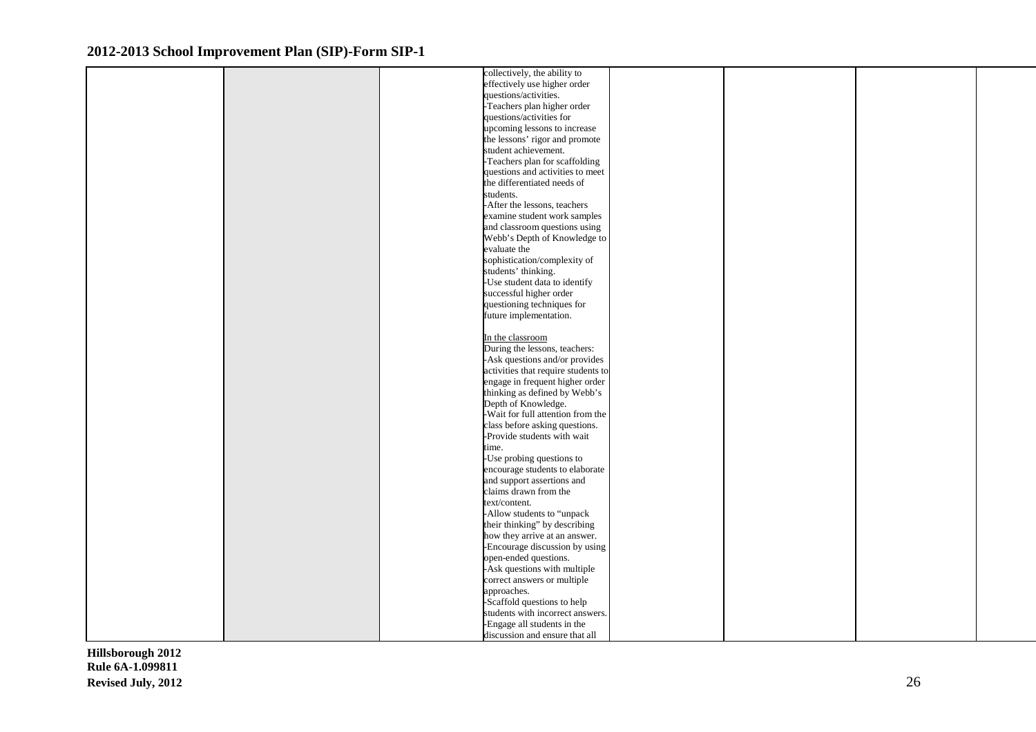| | | | | | | | |
|---|---|---|---|---|---|---|---|
| | | | collectively, the ability to effectively use higher order questions/activities.<br>-Teachers plan higher order questions/activities for upcoming lessons to increase the lessons' rigor and promote student achievement.<br>-Teachers plan for scaffolding questions and activities to meet the differentiated needs of students.<br>-After the lessons, teachers examine student work samples and classroom questions using Webb's Depth of Knowledge to evaluate the sophistication/complexity of students' thinking.<br>-Use student data to identify successful higher order questioning techniques for future implementation.<br><br><u>In the classroom</u><br>During the lessons, teachers:<br>-Ask questions and/or provides activities that require students to engage in frequent higher order thinking as defined by Webb's Depth of Knowledge.<br>-Wait for full attention from the class before asking questions.<br>-Provide students with wait time.<br>-Use probing questions to encourage students to elaborate and support assertions and claims drawn from the text/content.<br>-Allow students to "unpack their thinking" by describing how they arrive at an answer.<br>-Encourage discussion by using open-ended questions.<br>-Ask questions with multiple correct answers or multiple approaches.<br>-Scaffold questions to help students with incorrect answers.<br>-Engage all students in the discussion and ensure that all | | | | |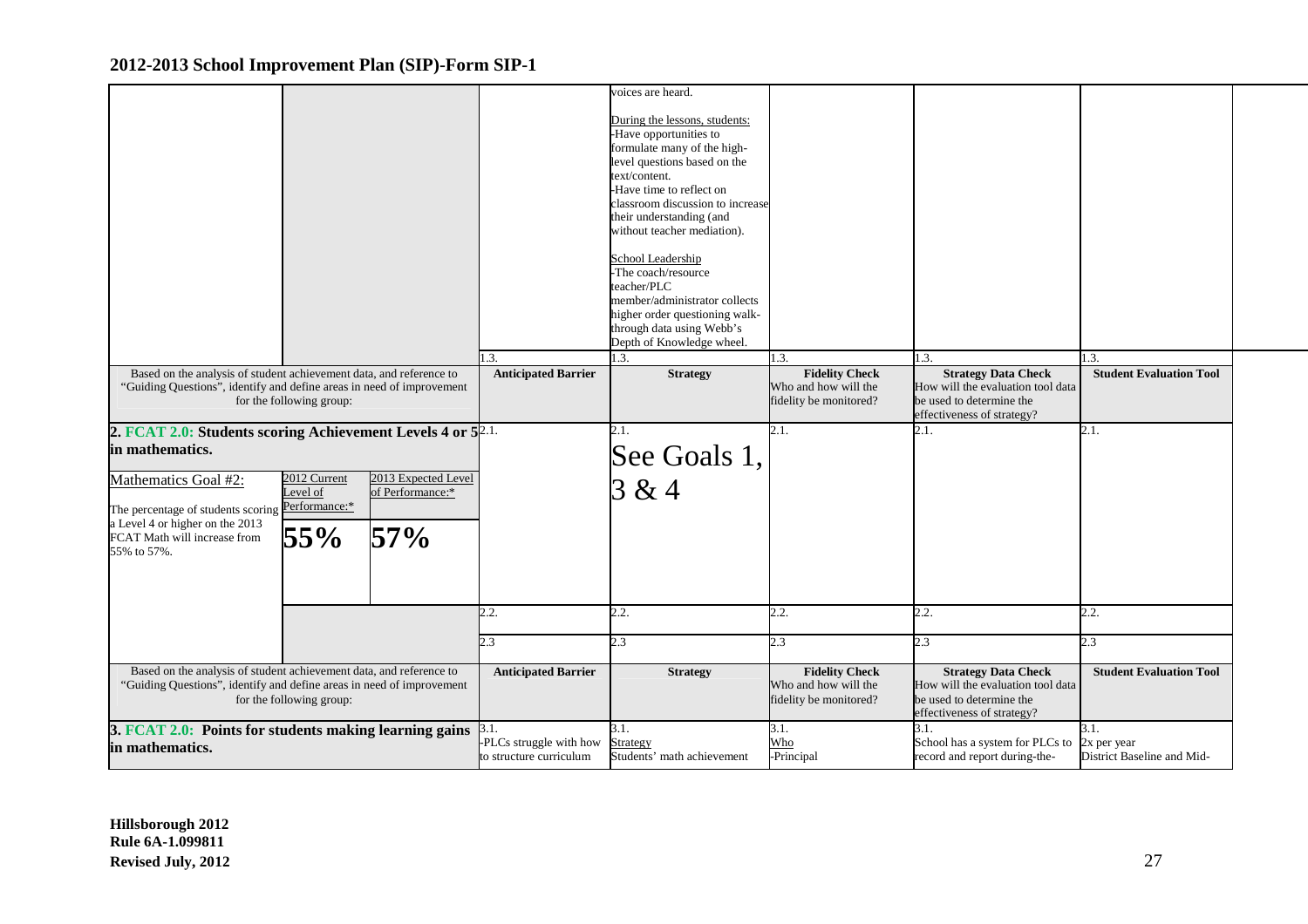## 2012-2013 School Improvement Plan (SIP)-Form SIP-1

| | | | | | | | |
|---|---|---|---|---|---|---|---|
| | | | | voices are heard.<br><br>During the lessons, students:<br>-Have opportunities to formulate many of the high-level questions based on the text/content.<br>-Have time to reflect on classroom discussion to increase their understanding (and without teacher mediation).<br><br>School Leadership<br>-The coach/resource teacher/PLC member/administrator collects higher order questioning walk-through data using Webb's Depth of Knowledge wheel. | | | |
| | | | 1.3. | 1.3. | 1.3. | 1.3. | 1.3. |
| Based on the analysis of student achievement data, and reference to "Guiding Questions", identify and define areas in need of improvement for the following group: | | | **Anticipated Barrier** | **Strategy** | **Fidelity Check**<br>Who and how will the fidelity be monitored? | **Strategy Data Check**<br>How will the evaluation tool data be used to determine the effectiveness of strategy? | **Student Evaluation Tool** |
| **2. FCAT 2.0: Students scoring Achievement Levels 4 or 5 in mathematics.** | | | 2.1. | 2.1.<br>See Goals 1, 3 & 4 | 2.1. | 2.1. | 2.1. |
| Mathematics Goal #2:<br><br>The percentage of students scoring a Level 4 or higher on the 2013 FCAT Math will increase from 55% to 57%. | 2012 Current Level of Performance:*<br><br>**55%** | 2013 Expected Level of Performance:*<br><br>**57%** | | | | | |
| | | | 2.2. | 2.2. | 2.2. | 2.2. | 2.2. |
| | | | 2.3 | 2.3 | 2.3 | 2.3 | 2.3 |
| Based on the analysis of student achievement data, and reference to "Guiding Questions", identify and define areas in need of improvement for the following group: | | | **Anticipated Barrier** | **Strategy** | **Fidelity Check**<br>Who and how will the fidelity be monitored? | **Strategy Data Check**<br>How will the evaluation tool data be used to determine the effectiveness of strategy? | **Student Evaluation Tool** |
| **3. FCAT 2.0: Points for students making learning gains in mathematics.** | | | 3.1.<br>-PLCs struggle with how to structure curriculum | 3.1.<br>Strategy<br>Students' math achievement | 3.1.<br>Who<br>-Principal | 3.1.<br>School has a system for PLCs to record and report during-the- | 3.1.<br>2x per year<br>District Baseline and Mid- |

Hillsborough 2012
Rule 6A-1.099811
Revised July, 2012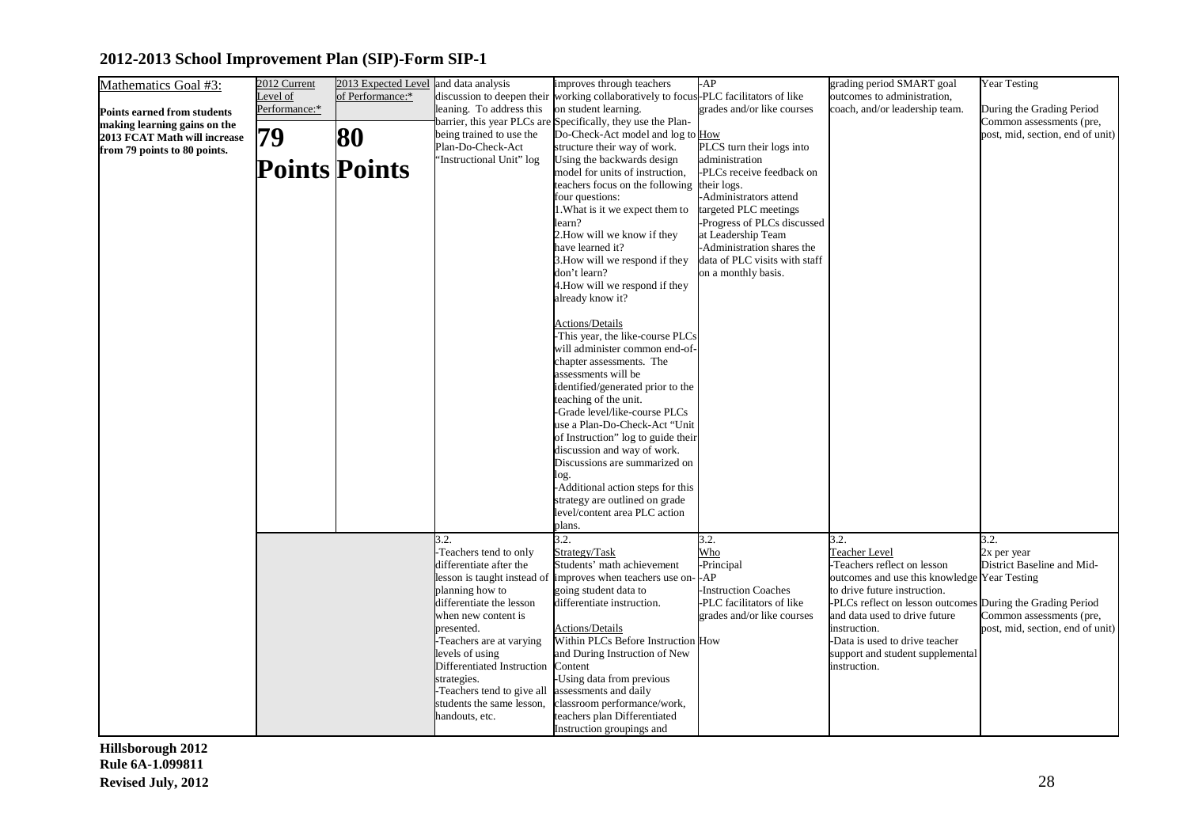## 2012-2013 School Improvement Plan (SIP)-Form SIP-1

| Mathematics Goal #3: | 2012 Current Level of Performance:* | 2013 Expected Level of Performance:* | | | | | |
|---|---|---|---|---|---|---|---|
| **Points earned from students making learning gains on the 2013 FCAT Math will increase from 79 points to 80 points.** | **79 Points** | **80 Points** | and data analysis discussion to deepen their leaning. To address this barrier, this year PLCs are being trained to use the Plan-Do-Check-Act "Instructional Unit" log | improves through teachers working collaboratively to focus on student learning. Specifically, they use the Plan-Do-Check-Act model and log to structure their way of work. Using the backwards design model for units of instruction, teachers focus on the following four questions:<br>1.What is it we expect them to learn?<br>2.How will we know if they have learned it?<br>3.How will we respond if they don't learn?<br>4.How will we respond if they already know it?<br><br>Actions/Details<br>-This year, the like-course PLCs will administer common end-of-chapter assessments. The assessments will be identified/generated prior to the teaching of the unit.<br>-Grade level/like-course PLCs use a Plan-Do-Check-Act "Unit of Instruction" log to guide their discussion and way of work. Discussions are summarized on log.<br>-Additional action steps for this strategy are outlined on grade level/content area PLC action plans. | -AP<br>-PLC facilitators of like grades and/or like courses<br><br>How<br>PLCS turn their logs into administration<br>-PLCs receive feedback on their logs.<br>-Administrators attend targeted PLC meetings<br>-Progress of PLCs discussed at Leadership Team<br>-Administration shares the data of PLC visits with staff on a monthly basis. | grading period SMART goal outcomes to administration, coach, and/or leadership team. | Year Testing<br><br>During the Grading Period Common assessments (pre, post, mid, section, end of unit) |
| | | | 3.2.<br>-Teachers tend to only differentiate after the lesson is taught instead of planning how to differentiate the lesson when new content is presented.<br>-Teachers are at varying levels of using Differentiated Instruction strategies.<br>-Teachers tend to give all students the same lesson, handouts, etc. | 3.2.<br>Strategy/Task<br>Students' math achievement improves when teachers use on-going student data to differentiate instruction.<br><br>Actions/Details<br>Within PLCs Before Instruction and During Instruction of New Content<br>-Using data from previous assessments and daily classroom performance/work, teachers plan Differentiated Instruction groupings and | 3.2.<br>Who<br>-Principal<br>-AP<br>-Instruction Coaches<br>-PLC facilitators of like grades and/or like courses<br><br>How | 3.2.<br>Teacher Level<br>-Teachers reflect on lesson outcomes and use this knowledge to drive future instruction.<br>-PLCs reflect on lesson outcomes and data used to drive future instruction.<br>-Data is used to drive teacher support and student supplemental instruction. | 3.2.<br>2x per year<br>District Baseline and Mid-Year Testing<br><br>During the Grading Period Common assessments (pre, post, mid, section, end of unit) |

Hillsborough 2012
Rule 6A-1.099811
Revised July, 2012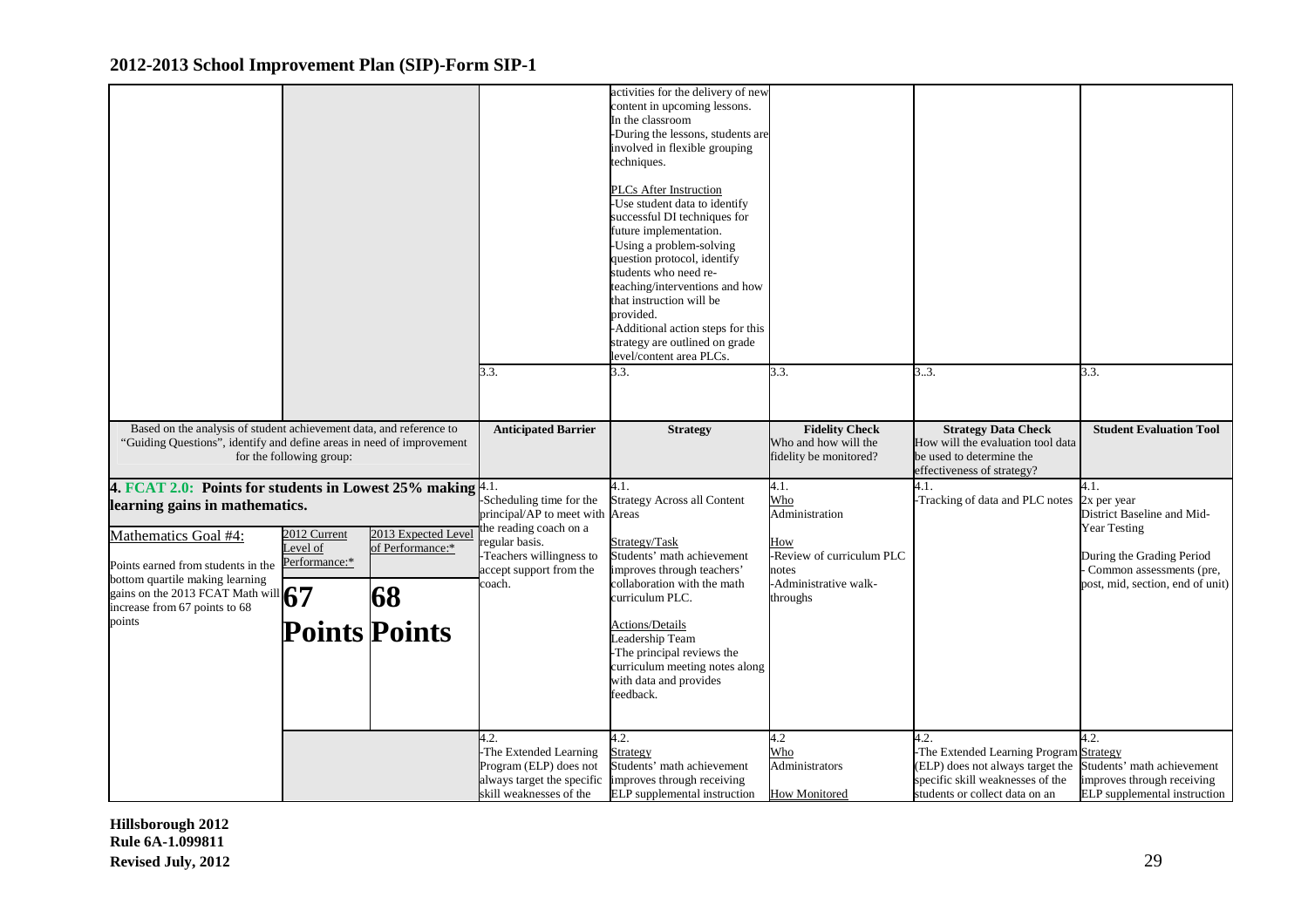## 2012-2013 School Improvement Plan (SIP)-Form SIP-1

| | | | | | | | |
|---|---|---|---|---|---|---|---|
| | | | | activities for the delivery of new content in upcoming lessons.<br>In the classroom<br>-During the lessons, students are involved in flexible grouping techniques.<br><br>PLCs After Instruction<br>-Use student data to identify successful DI techniques for future implementation.<br>-Using a problem-solving question protocol, identify students who need re-teaching/interventions and how that instruction will be provided.<br>-Additional action steps for this strategy are outlined on grade level/content area PLCs. | | | |
| | | | 3.3. | 3.3. | 3.3. | 3..3. | 3.3. |
| Based on the analysis of student achievement data, and reference to "Guiding Questions", identify and define areas in need of improvement for the following group: | | | **Anticipated Barrier** | **Strategy** | **Fidelity Check**<br>Who and how will the fidelity be monitored? | **Strategy Data Check**<br>How will the evaluation tool data be used to determine the effectiveness of strategy? | **Student Evaluation Tool** |
| **4. FCAT 2.0: Points for students in Lowest 25% making learning gains in mathematics.**<br><br>Mathematics Goal #4:<br><br>Points earned from students in the bottom quartile making learning gains on the 2013 FCAT Math will increase from 67 points to 68 points | 2012 Current Level of Performance:*<br><br>**67 Points** | 2013 Expected Level of Performance:*<br><br>**68 Points** | 4.1.<br>-Scheduling time for the principal/AP to meet with the reading coach on a regular basis.<br>-Teachers willingness to accept support from the coach. | 4.1.<br>Strategy Across all Content Areas<br><br>Strategy/Task<br>Students' math achievement improves through teachers' collaboration with the math curriculum PLC.<br><br>Actions/Details<br>Leadership Team<br>-The principal reviews the curriculum meeting notes along with data and provides feedback. | 4.1.<br>Who<br>Administration<br><br>How<br>-Review of curriculum PLC notes<br>-Administrative walk-throughs | 4.1.<br>-Tracking of data and PLC notes | 4.1.<br>2x per year<br>District Baseline and Mid-Year Testing<br><br>During the Grading Period<br>- Common assessments (pre, post, mid, section, end of unit) |
| | | | 4.2.<br>-The Extended Learning Program (ELP) does not always target the specific skill weaknesses of the | 4.2.<br>Strategy<br>Students' math achievement improves through receiving ELP supplemental instruction | 4.2<br>Who<br>Administrators<br><br>How Monitored | 4.2.<br>-The Extended Learning Program (ELP) does not always target the specific skill weaknesses of the students or collect data on an | 4.2.<br>Strategy<br>Students' math achievement improves through receiving ELP supplemental instruction |

**Hillsborough 2012**
**Rule 6A-1.099811**
**Revised July, 2012**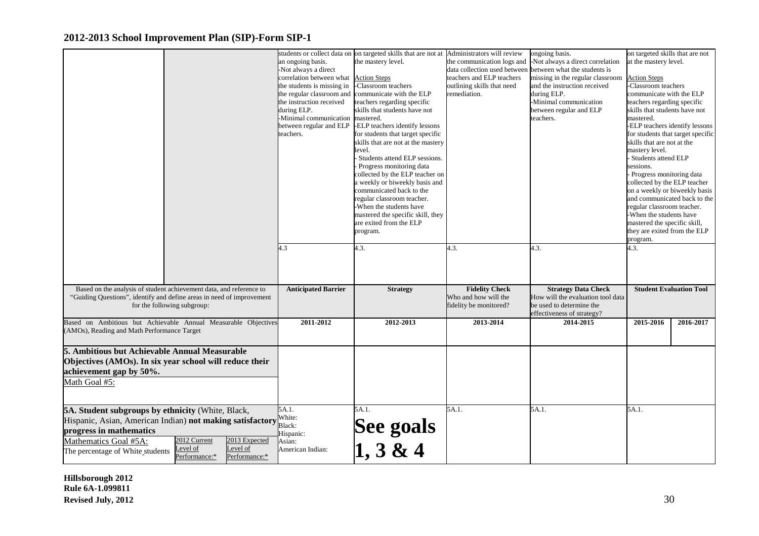## 2012-2013 School Improvement Plan (SIP)-Form SIP-1

| | | | | | | | | |
|---|---|---|---|---|---|---|---|---|
| | | | students or collect data on an ongoing basis.<br>-Not always a direct correlation between what the students is missing in the regular classroom and the instruction received during ELP.<br>-Minimal communication between regular and ELP teachers. | on targeted skills that are not at the mastery level.<br><br>Action Steps<br>-Classroom teachers communicate with the ELP teachers regarding specific skills that students have not mastered.<br>-ELP teachers identify lessons for students that target specific skills that are not at the mastery level.<br>- Students attend ELP sessions.<br>- Progress monitoring data collected by the ELP teacher on a weekly or biweekly basis and communicated back to the regular classroom teacher.<br>-When the students have mastered the specific skill, they are exited from the ELP program. | Administrators will review the communication logs and data collection used between teachers and ELP teachers outlining skills that need remediation. | ongoing basis.<br>-Not always a direct correlation between what the students is missing in the regular classroom and the instruction received during ELP.<br>-Minimal communication between regular and ELP teachers. | on targeted skills that are not at the mastery level.<br><br>Action Steps<br>-Classroom teachers communicate with the ELP teachers regarding specific skills that students have not mastered.<br>-ELP teachers identify lessons for students that target specific skills that are not at the mastery level.<br>- Students attend ELP sessions.<br>- Progress monitoring data collected by the ELP teacher on a weekly or biweekly basis and communicated back to the regular classroom teacher.<br>-When the students have mastered the specific skill, they are exited from the ELP program. | |
| | | | 4.3 | 4.3. | 4.3. | 4.3. | 4.3. | |
| Based on the analysis of student achievement data, and reference to "Guiding Questions", identify and define areas in need of improvement for the following subgroup: | | | **Anticipated Barrier** | **Strategy** | **Fidelity Check**<br>Who and how will the fidelity be monitored? | **Strategy Data Check**<br>How will the evaluation tool data be used to determine the effectiveness of strategy? | **Student Evaluation Tool** | |
| Based on Ambitious but Achievable Annual Measurable Objectives (AMOs), Reading and Math Performance Target | | | **2011-2012** | **2012-2013** | **2013-2014** | **2014-2015** | **2015-2016** | **2016-2017** |
| **5. Ambitious but Achievable Annual Measurable Objectives (AMOs). In six year school will reduce their achievement gap by 50%.**<br>Math Goal #5: | | | | | | | | |
| **5A. Student subgroups by ethnicity** (White, Black, Hispanic, Asian, American Indian) **not making satisfactory progress in mathematics**<br>Mathematics Goal #5A:<br>The percentage of White students | 2012 Current Level of Performance:* | 2013 Expected Level of Performance:* | 5A.1.<br>White:<br>Black:<br>Hispanic:<br>Asian:<br>American Indian: | 5A.1.<br>**See goals 1, 3 & 4** | 5A.1. | 5A.1. | 5A.1. | |

**Hillsborough 2012**
**Rule 6A-1.099811**
**Revised July, 2012**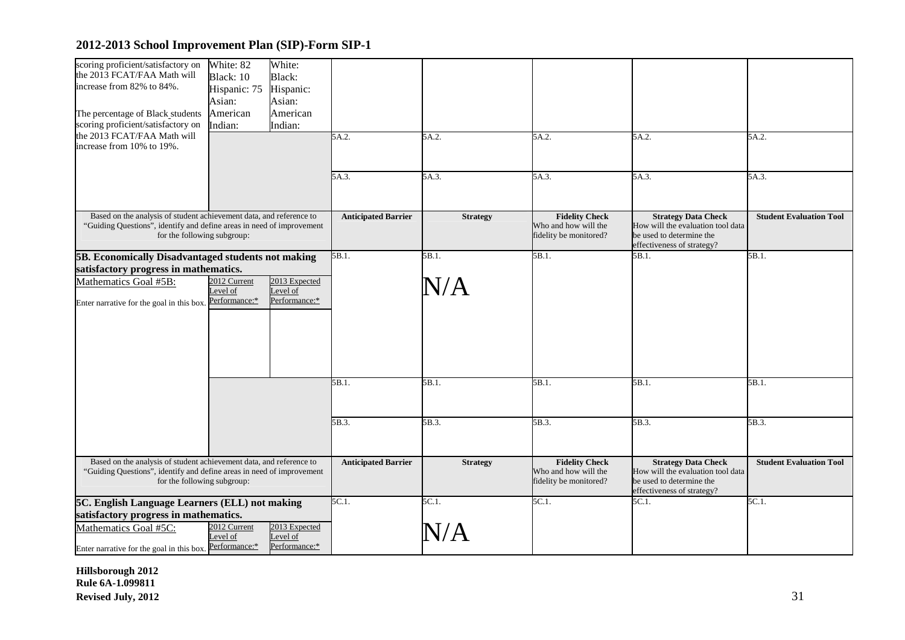## 2012-2013 School Improvement Plan (SIP)-Form SIP-1

| | | | | | | | |
|---|---|---|---|---|---|---|---|
| scoring proficient/satisfactory on the 2013 FCAT/FAA Math will increase from 82% to 84%.<br><br>The percentage of Black students scoring proficient/satisfactory on the 2013 FCAT/FAA Math will increase from 10% to 19%. | White: 82<br>Black: 10<br>Hispanic: 75<br>Asian:<br>American Indian: | White:<br>Black:<br>Hispanic:<br>Asian:<br>American Indian: | | | | | |
| | | | 5A.2. | 5A.2. | 5A.2. | 5A.2. | 5A.2. |
| | | | 5A.3. | 5A.3. | 5A.3. | 5A.3. | 5A.3. |

| Based on the analysis of student achievement data, and reference to "Guiding Questions", identify and define areas in need of improvement for the following subgroup: | | | Anticipated Barrier | Strategy | Fidelity Check<br>Who and how will the fidelity be monitored? | Strategy Data Check<br>How will the evaluation tool data be used to determine the effectiveness of strategy? | Student Evaluation Tool |
|---|---|---|---|---|---|---|---|
| **5B. Economically Disadvantaged students not making satisfactory progress in mathematics.** | | | 5B.1. | 5B.1.<br>N/A | 5B.1. | 5B.1. | 5B.1. |
| Mathematics Goal #5B:<br><br>Enter narrative for the goal in this box. | 2012 Current Level of Performance:* | 2013 Expected Level of Performance:* | | | | | |
| | | | | | | | |
| | | | 5B.1. | 5B.1. | 5B.1. | 5B.1. | 5B.1. |
| | | | 5B.3. | 5B.3. | 5B.3. | 5B.3. | 5B.3. |

| Based on the analysis of student achievement data, and reference to "Guiding Questions", identify and define areas in need of improvement for the following subgroup: | | | Anticipated Barrier | Strategy | Fidelity Check<br>Who and how will the fidelity be monitored? | Strategy Data Check<br>How will the evaluation tool data be used to determine the effectiveness of strategy? | Student Evaluation Tool |
|---|---|---|---|---|---|---|---|
| **5C. English Language Learners (ELL) not making satisfactory progress in mathematics.** | | | 5C.1. | 5C.1.<br>N/A | 5C.1. | 5C.1. | 5C.1. |
| Mathematics Goal #5C:<br><br>Enter narrative for the goal in this box. | 2012 Current Level of Performance:* | 2013 Expected Level of Performance:* | | | | | |

**Hillsborough 2012**
**Rule 6A-1.099811**
**Revised July, 2012**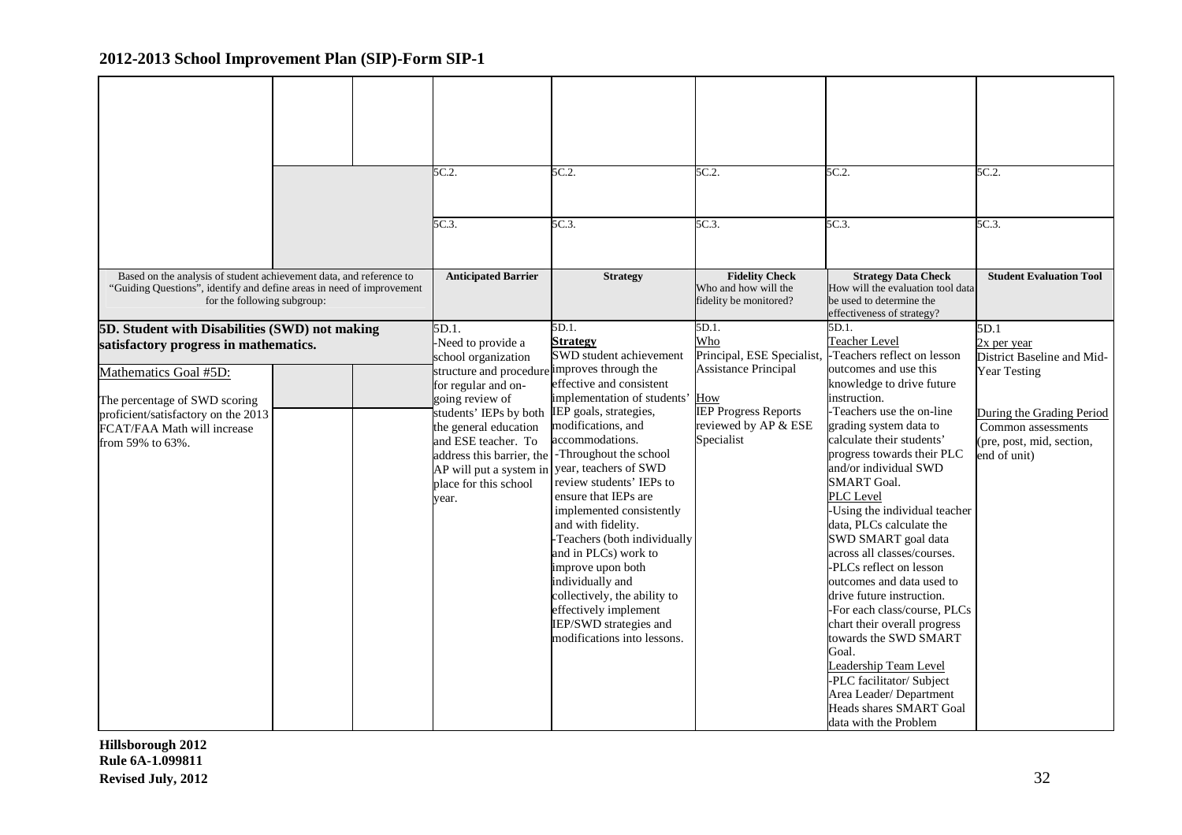## 2012-2013 School Improvement Plan (SIP)-Form SIP-1

| | | | | | | | |
|---|---|---|---|---|---|---|---|
| | | | 5C.2. | 5C.2. | 5C.2. | 5C.2. | 5C.2. |
| | | | 5C.3. | 5C.3. | 5C.3. | 5C.3. | 5C.3. |
| Based on the analysis of student achievement data, and reference to "Guiding Questions", identify and define areas in need of improvement for the following subgroup: | | | **Anticipated Barrier** | **Strategy** | **Fidelity Check** Who and how will the fidelity be monitored? | **Strategy Data Check** How will the evaluation tool data be used to determine the effectiveness of strategy? | **Student Evaluation Tool** |
| **5D. Student with Disabilities (SWD) not making satisfactory progress in mathematics.**<br><br>Mathematics Goal #5D:<br><br>The percentage of SWD scoring proficient/satisfactory on the 2013 FCAT/FAA Math will increase from 59% to 63%. | | | 5D.1.<br>-Need to provide a school organization structure and procedure for regular and on-going review of students' IEPs by both the general education and ESE teacher. To address this barrier, the AP will put a system in place for this school year. | 5D.1.<br>**Strategy**<br>SWD student achievement improves through the effective and consistent implementation of students' IEP goals, strategies, modifications, and accommodations.<br>-Throughout the school year, teachers of SWD review students' IEPs to ensure that IEPs are implemented consistently and with fidelity.<br>-Teachers (both individually and in PLCs) work to improve upon both individually and collectively, the ability to effectively implement IEP/SWD strategies and modifications into lessons. | 5D.1.<br>Who<br>Principal, ESE Specialist, Assistance Principal<br><br>How<br>IEP Progress Reports reviewed by AP & ESE Specialist | 5D.1.<br>Teacher Level<br>-Teachers reflect on lesson outcomes and use this knowledge to drive future instruction.<br>-Teachers use the on-line grading system data to calculate their students' progress towards their PLC and/or individual SWD SMART Goal.<br>PLC Level<br>-Using the individual teacher data, PLCs calculate the SWD SMART goal data across all classes/courses.<br>-PLCs reflect on lesson outcomes and data used to drive future instruction.<br>-For each class/course, PLCs chart their overall progress towards the SWD SMART Goal.<br>Leadership Team Level<br>-PLC facilitator/ Subject Area Leader/ Department Heads shares SMART Goal data with the Problem | 5D.1<br>2x per year<br>District Baseline and Mid-Year Testing<br><br>During the Grading Period<br>Common assessments (pre, post, mid, section, end of unit) |

Hillsborough 2012
Rule 6A-1.099811
Revised July, 2012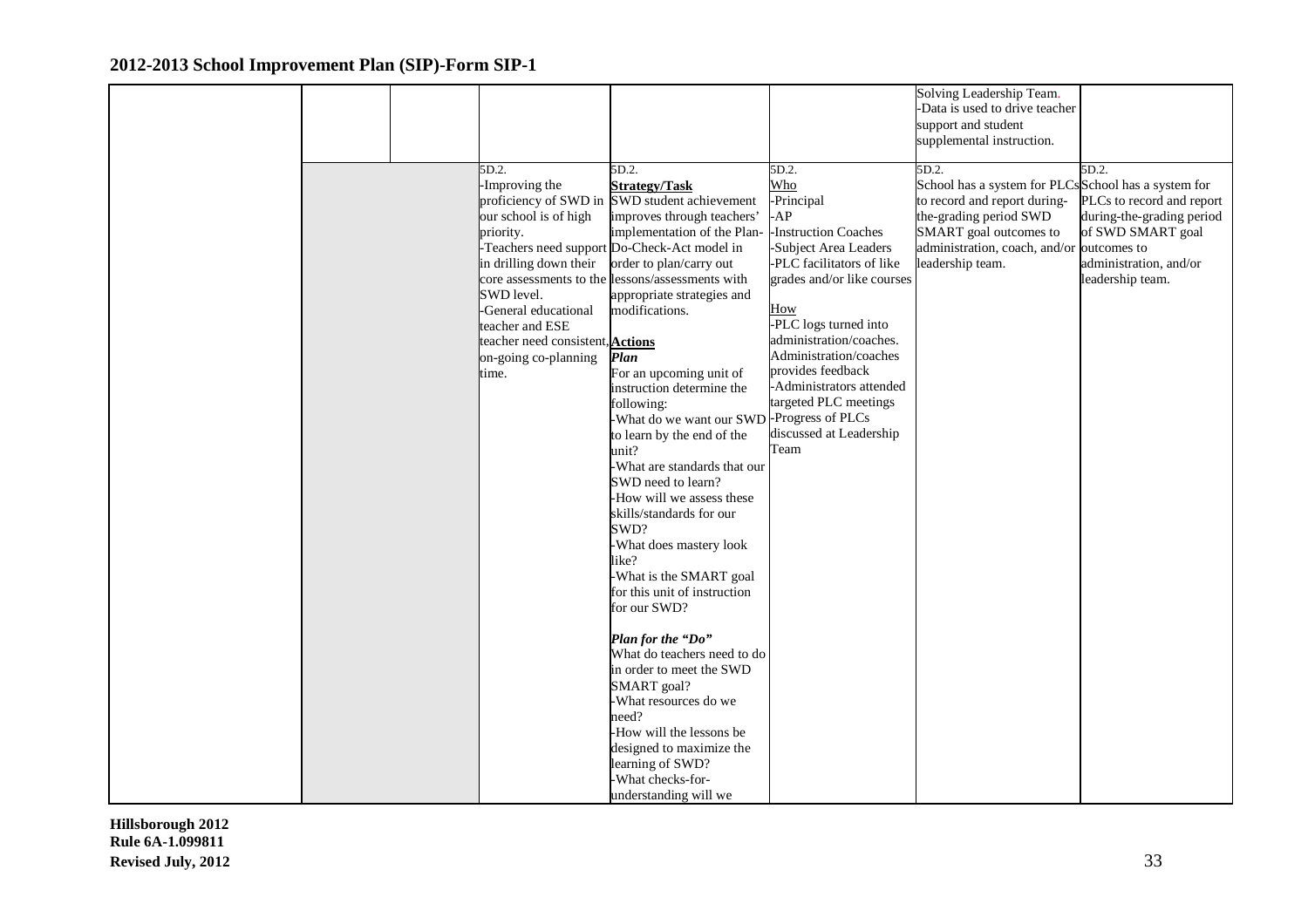## 2012-2013 School Improvement Plan (SIP)-Form SIP-1

| | | | | | | | |
|---|---|---|---|---|---|---|---|
| | | | | | | Solving Leadership Team.<br>-Data is used to drive teacher support and student supplemental instruction. | |
| | | | 5D.2.<br>-Improving the proficiency of SWD in our school is of high priority.<br>-Teachers need support in drilling down their core assessments to the SWD level.<br>-General educational teacher and ESE teacher need consistent, on-going co-planning time. | 5D.2.<br>**Strategy/Task**<br>SWD student achievement improves through teachers' implementation of the Plan-Do-Check-Act model in order to plan/carry out lessons/assessments with appropriate strategies and modifications.<br><br>**Actions**<br>***Plan***<br>For an upcoming unit of instruction determine the following:<br>-What do we want our SWD to learn by the end of the unit?<br>-What are standards that our SWD need to learn?<br>-How will we assess these skills/standards for our SWD?<br>-What does mastery look like?<br>-What is the SMART goal for this unit of instruction for our SWD?<br><br>***Plan for the "Do"***<br>What do teachers need to do in order to meet the SWD SMART goal?<br>-What resources do we need?<br>-How will the lessons be designed to maximize the learning of SWD?<br>-What checks-for-understanding will we | 5D.2.<br>Who<br>-Principal<br>-AP<br>-Instruction Coaches<br>-Subject Area Leaders<br>-PLC facilitators of like grades and/or like courses<br><br>How<br>-PLC logs turned into administration/coaches. Administration/coaches provides feedback<br>-Administrators attended targeted PLC meetings<br>-Progress of PLCs discussed at Leadership Team | 5D.2.<br>School has a system for PLCs to record and report during-the-grading period SWD SMART goal outcomes to administration, coach, and/or leadership team. | 5D.2.<br>School has a system for PLCs to record and report during-the-grading period of SWD SMART goal outcomes to administration, and/or leadership team. |

**Hillsborough 2012**
**Rule 6A-1.099811**
**Revised July, 2012**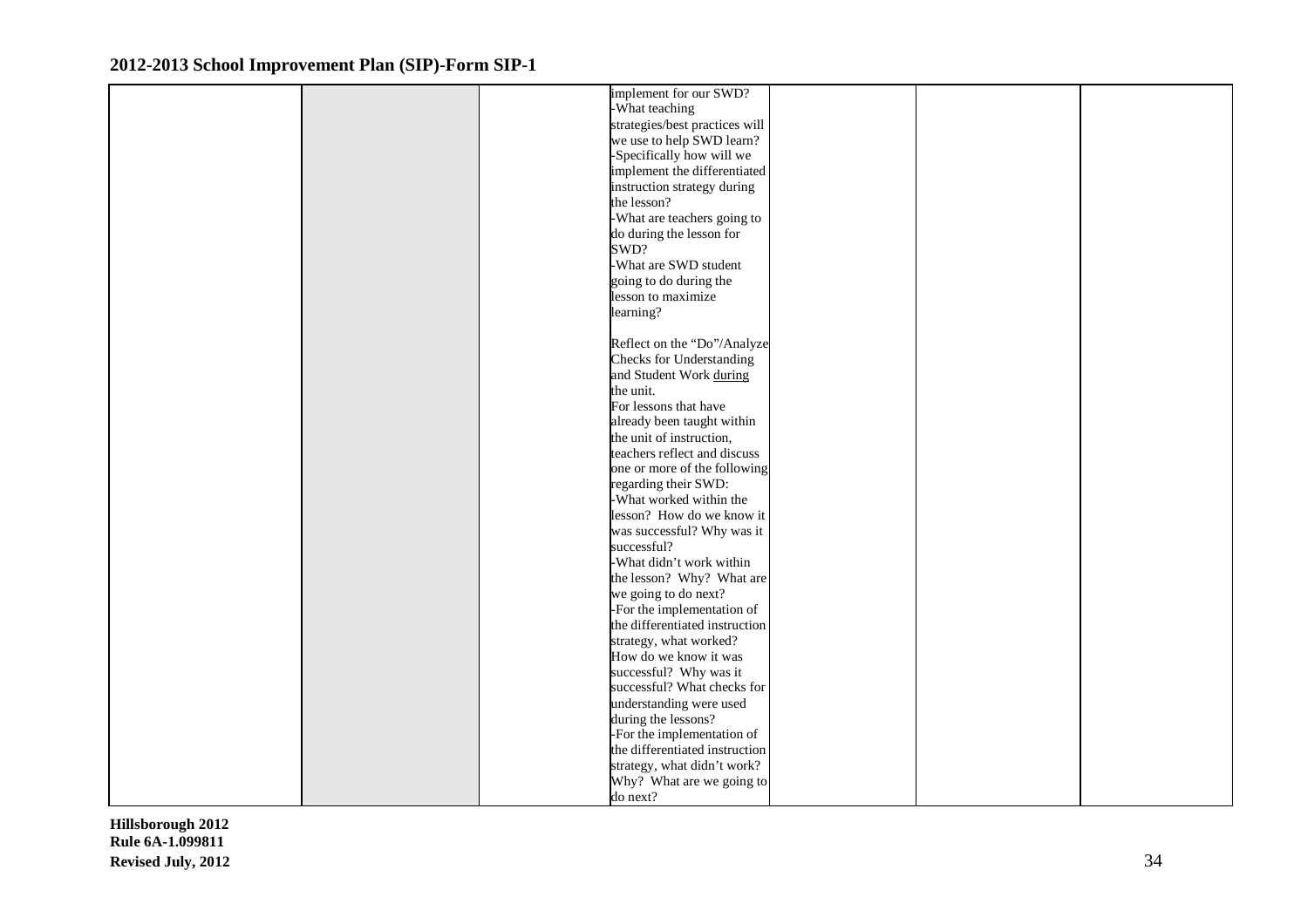| | | | | | | |
|---|---|---|---|---|---|---|
| | | | implement for our SWD?<br>-What teaching strategies/best practices will we use to help SWD learn?<br>-Specifically how will we implement the differentiated instruction strategy during the lesson?<br>-What are teachers going to do during the lesson for SWD?<br>-What are SWD student going to do during the lesson to maximize learning?<br><br>Reflect on the "Do"/Analyze Checks for Understanding and Student Work <u>during</u> the unit.<br>For lessons that have already been taught within the unit of instruction, teachers reflect and discuss one or more of the following regarding their SWD:<br>-What worked within the lesson? How do we know it was successful? Why was it successful?<br>-What didn't work within the lesson? Why? What are we going to do next?<br>-For the implementation of the differentiated instruction strategy, what worked? How do we know it was successful? Why was it successful? What checks for understanding were used during the lessons?<br>-For the implementation of the differentiated instruction strategy, what didn't work? Why? What are we going to do next? | | | |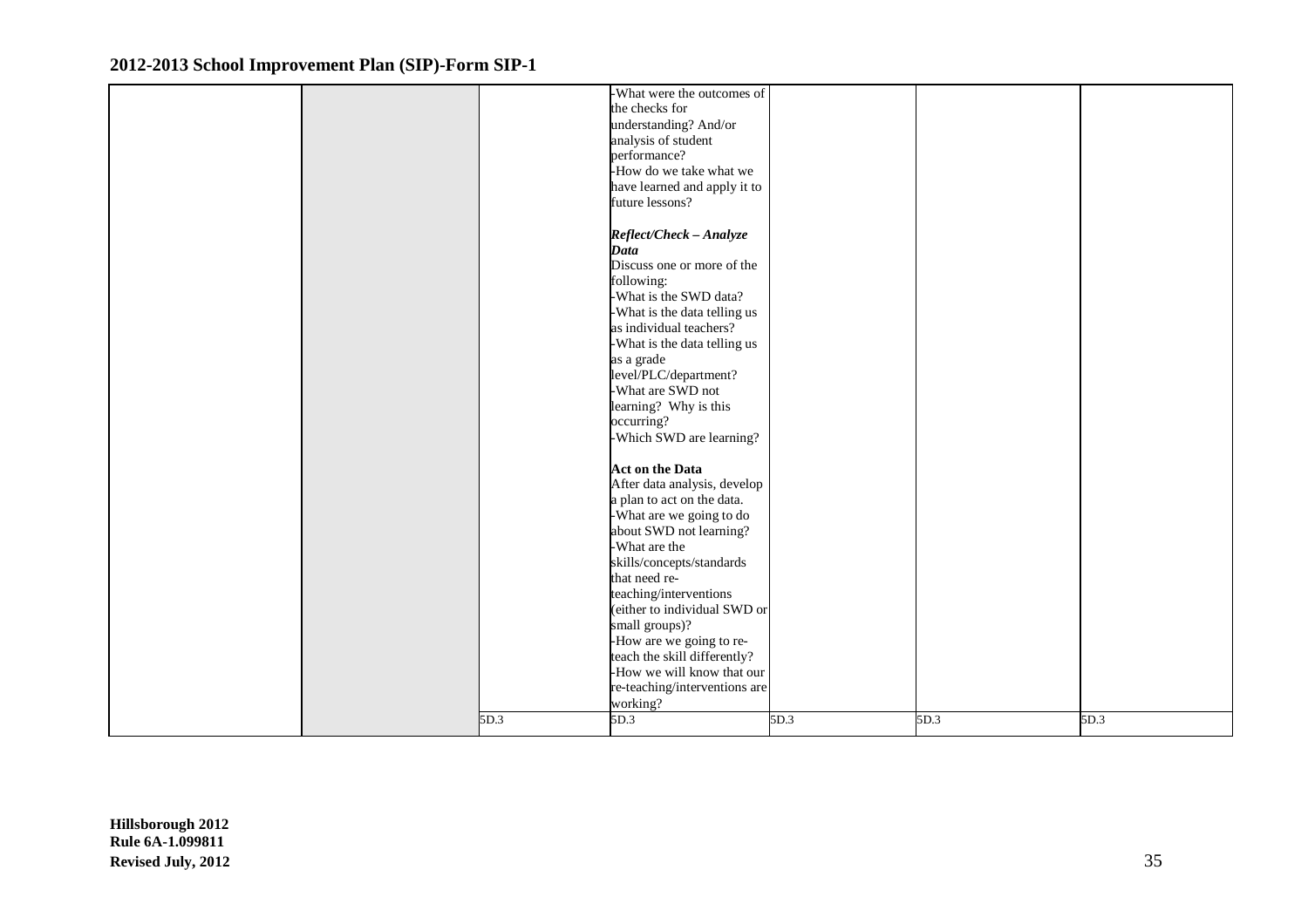| | | | | | | |
|---|---|---|---|---|---|---|
| | | | -What were the outcomes of the checks for understanding? And/or analysis of student performance?<br>-How do we take what we have learned and apply it to future lessons?<br><br>***Reflect/Check – Analyze Data***<br>Discuss one or more of the following:<br>-What is the SWD data?<br>-What is the data telling us as individual teachers?<br>-What is the data telling us as a grade level/PLC/department?<br>-What are SWD not learning? Why is this occurring?<br>-Which SWD are learning?<br><br>**Act on the Data**<br>After data analysis, develop a plan to act on the data.<br>-What are we going to do about SWD not learning?<br>-What are the skills/concepts/standards that need re-teaching/interventions (either to individual SWD or small groups)?<br>-How are we going to re-teach the skill differently?<br>-How we will know that our re-teaching/interventions are working? | | | |
| | | 5D.3 | 5D.3 | 5D.3 | 5D.3 | 5D.3 |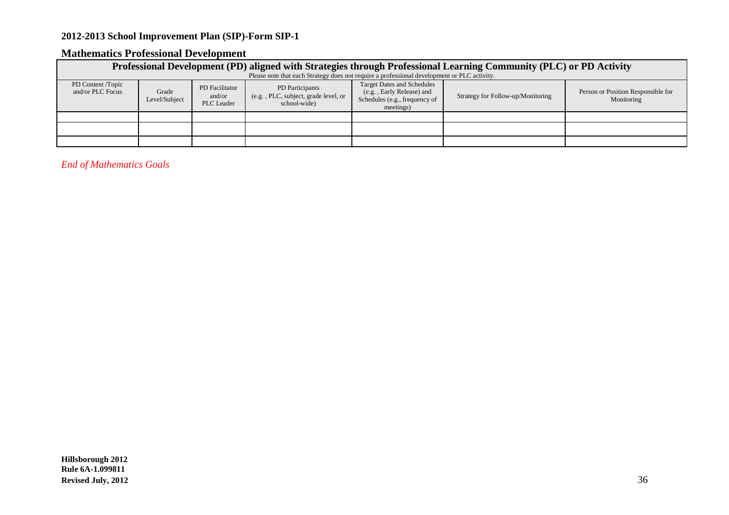## 2012-2013 School Improvement Plan (SIP)-Form SIP-1

## Mathematics Professional Development

| Professional Development (PD) aligned with Strategies through Professional Learning Community (PLC) or PD Activity<br>Please note that each Strategy does not require a professional development or PLC activity. | | | | | | |
|---|---|---|---|---|---|---|
| PD Content /Topic and/or PLC Focus | Grade Level/Subject | PD Facilitator and/or PLC Leader | PD Participants (e.g. , PLC, subject, grade level, or school-wide) | Target Dates and Schedules (e.g. , Early Release) and Schedules (e.g., frequency of meetings) | Strategy for Follow-up/Monitoring | Person or Position Responsible for Monitoring |
| | | | | | | |
| | | | | | | |
| | | | | | | |

*End of Mathematics Goals*

**Hillsborough 2012**
**Rule 6A-1.099811**
**Revised July, 2012**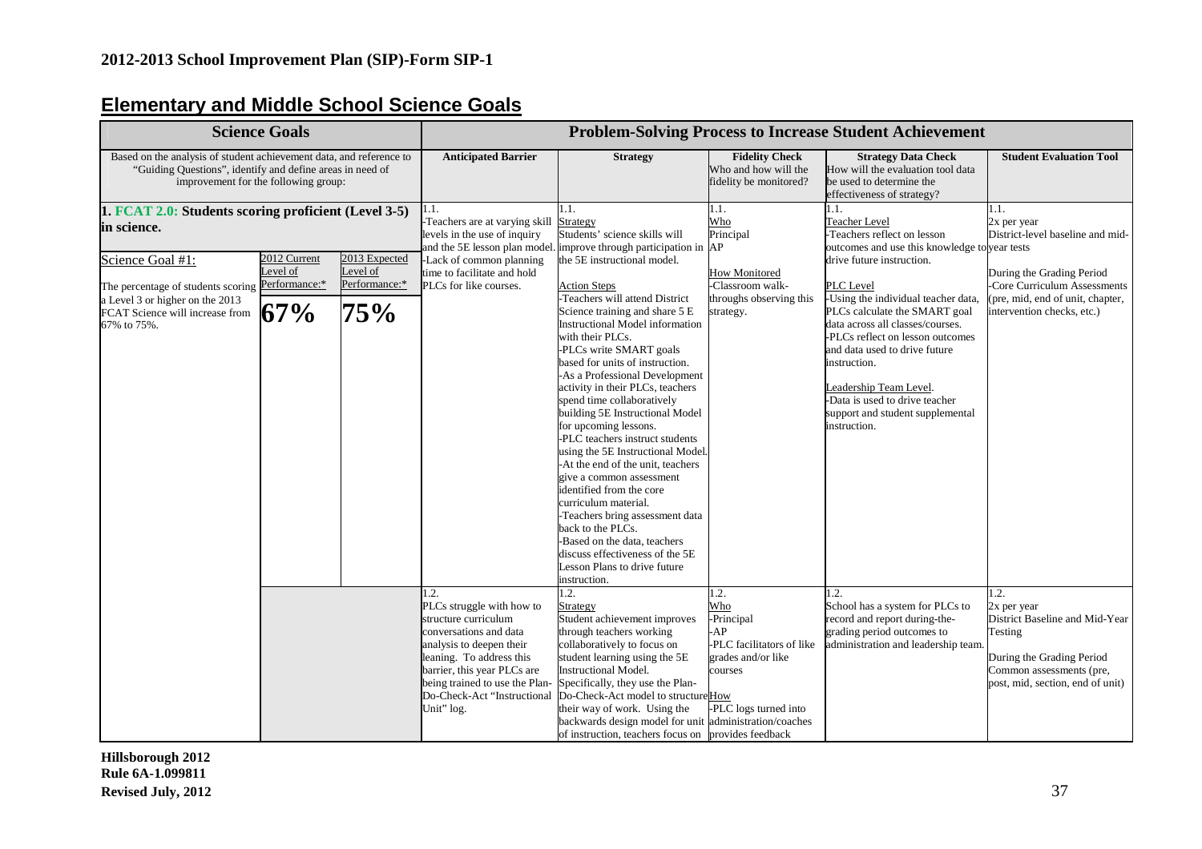## 2012-2013 School Improvement Plan (SIP)-Form SIP-1

## Elementary and Middle School Science Goals

| Science Goals | | | Problem-Solving Process to Increase Student Achievement | | | | |
|---|---|---|---|---|---|---|---|
| Based on the analysis of student achievement data, and reference to "Guiding Questions", identify and define areas in need of improvement for the following group: | | | **Anticipated Barrier** | **Strategy** | **Fidelity Check** Who and how will the fidelity be monitored? | **Strategy Data Check** How will the evaluation tool data be used to determine the effectiveness of strategy? | **Student Evaluation Tool** |
| **1. FCAT 2.0: Students scoring proficient (Level 3-5) in science.** <br><br> Science Goal #1: <br><br> The percentage of students scoring a Level 3 or higher on the 2013 FCAT Science will increase from 67% to 75%. | 2012 Current Level of Performance:* <br><br> **67%** | 2013 Expected Level of Performance:* <br><br> **75%** | 1.1. <br> -Teachers are at varying skill levels in the use of inquiry and the 5E lesson plan model. <br> -Lack of common planning time to facilitate and hold PLCs for like courses. | 1.1. <br> Strategy <br> Students' science skills will improve through participation in the 5E instructional model. <br><br> Action Steps <br> -Teachers will attend District Science training and share 5 E Instructional Model information with their PLCs. <br> -PLCs write SMART goals based for units of instruction. <br> -As a Professional Development activity in their PLCs, teachers spend time collaboratively building 5E Instructional Model for upcoming lessons. <br> -PLC teachers instruct students using the 5E Instructional Model. <br> -At the end of the unit, teachers give a common assessment identified from the core curriculum material. <br> -Teachers bring assessment data back to the PLCs. <br> -Based on the data, teachers discuss effectiveness of the 5E Lesson Plans to drive future instruction. | 1.1. <br> Who <br> Principal <br> AP <br><br> How Monitored <br> -Classroom walk-throughs observing this strategy. | 1.1. <br> Teacher Level <br> -Teachers reflect on lesson outcomes and use this knowledge to drive future instruction. <br><br> PLC Level <br> -Using the individual teacher data, PLCs calculate the SMART goal data across all classes/courses. <br> -PLCs reflect on lesson outcomes and data used to drive future instruction. <br><br> Leadership Team Level. <br> -Data is used to drive teacher support and student supplemental instruction. | 1.1. <br> 2x per year <br> District-level baseline and mid-year tests <br><br> During the Grading Period <br> -Core Curriculum Assessments (pre, mid, end of unit, chapter, intervention checks, etc.) |
| | | | 1.2. <br> PLCs struggle with how to structure curriculum conversations and data analysis to deepen their leaning. To address this barrier, this year PLCs are being trained to use the Plan-Do-Check-Act "Instructional Unit" log. | 1.2. <br> Strategy <br> Student achievement improves through teachers working collaboratively to focus on student learning using the 5E Instructional Model. Specifically, they use the Plan-Do-Check-Act model to structure their way of work. Using the backwards design model for unit of instruction, teachers focus on | 1.2. <br> Who <br> -Principal <br> -AP <br> -PLC facilitators of like grades and/or like courses <br><br> How <br> -PLC logs turned into administration/coaches provides feedback | 1.2. <br> School has a system for PLCs to record and report during-the-grading period outcomes to administration and leadership team. | 1.2. <br> 2x per year <br> District Baseline and Mid-Year Testing <br><br> During the Grading Period <br> Common assessments (pre, post, mid, section, end of unit) |

Hillsborough 2012
Rule 6A-1.099811
Revised July, 2012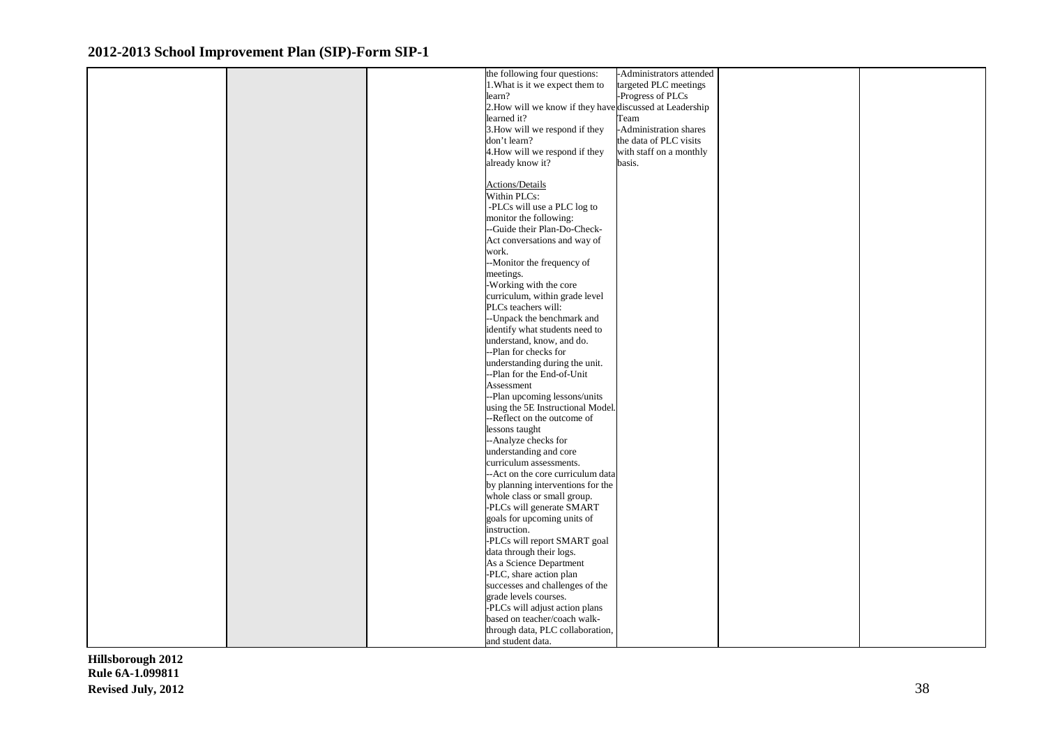| | | | | | | |
|---|---|---|---|---|---|---|
| | | | the following four questions:<br>1.What is it we expect them to learn?<br>2.How will we know if they have learned it?<br>3.How will we respond if they don't learn?<br>4.How will we respond if they already know it?<br><br>Actions/Details<br>Within PLCs:<br>-PLCs will use a PLC log to monitor the following:<br>--Guide their Plan-Do-Check-Act conversations and way of work.<br>--Monitor the frequency of meetings.<br>-Working with the core curriculum, within grade level PLCs teachers will:<br>--Unpack the benchmark and identify what students need to understand, know, and do.<br>--Plan for checks for understanding during the unit.<br>--Plan for the End-of-Unit Assessment<br>--Plan upcoming lessons/units using the 5E Instructional Model.<br>--Reflect on the outcome of lessons taught<br>--Analyze checks for understanding and core curriculum assessments.<br>--Act on the core curriculum data by planning interventions for the whole class or small group.<br>-PLCs will generate SMART goals for upcoming units of instruction.<br>-PLCs will report SMART goal data through their logs.<br>As a Science Department<br>-PLC, share action plan successes and challenges of the grade levels courses.<br>-PLCs will adjust action plans based on teacher/coach walk-through data, PLC collaboration, and student data. | -Administrators attended targeted PLC meetings<br>-Progress of PLCs discussed at Leadership Team<br>-Administration shares the data of PLC visits with staff on a monthly basis. | | |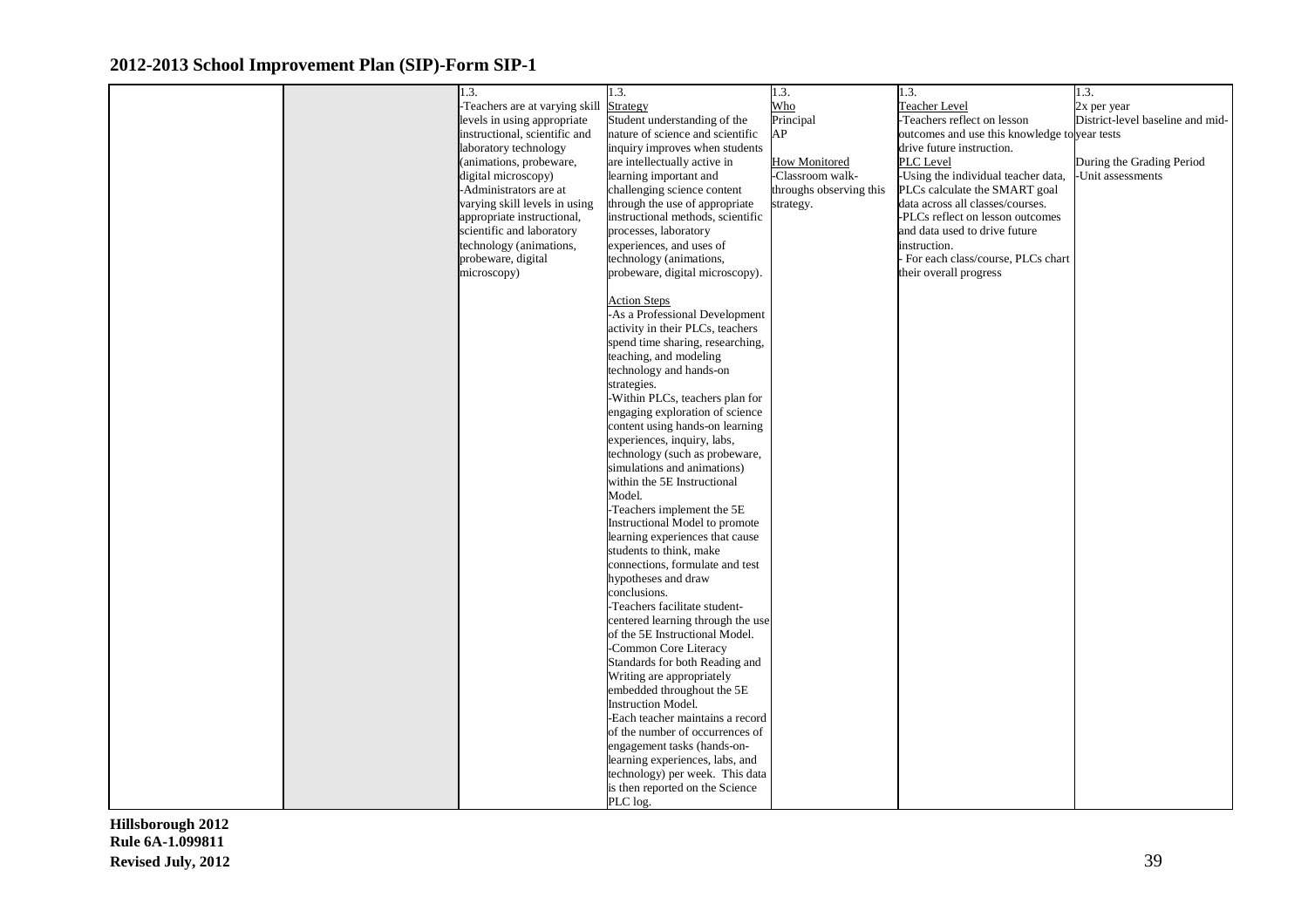## 2012-2013 School Improvement Plan (SIP)-Form SIP-1

| | | | | | | |
|---|---|---|---|---|---|---|
| | | 1.3.<br>-Teachers are at varying skill levels in using appropriate instructional, scientific and laboratory technology (animations, probeware, digital microscopy)<br>-Administrators are at varying skill levels in using appropriate instructional, scientific and laboratory technology (animations, probeware, digital microscopy) | 1.3.<br>Strategy<br>Student understanding of the nature of science and scientific inquiry improves when students are intellectually active in learning important and challenging science content through the use of appropriate instructional methods, scientific processes, laboratory experiences, and uses of technology (animations, probeware, digital microscopy).<br><br>Action Steps<br>-As a Professional Development activity in their PLCs, teachers spend time sharing, researching, teaching, and modeling technology and hands-on strategies.<br>-Within PLCs, teachers plan for engaging exploration of science content using hands-on learning experiences, inquiry, labs, technology (such as probeware, simulations and animations) within the 5E Instructional Model.<br>-Teachers implement the 5E Instructional Model to promote learning experiences that cause students to think, make connections, formulate and test hypotheses and draw conclusions.<br>-Teachers facilitate student-centered learning through the use of the 5E Instructional Model.<br>-Common Core Literacy Standards for both Reading and Writing are appropriately embedded throughout the 5E Instruction Model.<br>-Each teacher maintains a record of the number of occurrences of engagement tasks (hands-on-learning experiences, labs, and technology) per week. This data is then reported on the Science PLC log. | 1.3.<br>Who<br>Principal<br>AP<br><br>How Monitored<br>-Classroom walk-throughs observing this strategy. | 1.3.<br>Teacher Level<br>-Teachers reflect on lesson outcomes and use this knowledge to drive future instruction.<br>PLC Level<br>-Using the individual teacher data, PLCs calculate the SMART goal data across all classes/courses.<br>-PLCs reflect on lesson outcomes and data used to drive future instruction.<br>- For each class/course, PLCs chart their overall progress | 1.3.<br>2x per year<br>District-level baseline and mid-year tests<br><br>During the Grading Period<br>-Unit assessments |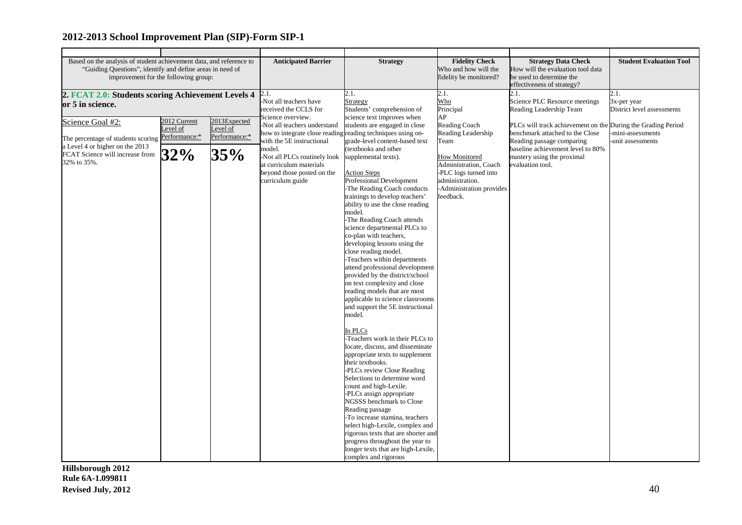## 2012-2013 School Improvement Plan (SIP)-Form SIP-1

| Based on the analysis of student achievement data, and reference to "Guiding Questions", identify and define areas in need of improvement for the following group: | | | Anticipated Barrier | Strategy | Fidelity Check Who and how will the fidelity be monitored? | Strategy Data Check How will the evaluation tool data be used to determine the effectiveness of strategy? | Student Evaluation Tool |
|---|---|---|---|---|---|---|---|
| **2. FCAT 2.0: Students scoring Achievement Levels 4 or 5 in science.** | | | 2.1.<br>-Not all teachers have received the CCLS for Science overview.<br>-Not all teachers understand how to integrate close reading with the 5E instructional model.<br>-Not all PLCs routinely look at curriculum materials beyond those posted on the curriculum guide | 2.1.<br>Strategy<br>Students' comprehension of science text improves when students are engaged in close reading techniques using on-grade-level content-based text (textbooks and other supplemental texts).<br><br>Action Steps<br>Professional Development<br>-The Reading Coach conducts trainings to develop teachers' ability to use the close reading model.<br>-The Reading Coach attends science departmental PLCs to co-plan with teachers, developing lessons using the close reading model.<br>-Teachers within departments attend professional development provided by the district/school on text complexity and close reading models that are most applicable to science classrooms and support the 5E instructional model.<br><br>In PLCs<br>-Teachers work in their PLCs to locate, discuss, and disseminate appropriate texts to supplement their textbooks.<br>-PLCs review Close Reading Selections to determine word count and high-Lexile.<br>-PLCs assign appropriate NGSSS benchmark to Close Reading passage<br>-To increase stamina, teachers select high-Lexile, complex and rigorous texts that are shorter and progress throughout the year to longer texts that are high-Lexile, complex and rigorous | 2.1.<br>Who<br>Principal<br>AP<br>Reading Coach<br>Reading Leadership Team<br><br>How Monitored<br>Administration, Coach<br>-PLC logs turned into administration.<br>-Administration provides feedback. | 2.1.<br>Science PLC Resource meetings<br>Reading Leadership Team<br><br>PLCs will track achievement on the benchmark attached to the Close Reading passage comparing baseline achievement level to 80% mastery using the proximal evaluation tool. | 2.1.<br>3x-per year<br>District level assessments<br><br>During the Grading Period<br>-mini-assessments<br>-unit assessments |
| Science Goal #2:<br><br>The percentage of students scoring a Level 4 or higher on the 2013 FCAT Science will increase from 32% to 35%. | 2012 Current Level of Performance:*<br><br>**32%** | 2013Expected Level of Performance:*<br><br>**35%** | | | | | |

Hillsborough 2012
Rule 6A-1.099811
Revised July, 2012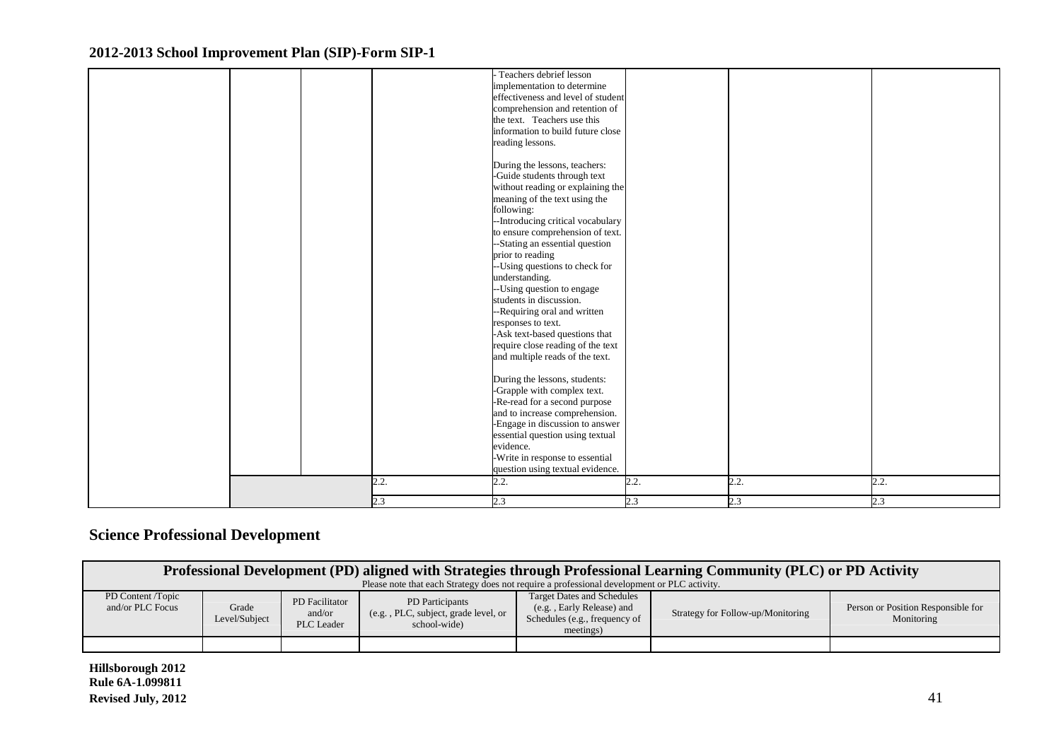## 2012-2013 School Improvement Plan (SIP)-Form SIP-1

| | | | | | | | |
|---|---|---|---|---|---|---|---|
| | | | | - Teachers debrief lesson implementation to determine effectiveness and level of student comprehension and retention of the text. Teachers use this information to build future close reading lessons.<br><br>During the lessons, teachers:<br>-Guide students through text without reading or explaining the meaning of the text using the following:<br>--Introducing critical vocabulary to ensure comprehension of text.<br>--Stating an essential question prior to reading<br>--Using questions to check for understanding.<br>--Using question to engage students in discussion.<br>--Requiring oral and written responses to text.<br>-Ask text-based questions that require close reading of the text and multiple reads of the text.<br><br>During the lessons, students:<br>-Grapple with complex text.<br>-Re-read for a second purpose and to increase comprehension.<br>-Engage in discussion to answer essential question using textual evidence.<br>-Write in response to essential question using textual evidence. | | | |
| | | | 2.2. | 2.2. | 2.2. | 2.2. | 2.2. |
| | | | 2.3 | 2.3 | 2.3 | 2.3 | 2.3 |

## Science Professional Development

**Professional Development (PD) aligned with Strategies through Professional Learning Community (PLC) or PD Activity**

Please note that each Strategy does not require a professional development or PLC activity.

| PD Content /Topic and/or PLC Focus | Grade Level/Subject | PD Facilitator and/or PLC Leader | PD Participants (e.g. , PLC, subject, grade level, or school-wide) | Target Dates and Schedules (e.g. , Early Release) and Schedules (e.g., frequency of meetings) | Strategy for Follow-up/Monitoring | Person or Position Responsible for Monitoring |
|---|---|---|---|---|---|---|
| | | | | | | |

**Hillsborough 2012**
**Rule 6A-1.099811**
**Revised July, 2012**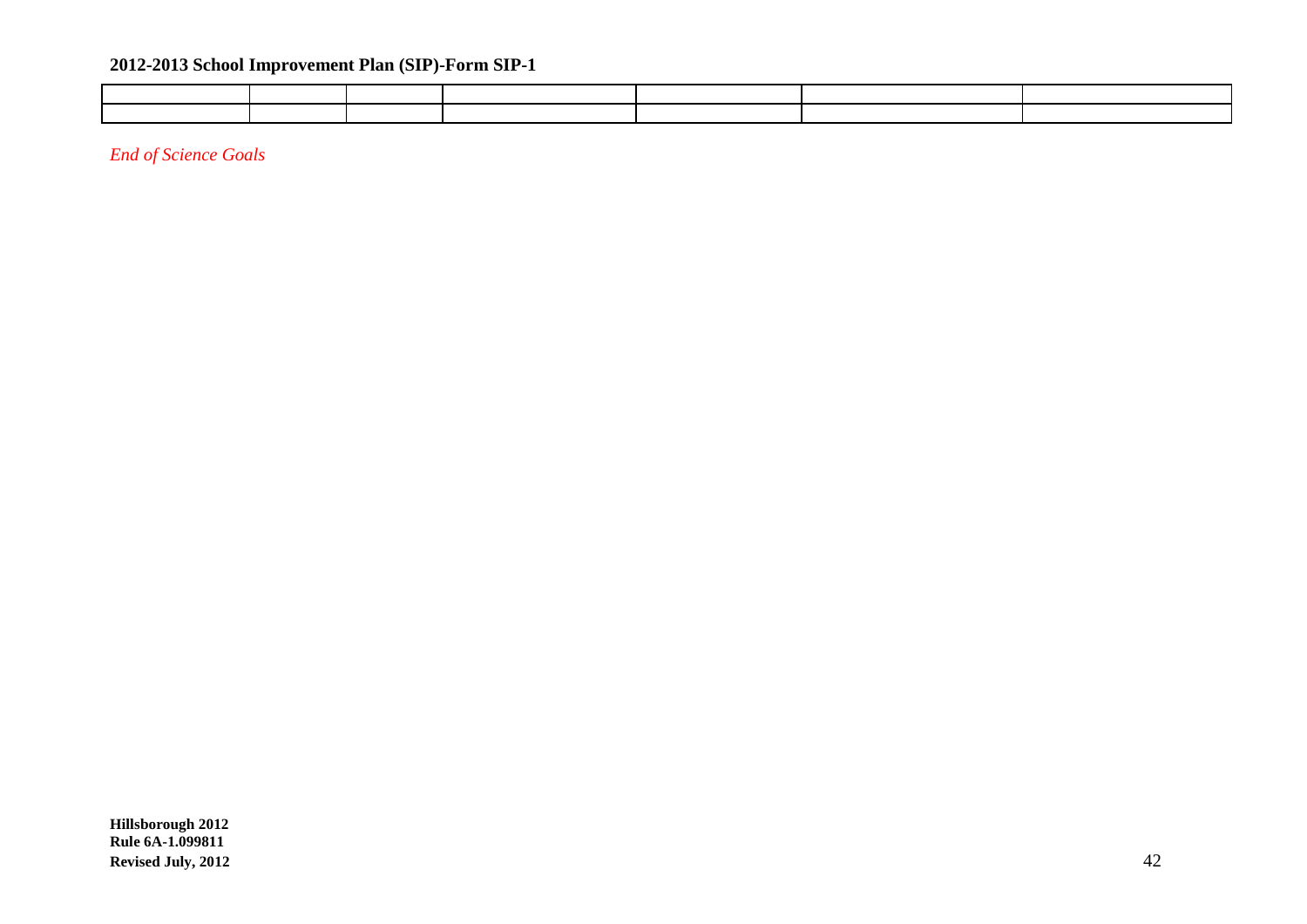| | | | | | | |
|---|---|---|---|---|---|---|
| | | | | | | |

*End of Science Goals*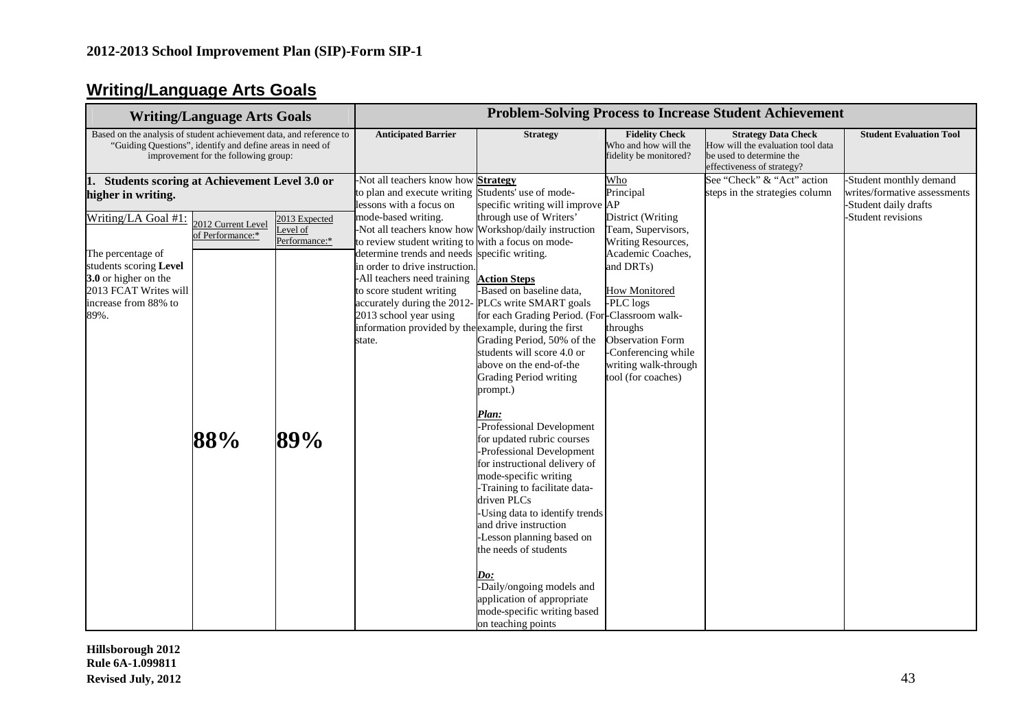**2012-2013 School Improvement Plan (SIP)-Form SIP-1**

## Writing/Language Arts Goals

| Writing/Language Arts Goals | | | Problem-Solving Process to Increase Student Achievement | | | | |
|---|---|---|---|---|---|---|---|
| Based on the analysis of student achievement data, and reference to "Guiding Questions", identify and define areas in need of improvement for the following group: | | | Anticipated Barrier | Strategy | Fidelity Check<br>Who and how will the fidelity be monitored? | Strategy Data Check<br>How will the evaluation tool data be used to determine the effectiveness of strategy? | Student Evaluation Tool |
| **1. Students scoring at Achievement Level 3.0 or higher in writing.** | | | -Not all teachers know how to plan and execute writing lessons with a focus on mode-based writing.<br>-Not all teachers know how to review student writing to determine trends and needs in order to drive instruction.<br>-All teachers need training to score student writing accurately during the 2012-2013 school year using information provided by the state. | **Strategy**<br>Students' use of mode-specific writing will improve through use of Writers' Workshop/daily instruction with a focus on mode-specific writing.<br><br>**Action Steps**<br>-Based on baseline data, PLCs write SMART goals for each Grading Period. (For example, during the first Grading Period, 50% of the students will score 4.0 or above on the end-of-the Grading Period writing prompt.)<br><br>***Plan:***<br>-Professional Development for updated rubric courses<br>-Professional Development for instructional delivery of mode-specific writing<br>-Training to facilitate data-driven PLCs<br>-Using data to identify trends and drive instruction<br>-Lesson planning based on the needs of students<br><br>***Do:***<br>-Daily/ongoing models and application of appropriate mode-specific writing based on teaching points | Who<br>Principal<br>AP<br>District (Writing Team, Supervisors, Writing Resources, Academic Coaches, and DRTs)<br><br>How Monitored<br>-PLC logs<br>-Classroom walk-throughs<br>Observation Form<br>-Conferencing while writing walk-through tool (for coaches) | See "Check" & "Act" action steps in the strategies column | -Student monthly demand writes/formative assessments<br>-Student daily drafts<br>-Student revisions |
| Writing/LA Goal #1:<br><br>The percentage of students scoring **Level 3.0** or higher on the 2013 FCAT Writes will increase from 88% to 89%. | 2012 Current Level of Performance:*<br><br>**88%** | 2013 Expected Level of Performance:*<br><br>**89%** | | | | | |

**Hillsborough 2012**
**Rule 6A-1.099811**
**Revised July, 2012**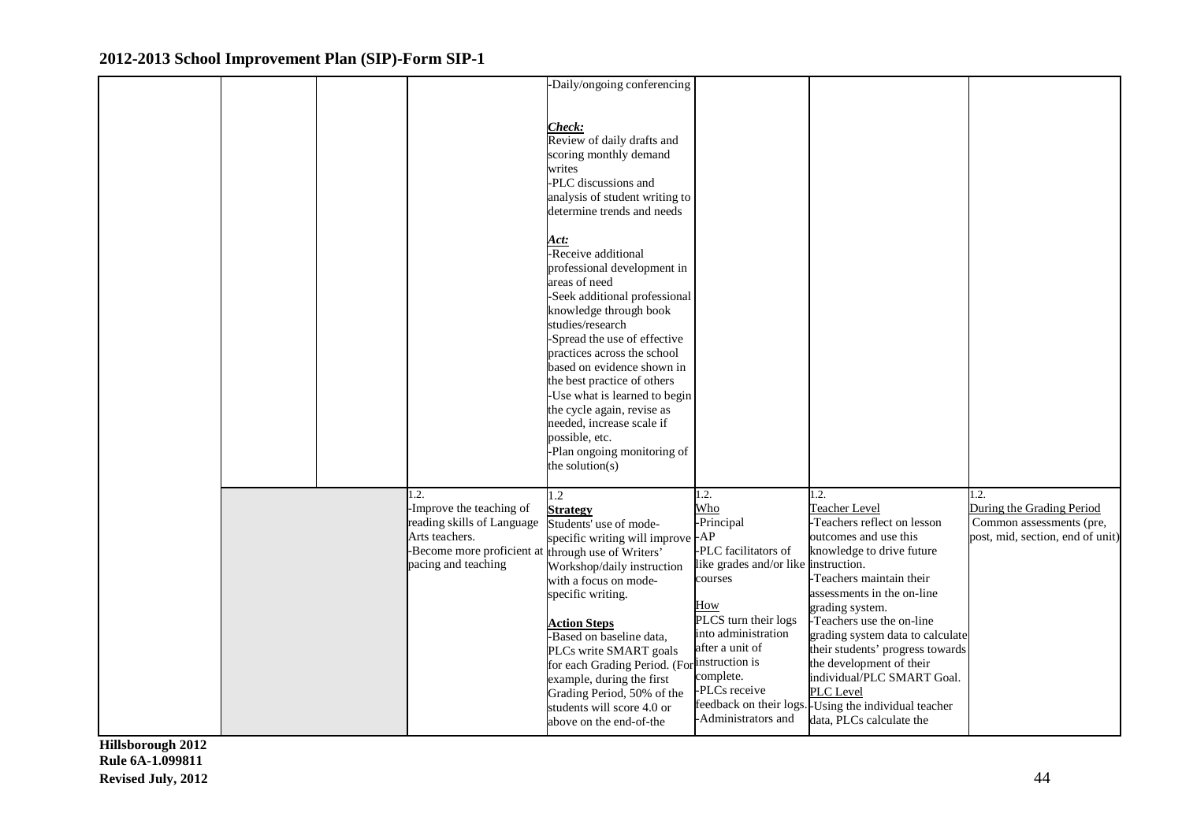## 2012-2013 School Improvement Plan (SIP)-Form SIP-1

| | | | | | | | |
|---|---|---|---|---|---|---|---|
| | | | | -Daily/ongoing conferencing<br><br>***Check:***<br>Review of daily drafts and scoring monthly demand writes<br>-PLC discussions and analysis of student writing to determine trends and needs<br><br>***Act:***<br>-Receive additional professional development in areas of need<br>-Seek additional professional knowledge through book studies/research<br>-Spread the use of effective practices across the school based on evidence shown in the best practice of others<br>-Use what is learned to begin the cycle again, revise as needed, increase scale if possible, etc.<br>-Plan ongoing monitoring of the solution(s) | | | |
| | | | 1.2.<br>-Improve the teaching of reading skills of Language Arts teachers.<br>-Become more proficient at pacing and teaching | 1.2<br>**Strategy**<br>Students' use of mode-specific writing will improve through use of Writers' Workshop/daily instruction with a focus on mode-specific writing.<br><br>**Action Steps**<br>-Based on baseline data, PLCs write SMART goals for each Grading Period. (For example, during the first Grading Period, 50% of the students will score 4.0 or above on the end-of-the | 1.2.<br>Who<br>-Principal<br>-AP<br>-PLC facilitators of like grades and/or like courses<br><br>How<br>PLCS turn their logs into administration after a unit of instruction is complete.<br>-PLCs receive feedback on their logs.<br>-Administrators and | 1.2.<br>Teacher Level<br>-Teachers reflect on lesson outcomes and use this knowledge to drive future instruction.<br>-Teachers maintain their assessments in the on-line grading system.<br>-Teachers use the on-line grading system data to calculate their students' progress towards the development of their individual/PLC SMART Goal.<br>PLC Level<br>-Using the individual teacher data, PLCs calculate the | 1.2.<br>During the Grading Period<br>Common assessments (pre, post, mid, section, end of unit) |

Hillsborough 2012
Rule 6A-1.099811
Revised July, 2012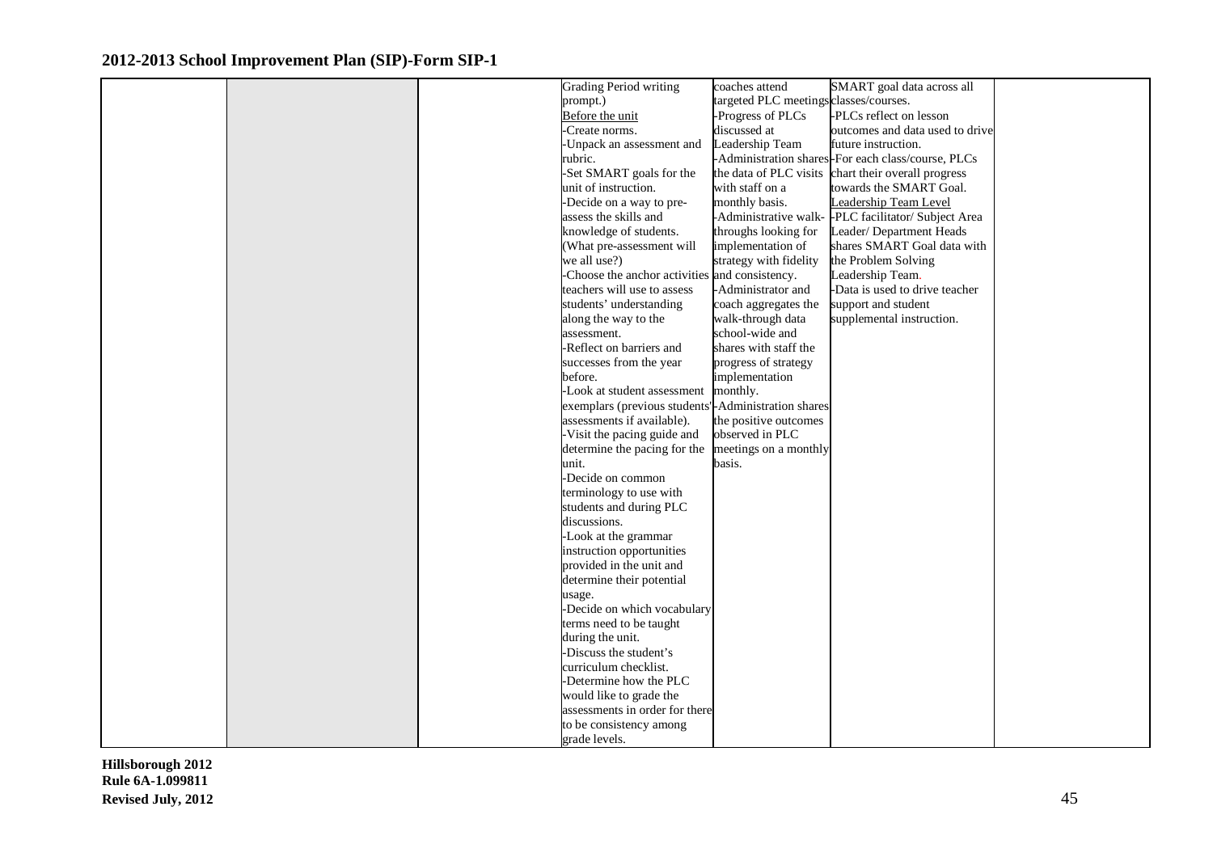## 2012-2013 School Improvement Plan (SIP)-Form SIP-1

| | | | | | | |
|---|---|---|---|---|---|---|
| | | | Grading Period writing prompt.)<br>Before the unit<br>-Create norms.<br>-Unpack an assessment and rubric.<br>-Set SMART goals for the unit of instruction.<br>-Decide on a way to pre-assess the skills and knowledge of students. (What pre-assessment will we all use?)<br>-Choose the anchor activities teachers will use to assess students' understanding along the way to the assessment.<br>-Reflect on barriers and successes from the year before.<br>-Look at student assessment exemplars (previous students' assessments if available).<br>-Visit the pacing guide and determine the pacing for the unit.<br>-Decide on common terminology to use with students and during PLC discussions.<br>-Look at the grammar instruction opportunities provided in the unit and determine their potential usage.<br>-Decide on which vocabulary terms need to be taught during the unit.<br>-Discuss the student's curriculum checklist.<br>-Determine how the PLC would like to grade the assessments in order for there to be consistency among grade levels. | coaches attend targeted PLC meetings<br>-Progress of PLCs discussed at Leadership Team<br>-Administration shares the data of PLC visits with staff on a monthly basis.<br>-Administrative walk-throughs looking for implementation of strategy with fidelity and consistency.<br>-Administrator and coach aggregates the walk-through data school-wide and shares with staff the progress of strategy implementation monthly.<br>-Administration shares the positive outcomes observed in PLC meetings on a monthly basis. | SMART goal data across all classes/courses.<br>-PLCs reflect on lesson outcomes and data used to drive future instruction.<br>-For each class/course, PLCs chart their overall progress towards the SMART Goal.<br>Leadership Team Level<br>-PLC facilitator/ Subject Area Leader/ Department Heads shares SMART Goal data with the Problem Solving Leadership Team.<br>-Data is used to drive teacher support and student supplemental instruction. | |

**Hillsborough 2012**
**Rule 6A-1.099811**
**Revised July, 2012**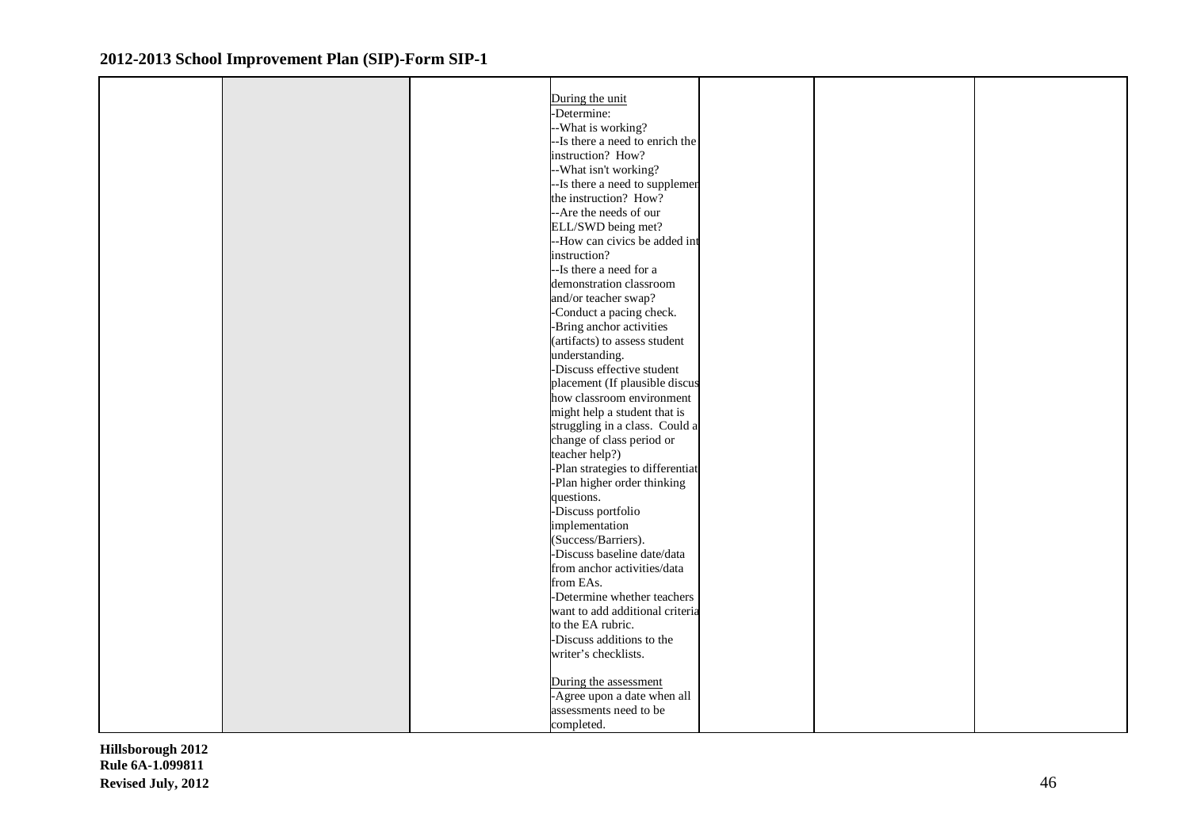| | | | | | | |
|---|---|---|---|---|---|---|
| | | | <u>During the unit</u><br>-Determine:<br>--What is working?<br>--Is there a need to enrich the instruction? How?<br>--What isn't working?<br>--Is there a need to supplemen the instruction? How?<br>--Are the needs of our ELL/SWD being met?<br>--How can civics be added int instruction?<br>--Is there a need for a demonstration classroom and/or teacher swap?<br>-Conduct a pacing check.<br>-Bring anchor activities (artifacts) to assess student understanding.<br>-Discuss effective student placement (If plausible discus how classroom environment might help a student that is struggling in a class. Could a change of class period or teacher help?)<br>-Plan strategies to differentiat<br>-Plan higher order thinking questions.<br>-Discuss portfolio implementation (Success/Barriers).<br>-Discuss baseline date/data from anchor activities/data from EAs.<br>-Determine whether teachers want to add additional criteria to the EA rubric.<br>-Discuss additions to the writer's checklists.<br><br><u>During the assessment</u><br>-Agree upon a date when all assessments need to be completed. | | | |

Hillsborough 2012
Rule 6A-1.099811
Revised July, 2012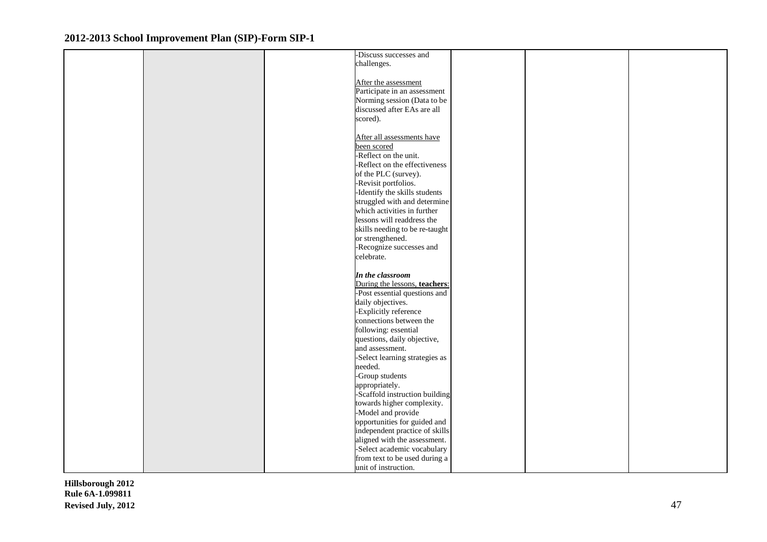| | | | | | | |
|---|---|---|---|---|---|---|
| | | | -Discuss successes and challenges.<br><br>After the assessment<br>Participate in an assessment Norming session (Data to be discussed after EAs are all scored).<br><br>After all assessments have been scored<br>-Reflect on the unit.<br>-Reflect on the effectiveness of the PLC (survey).<br>-Revisit portfolios.<br>-Identify the skills students struggled with and determine which activities in further lessons will readdress the skills needing to be re-taught or strengthened.<br>-Recognize successes and celebrate.<br><br>***In the classroom***<br>During the lessons, **teachers**:<br>-Post essential questions and daily objectives.<br>-Explicitly reference connections between the following: essential questions, daily objective, and assessment.<br>-Select learning strategies as needed.<br>-Group students appropriately.<br>-Scaffold instruction building towards higher complexity.<br>-Model and provide opportunities for guided and independent practice of skills aligned with the assessment.<br>-Select academic vocabulary from text to be used during a unit of instruction. | | | |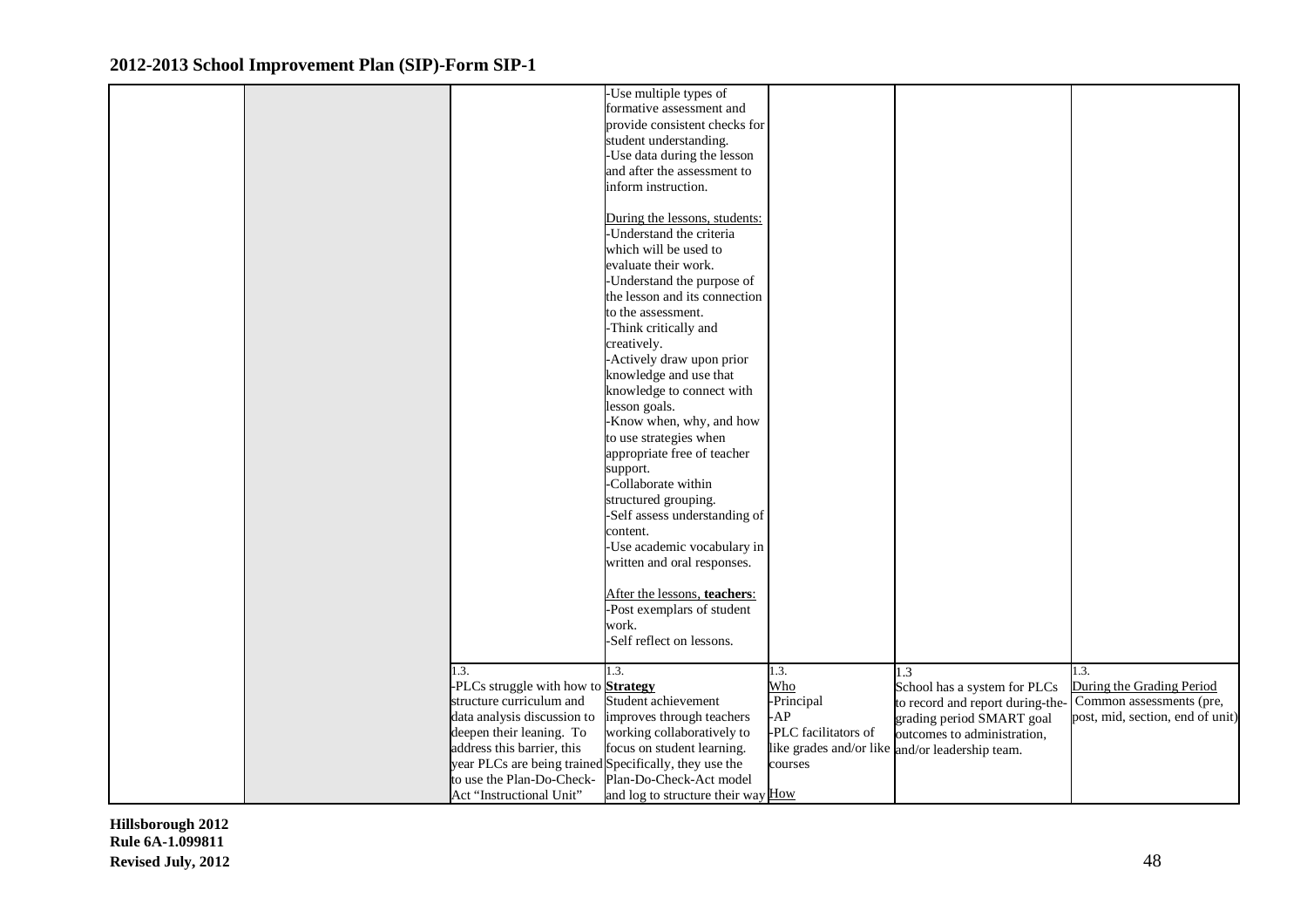## 2012-2013 School Improvement Plan (SIP)-Form SIP-1

| | | | | | | |
|---|---|---|---|---|---|---|
| | | | -Use multiple types of formative assessment and provide consistent checks for student understanding.<br>-Use data during the lesson and after the assessment to inform instruction.<br><br>During the lessons, students:<br>-Understand the criteria which will be used to evaluate their work.<br>-Understand the purpose of the lesson and its connection to the assessment.<br>-Think critically and creatively.<br>-Actively draw upon prior knowledge and use that knowledge to connect with lesson goals.<br>-Know when, why, and how to use strategies when appropriate free of teacher support.<br>-Collaborate within structured grouping.<br>-Self assess understanding of content.<br>-Use academic vocabulary in written and oral responses.<br><br>After the lessons, **teachers**:<br>-Post exemplars of student work.<br>-Self reflect on lessons. | | | |
| | | 1.3.<br>-PLCs struggle with how to structure curriculum and data analysis discussion to deepen their leaning. To address this barrier, this year PLCs are being trained to use the Plan-Do-Check-Act "Instructional Unit" | 1.3.<br>**Strategy**<br>Student achievement improves through teachers working collaboratively to focus on student learning. Specifically, they use the Plan-Do-Check-Act model and log to structure their way | 1.3.<br>Who<br>-Principal<br>-AP<br>-PLC facilitators of like grades and/or like courses<br><br>How | 1.3<br>School has a system for PLCs to record and report during-the-grading period SMART goal outcomes to administration, and/or leadership team. | 1.3.<br>During the Grading Period<br>Common assessments (pre, post, mid, section, end of unit) |

Hillsborough 2012
Rule 6A-1.099811
Revised July, 2012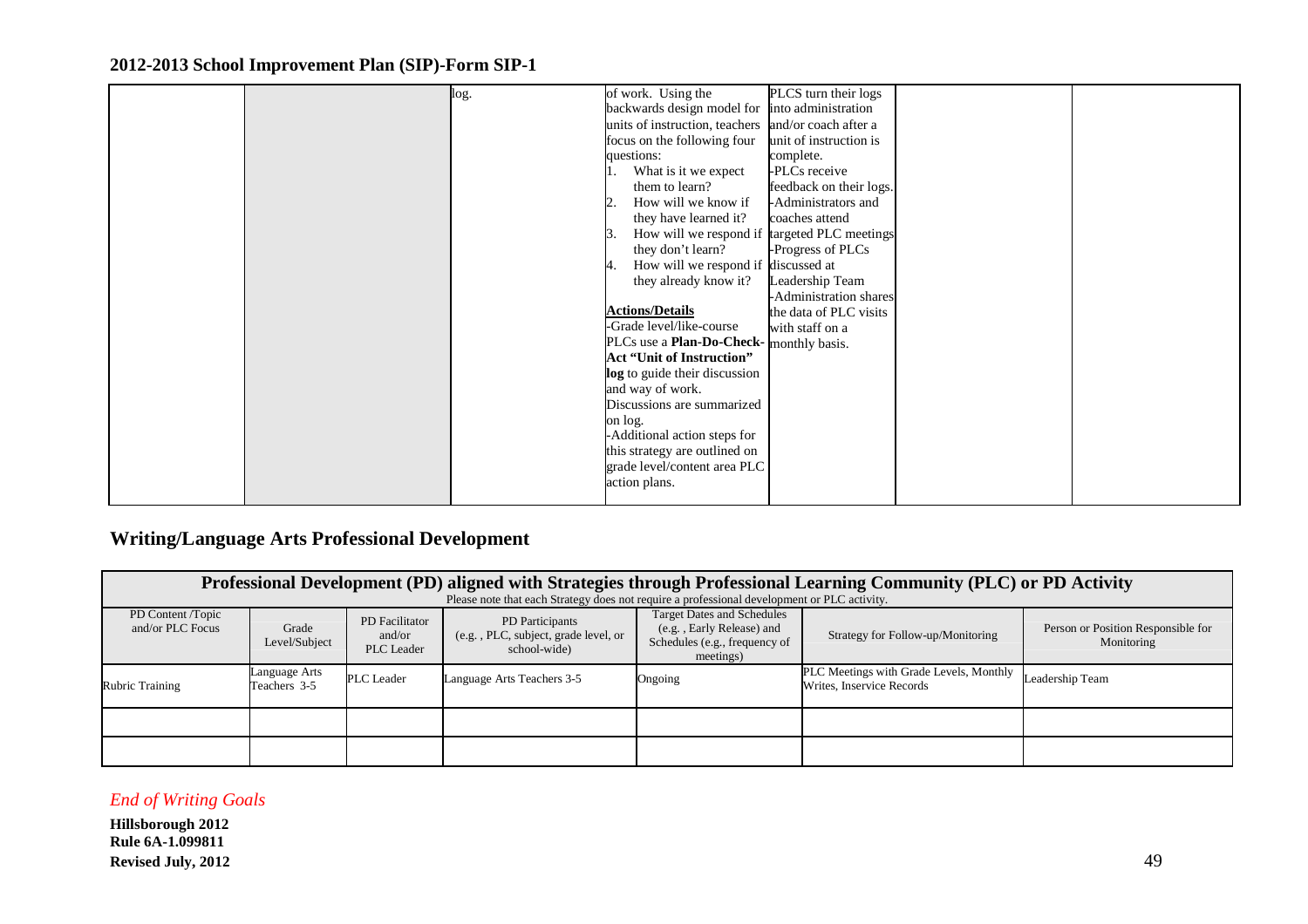## 2012-2013 School Improvement Plan (SIP)-Form SIP-1

| | | | | | | |
|---|---|---|---|---|---|---|
| | | log. | of work. Using the backwards design model for units of instruction, teachers focus on the following four questions:<br>1. What is it we expect them to learn?<br>2. How will we know if they have learned it?<br>3. How will we respond if they don't learn?<br>4. How will we respond if they already know it?<br><br>**Actions/Details**<br>-Grade level/like-course PLCs use a **Plan-Do-Check-Act "Unit of Instruction" log** to guide their discussion and way of work. Discussions are summarized on log.<br>-Additional action steps for this strategy are outlined on grade level/content area PLC action plans. | PLCS turn their logs into administration and/or coach after a unit of instruction is complete.<br>-PLCs receive feedback on their logs.<br>-Administrators and coaches attend targeted PLC meetings<br>-Progress of PLCs discussed at Leadership Team<br>-Administration shares the data of PLC visits with staff on a monthly basis. | | |

## Writing/Language Arts Professional Development

**Professional Development (PD) aligned with Strategies through Professional Learning Community (PLC) or PD Activity**

Please note that each Strategy does not require a professional development or PLC activity.

| PD Content /Topic and/or PLC Focus | Grade Level/Subject | PD Facilitator and/or PLC Leader | PD Participants (e.g. , PLC, subject, grade level, or school-wide) | Target Dates and Schedules (e.g. , Early Release) and Schedules (e.g., frequency of meetings) | Strategy for Follow-up/Monitoring | Person or Position Responsible for Monitoring |
|---|---|---|---|---|---|---|
| Rubric Training | Language Arts Teachers 3-5 | PLC Leader | Language Arts Teachers 3-5 | Ongoing | PLC Meetings with Grade Levels, Monthly Writes, Inservice Records | Leadership Team |
| | | | | | | |
| | | | | | | |

*End of Writing Goals*

**Hillsborough 2012**
**Rule 6A-1.099811**
**Revised July, 2012**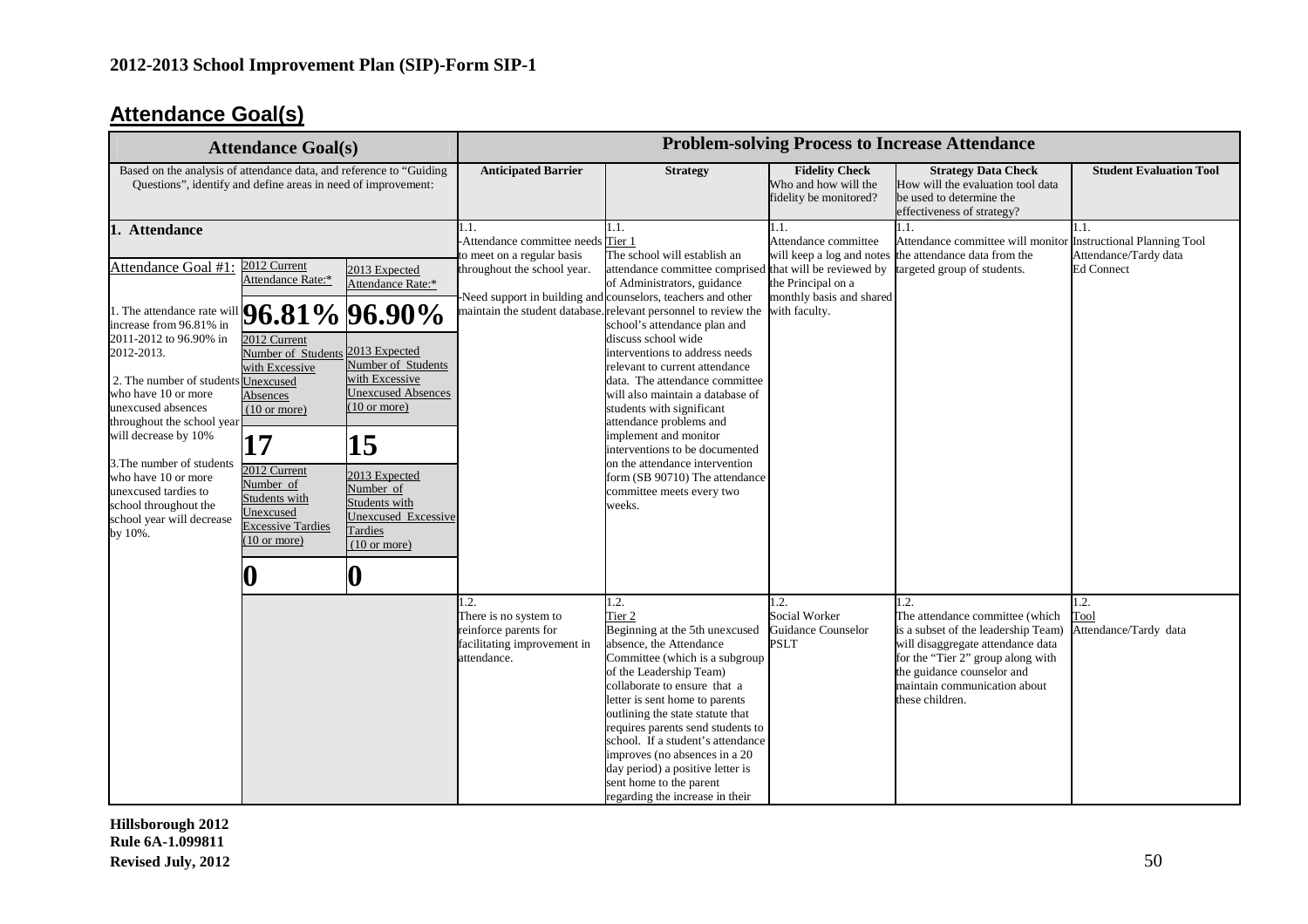**2012-2013 School Improvement Plan (SIP)-Form SIP-1**

## Attendance Goal(s)

| Attendance Goal(s) | | | Problem-solving Process to Increase Attendance | | | | |
|---|---|---|---|---|---|---|---|
| Based on the analysis of attendance data, and reference to "Guiding Questions", identify and define areas in need of improvement: | | | **Anticipated Barrier** | **Strategy** | **Fidelity Check** Who and how will the fidelity be monitored? | **Strategy Data Check** How will the evaluation tool data be used to determine the effectiveness of strategy? | **Student Evaluation Tool** |
| **1. Attendance** | | | 1.1. -Attendance committee needs to meet on a regular basis throughout the school year. -Need support in building and maintain the student database. | 1.1. Tier 1 The school will establish an attendance committee comprised of Administrators, guidance counselors, teachers and other relevant personnel to review the school's attendance plan and discuss school wide interventions to address needs relevant to current attendance data. The attendance committee will also maintain a database of students with significant attendance problems and implement and monitor interventions to be documented on the attendance intervention form (SB 90710) The attendance committee meets every two weeks. | 1.1. Attendance committee will keep a log and notes that will be reviewed by the Principal on a monthly basis and shared with faculty. | 1.1. Attendance committee will monitor the attendance data from the targeted group of students. | 1.1. Instructional Planning Tool Attendance/Tardy data Ed Connect |
| Attendance Goal #1: 1. The attendance rate will increase from 96.81% in 2011-2012 to 96.90% in 2012-2013. 2. The number of students who have 10 or more unexcused absences throughout the school year will decrease by 10% 3. The number of students who have 10 or more unexcused tardies to school throughout the school year will decrease by 10%. | 2012 Current Attendance Rate:* | 2013 Expected Attendance Rate:* | | | | | |
| | **96.81%** | **96.90%** | | | | | |
| | 2012 Current Number of Students with Excessive Unexcused Absences (10 or more) | 2013 Expected Number of Students with Excessive Unexcused Absences (10 or more) | | | | | |
| | **17** | **15** | | | | | |
| | 2012 Current Number of Students with Unexcused Excessive Tardies (10 or more) | 2013 Expected Number of Students with Unexcused Excessive Tardies (10 or more) | | | | | |
| | **0** | **0** | | | | | |
| | | | 1.2. There is no system to reinforce parents for facilitating improvement in attendance. | 1.2. Tier 2 Beginning at the 5th unexcused absence, the Attendance Committee (which is a subgroup of the Leadership Team) collaborate to ensure that a letter is sent home to parents outlining the state statute that requires parents send students to school. If a student's attendance improves (no absences in a 20 day period) a positive letter is sent home to the parent regarding the increase in their | 1.2. Social Worker Guidance Counselor PSLT | 1.2. The attendance committee (which is a subset of the leadership Team) will disaggregate attendance data for the "Tier 2" group along with the guidance counselor and maintain communication about these children. | 1.2. Tool Attendance/Tardy data |

**Hillsborough 2012**
**Rule 6A-1.099811**
**Revised July, 2012**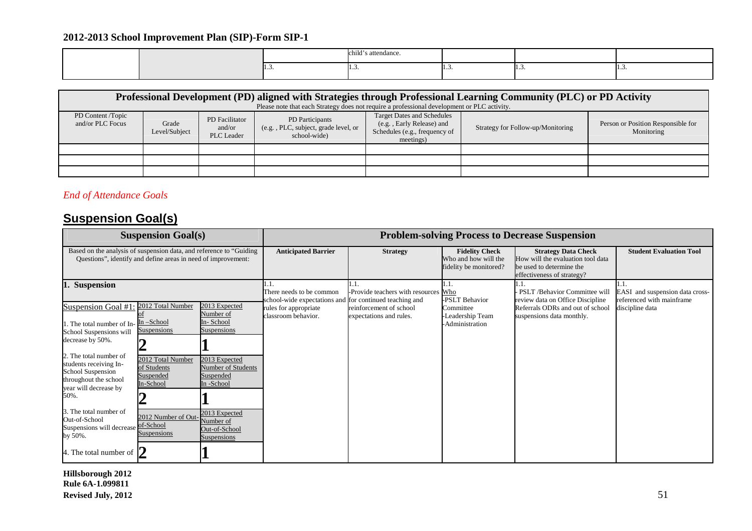## 2012-2013 School Improvement Plan (SIP)-Form SIP-1

| | | | | | | |
|---|---|---|---|---|---|---|
| | | | child's attendance. | | | |
| | | 1.3. | 1.3. | 1.3. | 1.3. | 1.3. |

| Professional Development (PD) aligned with Strategies through Professional Learning Community (PLC) or PD Activity<br>Please note that each Strategy does not require a professional development or PLC activity. | | | | | | |
|---|---|---|---|---|---|---|
| PD Content /Topic and/or PLC Focus | Grade Level/Subject | PD Facilitator and/or PLC Leader | PD Participants (e.g. , PLC, subject, grade level, or school-wide) | Target Dates and Schedules (e.g. , Early Release) and Schedules (e.g., frequency of meetings) | Strategy for Follow-up/Monitoring | Person or Position Responsible for Monitoring |
| | | | | | | |
| | | | | | | |
| | | | | | | |

*End of Attendance Goals*

## Suspension Goal(s)

| Suspension Goal(s) | | | Problem-solving Process to Decrease Suspension | | | | |
|---|---|---|---|---|---|---|---|
| Based on the analysis of suspension data, and reference to "Guiding Questions", identify and define areas in need of improvement: | | | **Anticipated Barrier** | **Strategy** | **Fidelity Check**<br>Who and how will the fidelity be monitored? | **Strategy Data Check**<br>How will the evaluation tool data be used to determine the effectiveness of strategy? | **Student Evaluation Tool** |
| **1. Suspension** | | | 1.1.<br>There needs to be common school-wide expectations and rules for appropriate classroom behavior. | 1.1.<br>-Provide teachers with resources for continued teaching and reinforcement of school expectations and rules. | 1.1.<br>Who<br>-PSLT Behavior Committee<br>-Leadership Team<br>-Administration | 1.1.<br>- PSLT /Behavior Committee will review data on Office Discipline Referrals ODRs and out of school suspensions data monthly. | 1.1.<br>EASI and suspension data cross-referenced with mainframe discipline data |
| Suspension Goal #1:<br><br>1. The total number of In-School Suspensions will decrease by 50%. | 2012 Total Number of In –School Suspensions | 2013 Expected Number of In- School Suspensions | | | | | |
| | **2** | **1** | | | | | |
| 2. The total number of students receiving In-School Suspension throughout the school year will decrease by 50%. | 2012 Total Number of Students Suspended In-School | 2013 Expected Number of Students Suspended In -School | | | | | |
| | **2** | **1** | | | | | |
| 3. The total number of Out-of-School Suspensions will decrease by 50%. | 2012 Number of Out-of-School Suspensions | 2013 Expected Number of Out-of-School Suspensions | | | | | |
| 4. The total number of | **2** | **1** | | | | | |

**Hillsborough 2012**
**Rule 6A-1.099811**
**Revised July, 2012**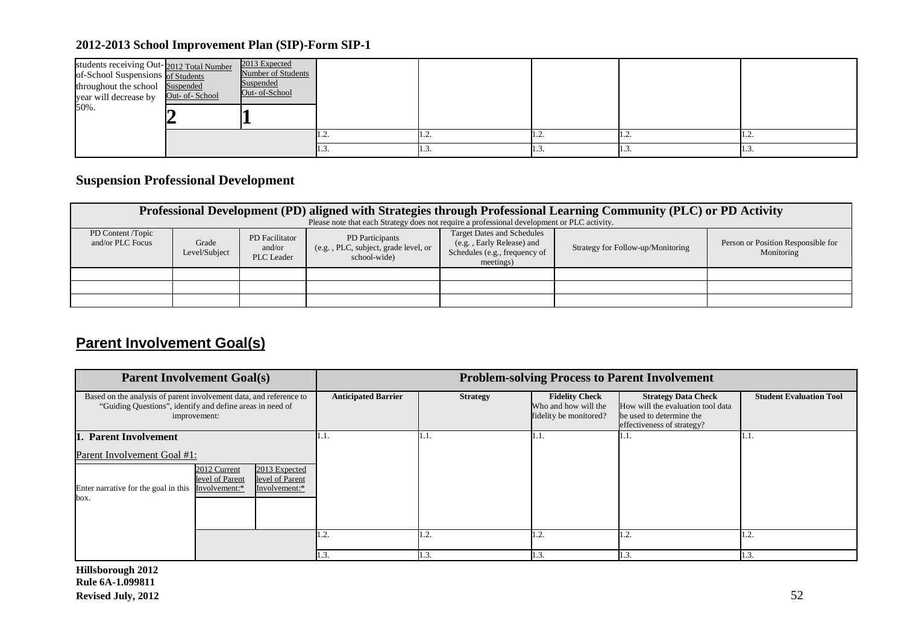## 2012-2013 School Improvement Plan (SIP)-Form SIP-1

| students receiving Out-of-School Suspensions throughout the school year will decrease by 50%. | 2012 Total Number of Students Suspended Out- of- School | 2013 Expected Number of Students Suspended Out- of-School | | | | | |
|---|---|---|---|---|---|---|---|
| | 2 | 1 | | | | | |
| | | | 1.2. | 1.2. | 1.2. | 1.2. | 1.2. |
| | | | 1.3. | 1.3. | 1.3. | 1.3. | 1.3. |

## Suspension Professional Development

| Professional Development (PD) aligned with Strategies through Professional Learning Community (PLC) or PD Activity<br>Please note that each Strategy does not require a professional development or PLC activity. | | | | | | |
|---|---|---|---|---|---|---|
| PD Content /Topic and/or PLC Focus | Grade Level/Subject | PD Facilitator and/or PLC Leader | PD Participants (e.g. , PLC, subject, grade level, or school-wide) | Target Dates and Schedules (e.g. , Early Release) and Schedules (e.g., frequency of meetings) | Strategy for Follow-up/Monitoring | Person or Position Responsible for Monitoring |
| | | | | | | |
| | | | | | | |
| | | | | | | |

## Parent Involvement Goal(s)

| Parent Involvement Goal(s) | | | Problem-solving Process to Parent Involvement | | | | |
|---|---|---|---|---|---|---|---|
| Based on the analysis of parent involvement data, and reference to "Guiding Questions", identify and define areas in need of improvement: | | | **Anticipated Barrier** | **Strategy** | **Fidelity Check** Who and how will the fidelity be monitored? | **Strategy Data Check** How will the evaluation tool data be used to determine the effectiveness of strategy? | **Student Evaluation Tool** |
| **1. Parent Involvement**<br>Parent Involvement Goal #1: | | | 1.1. | 1.1. | 1.1. | 1.1. | 1.1. |
| Enter narrative for the goal in this box. | 2012 Current level of Parent Involvement:* | 2013 Expected level of Parent Involvement:* | | | | | |
| | | | | | | | |
| | | | 1.2. | 1.2. | 1.2. | 1.2. | 1.2. |
| | | | 1.3. | 1.3. | 1.3. | 1.3. | 1.3. |

**Hillsborough 2012**
**Rule 6A-1.099811**
**Revised July, 2012**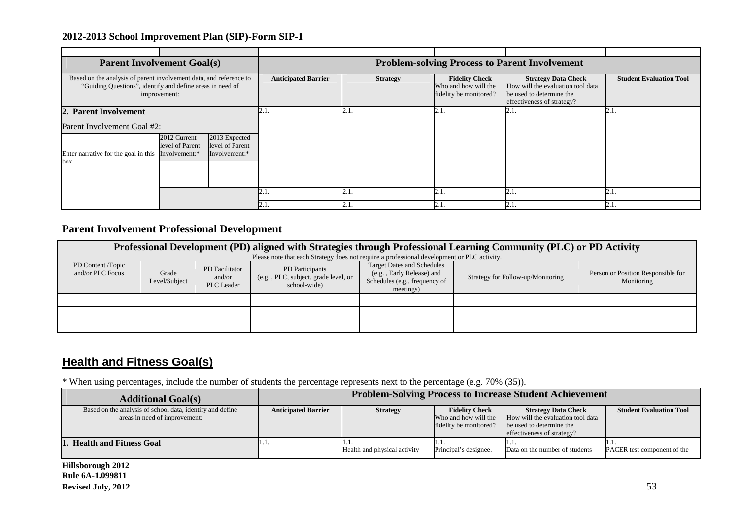**2012-2013 School Improvement Plan (SIP)-Form SIP-1**

| Parent Involvement Goal(s) | | | Problem-solving Process to Parent Involvement | | | | |
|---|---|---|---|---|---|---|---|
| Based on the analysis of parent involvement data, and reference to "Guiding Questions", identify and define areas in need of improvement: | | | Anticipated Barrier | Strategy | Fidelity Check Who and how will the fidelity be monitored? | Strategy Data Check How will the evaluation tool data be used to determine the effectiveness of strategy? | Student Evaluation Tool |
| **2. Parent Involvement** Parent Involvement Goal #2: | | | 2.1. | 2.1. | 2.1. | 2.1. | 2.1. |
| Enter narrative for the goal in this box. | 2012 Current level of Parent Involvement:* | 2013 Expected level of Parent Involvement:* | | | | | |
| | | | 2.1. | 2.1. | 2.1. | 2.1. | 2.1. |
| | | | 2.1. | 2.1. | 2.1. | 2.1. | 2.1. |

## Parent Involvement Professional Development

| Professional Development (PD) aligned with Strategies through Professional Learning Community (PLC) or PD Activity<br>Please note that each Strategy does not require a professional development or PLC activity. | | | | | | |
|---|---|---|---|---|---|---|
| PD Content /Topic and/or PLC Focus | Grade Level/Subject | PD Facilitator and/or PLC Leader | PD Participants (e.g. , PLC, subject, grade level, or school-wide) | Target Dates and Schedules (e.g. , Early Release) and Schedules (e.g., frequency of meetings) | Strategy for Follow-up/Monitoring | Person or Position Responsible for Monitoring |
| | | | | | | |
| | | | | | | |
| | | | | | | |

## Health and Fitness Goal(s)

* When using percentages, include the number of students the percentage represents next to the percentage (e.g. 70% (35)).

| Additional Goal(s) | Problem-Solving Process to Increase Student Achievement | | | | |
|---|---|---|---|---|---|
| Based on the analysis of school data, identify and define areas in need of improvement: | Anticipated Barrier | Strategy | Fidelity Check Who and how will the fidelity be monitored? | Strategy Data Check How will the evaluation tool data be used to determine the effectiveness of strategy? | Student Evaluation Tool |
| **1. Health and Fitness Goal** | 1.1. | 1.1. Health and physical activity | 1.1. Principal's designee. | 1.1. Data on the number of students | 1.1. PACER test component of the |

**Hillsborough 2012**
**Rule 6A-1.099811**
**Revised July, 2012**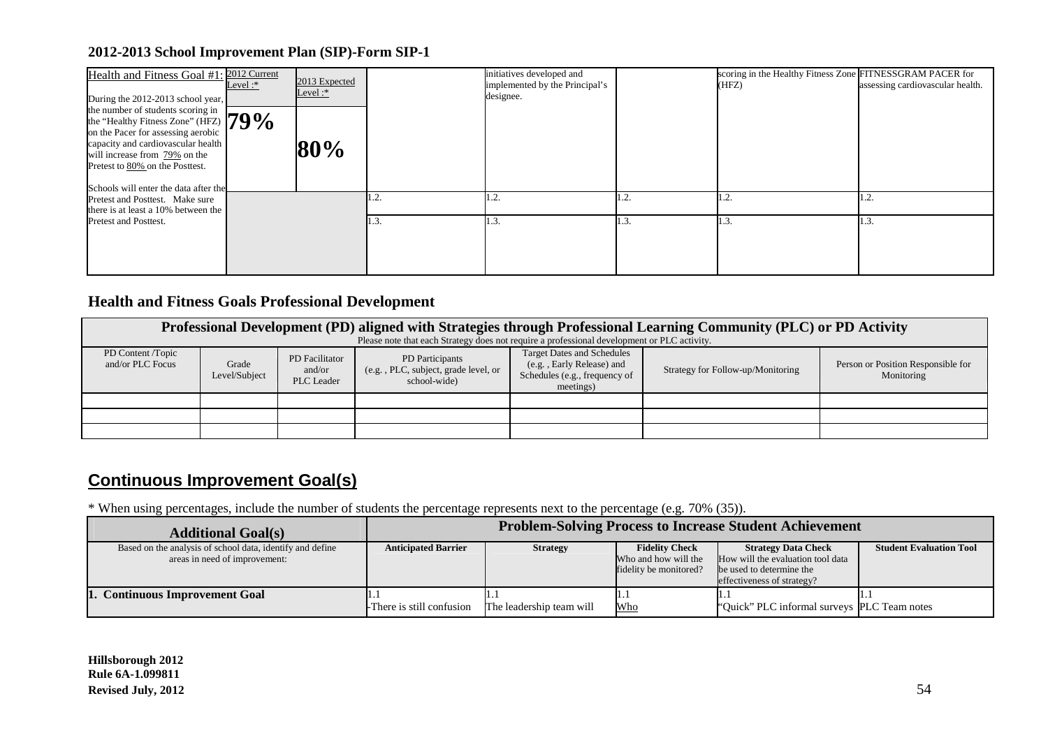## 2012-2013 School Improvement Plan (SIP)-Form SIP-1

| Health and Fitness Goal #1: During the 2012-2013 school year, the number of students scoring in the "Healthy Fitness Zone" (HFZ) on the Pacer for assessing aerobic capacity and cardiovascular health will increase from 79% on the Pretest to 80% on the Posttest. Schools will enter the data after the Pretest and Posttest. Make sure there is at least a 10% between the Pretest and Posttest. | 2012 Current Level :* | 2013 Expected Level :* | | initiatives developed and implemented by the Principal's designee. | | scoring in the Healthy Fitness Zone (HFZ) | FITNESSGRAM PACER for assessing cardiovascular health. |
|---|---|---|---|---|---|---|---|
| | **79%** | **80%** | | | | | |
| | | | 1.2. | 1.2. | 1.2. | 1.2. | 1.2. |
| | | | 1.3. | 1.3. | 1.3. | 1.3. | 1.3. |

### Health and Fitness Goals Professional Development

**Professional Development (PD) aligned with Strategies through Professional Learning Community (PLC) or PD Activity**

Please note that each Strategy does not require a professional development or PLC activity.

| PD Content /Topic and/or PLC Focus | Grade Level/Subject | PD Facilitator and/or PLC Leader | PD Participants (e.g. , PLC, subject, grade level, or school-wide) | Target Dates and Schedules (e.g. , Early Release) and Schedules (e.g., frequency of meetings) | Strategy for Follow-up/Monitoring | Person or Position Responsible for Monitoring |
|---|---|---|---|---|---|---|
| | | | | | | |
| | | | | | | |
| | | | | | | |

## Continuous Improvement Goal(s)

* When using percentages, include the number of students the percentage represents next to the percentage (e.g. 70% (35)).

| Additional Goal(s) | Problem-Solving Process to Increase Student Achievement | | | | |
|---|---|---|---|---|---|
| Based on the analysis of school data, identify and define areas in need of improvement: | **Anticipated Barrier** | **Strategy** | **Fidelity Check** Who and how will the fidelity be monitored? | **Strategy Data Check** How will the evaluation tool data be used to determine the effectiveness of strategy? | **Student Evaluation Tool** |
| **1. Continuous Improvement Goal** | 1.1 -There is still confusion | 1.1 The leadership team will | 1.1 Who | 1.1 "Quick" PLC informal surveys | 1.1 PLC Team notes |

**Hillsborough 2012**
**Rule 6A-1.099811**
**Revised July, 2012**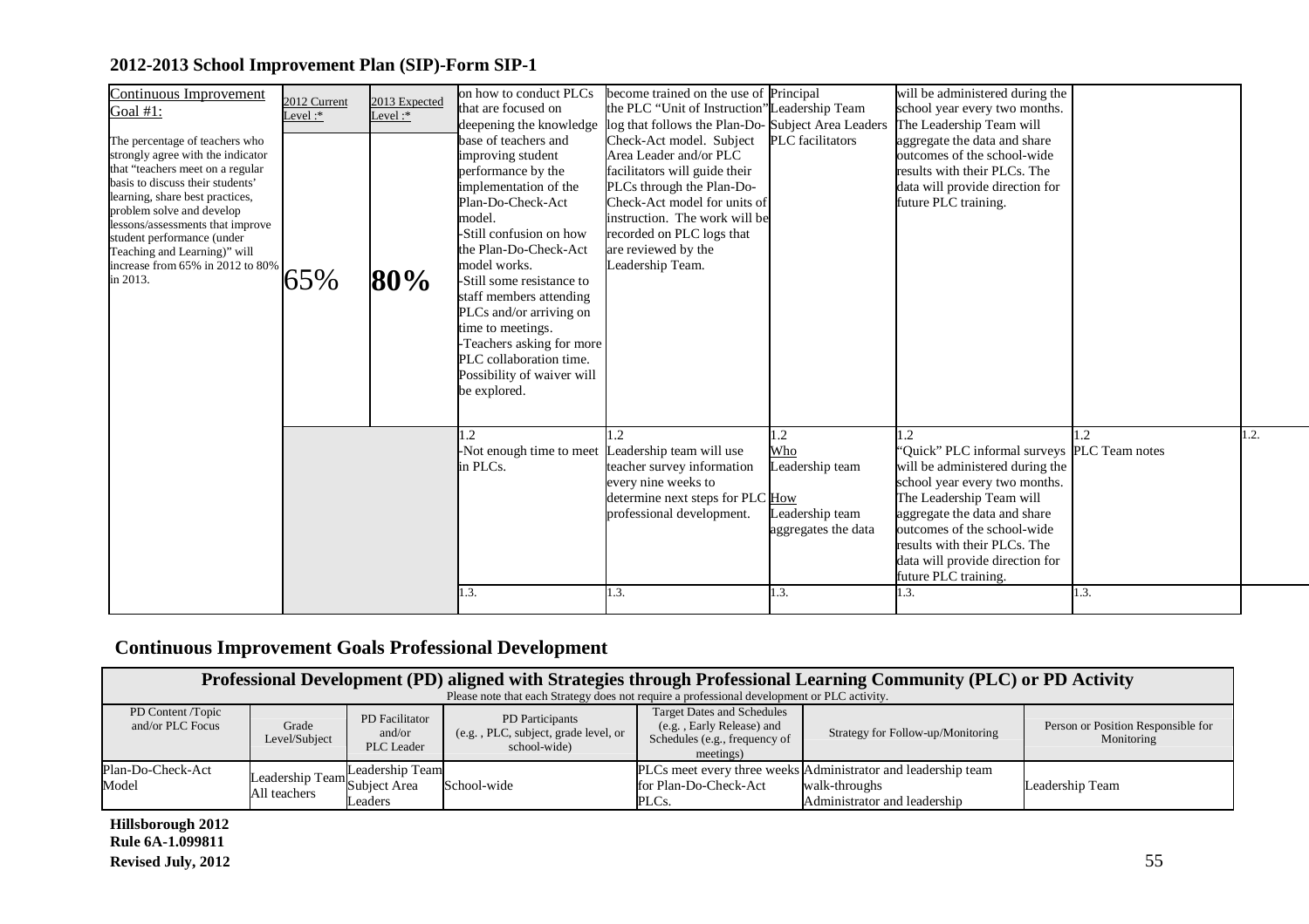## 2012-2013 School Improvement Plan (SIP)-Form SIP-1

| Continuous Improvement Goal #1: | 2012 Current Level :* | 2013 Expected Level :* | | | | | | |
|---|---|---|---|---|---|---|---|---|
| The percentage of teachers who strongly agree with the indicator that "teachers meet on a regular basis to discuss their students' learning, share best practices, problem solve and develop lessons/assessments that improve student performance (under Teaching and Learning)" will increase from 65% in 2012 to 80% in 2013. | 65% | **80%** | on how to conduct PLCs that are focused on deepening the knowledge base of teachers and improving student performance by the implementation of the Plan-Do-Check-Act model.<br>-Still confusion on how the Plan-Do-Check-Act model works.<br>-Still some resistance to staff members attending PLCs and/or arriving on time to meetings.<br>-Teachers asking for more PLC collaboration time. Possibility of waiver will be explored. | become trained on the use of the PLC "Unit of Instruction" log that follows the Plan-Do-Check-Act model. Subject Area Leader and/or PLC facilitators will guide their PLCs through the Plan-Do-Check-Act model for units of instruction. The work will be recorded on PLC logs that are reviewed by the Leadership Team. | Principal<br>Leadership Team<br>Subject Area Leaders<br>PLC facilitators | will be administered during the school year every two months. The Leadership Team will aggregate the data and share outcomes of the school-wide results with their PLCs. The data will provide direction for future PLC training. | | |
| | | | 1.2<br>-Not enough time to meet in PLCs. | 1.2<br>Leadership team will use teacher survey information every nine weeks to determine next steps for PLC professional development. | 1.2<br>Who<br>Leadership team<br>How<br>Leadership team aggregates the data | 1.2<br>"Quick" PLC informal surveys will be administered during the school year every two months. The Leadership Team will aggregate the data and share outcomes of the school-wide results with their PLCs. The data will provide direction for future PLC training. | 1.2<br>PLC Team notes | 1.2. |
| | | | 1.3. | 1.3. | 1.3. | 1.3. | 1.3. | |

## Continuous Improvement Goals Professional Development

| Professional Development (PD) aligned with Strategies through Professional Learning Community (PLC) or PD Activity<br>Please note that each Strategy does not require a professional development or PLC activity. | | | | | | |
|---|---|---|---|---|---|---|
| PD Content /Topic and/or PLC Focus | Grade Level/Subject | PD Facilitator and/or PLC Leader | PD Participants (e.g. , PLC, subject, grade level, or school-wide) | Target Dates and Schedules (e.g. , Early Release) and Schedules (e.g., frequency of meetings) | Strategy for Follow-up/Monitoring | Person or Position Responsible for Monitoring |
| Plan-Do-Check-Act Model | Leadership Team<br>All teachers | Leadership Team<br>Subject Area Leaders | School-wide | PLCs meet every three weeks for Plan-Do-Check-Act PLCs. | Administrator and leadership team walk-throughs<br>Administrator and leadership | Leadership Team |

**Hillsborough 2012**
**Rule 6A-1.099811**
**Revised July, 2012**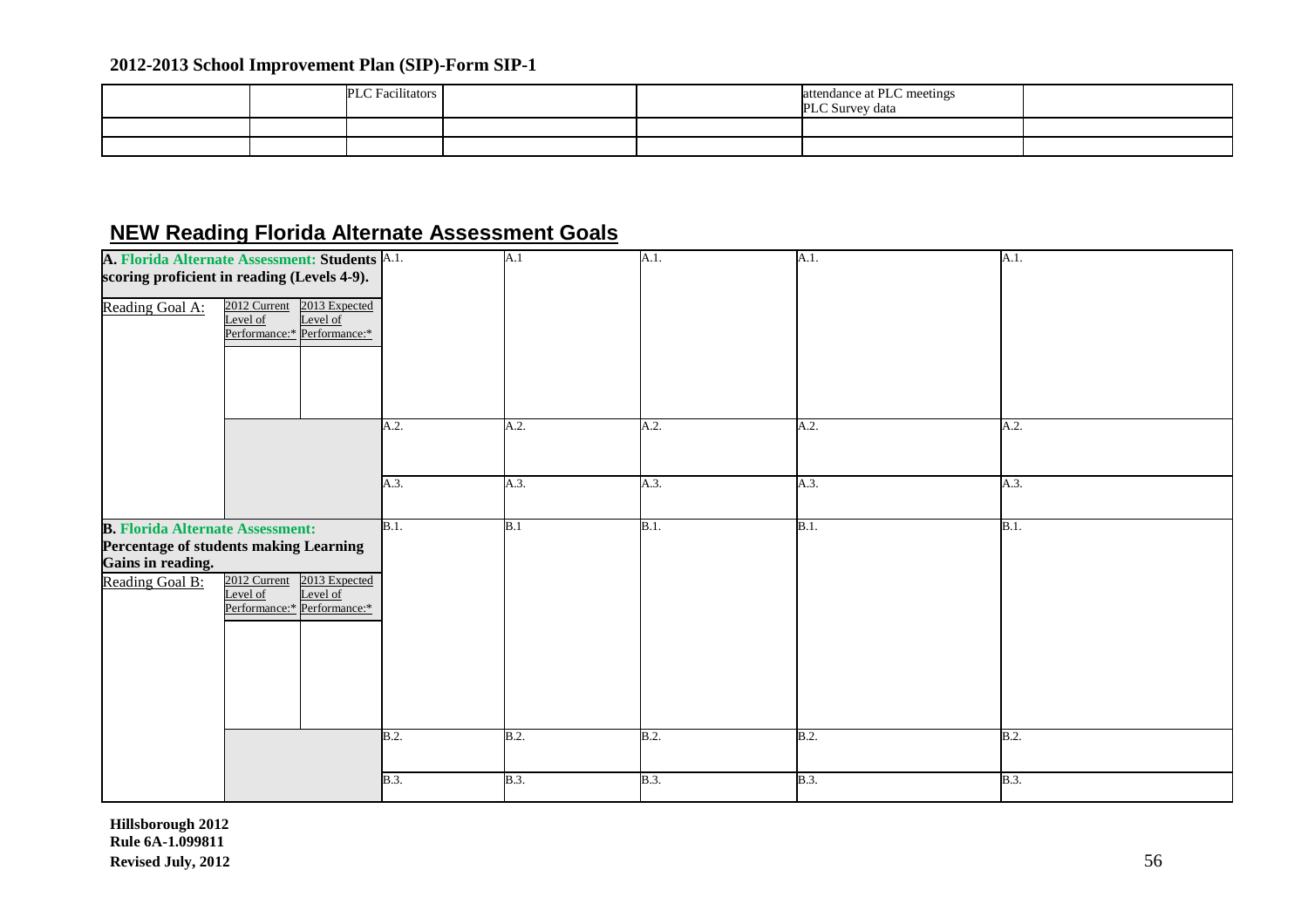| | | PLC Facilitators | | | attendance at PLC meetings<br>PLC Survey data | |
|---|---|---|---|---|---|---|
| | | | | | | |
| | | | | | | |

## NEW Reading Florida Alternate Assessment Goals

| **A. Florida Alternate Assessment: Students scoring proficient in reading (Levels 4-9).** | | | A.1. | A.1 | A.1. | A.1. | A.1. |
|---|---|---|---|---|---|---|---|
| Reading Goal A: | 2012 Current Level of Performance:* | 2013 Expected Level of Performance:* | | | | | |
| | | | | | | | |
| | | | A.2. | A.2. | A.2. | A.2. | A.2. |
| | | | A.3. | A.3. | A.3. | A.3. | A.3. |
| **B. Florida Alternate Assessment: Percentage of students making Learning Gains in reading.** | | | B.1. | B.1 | B.1. | B.1. | B.1. |
| Reading Goal B: | 2012 Current Level of Performance:* | 2013 Expected Level of Performance:* | | | | | |
| | | | | | | | |
| | | | B.2. | B.2. | B.2. | B.2. | B.2. |
| | | | B.3. | B.3. | B.3. | B.3. | B.3. |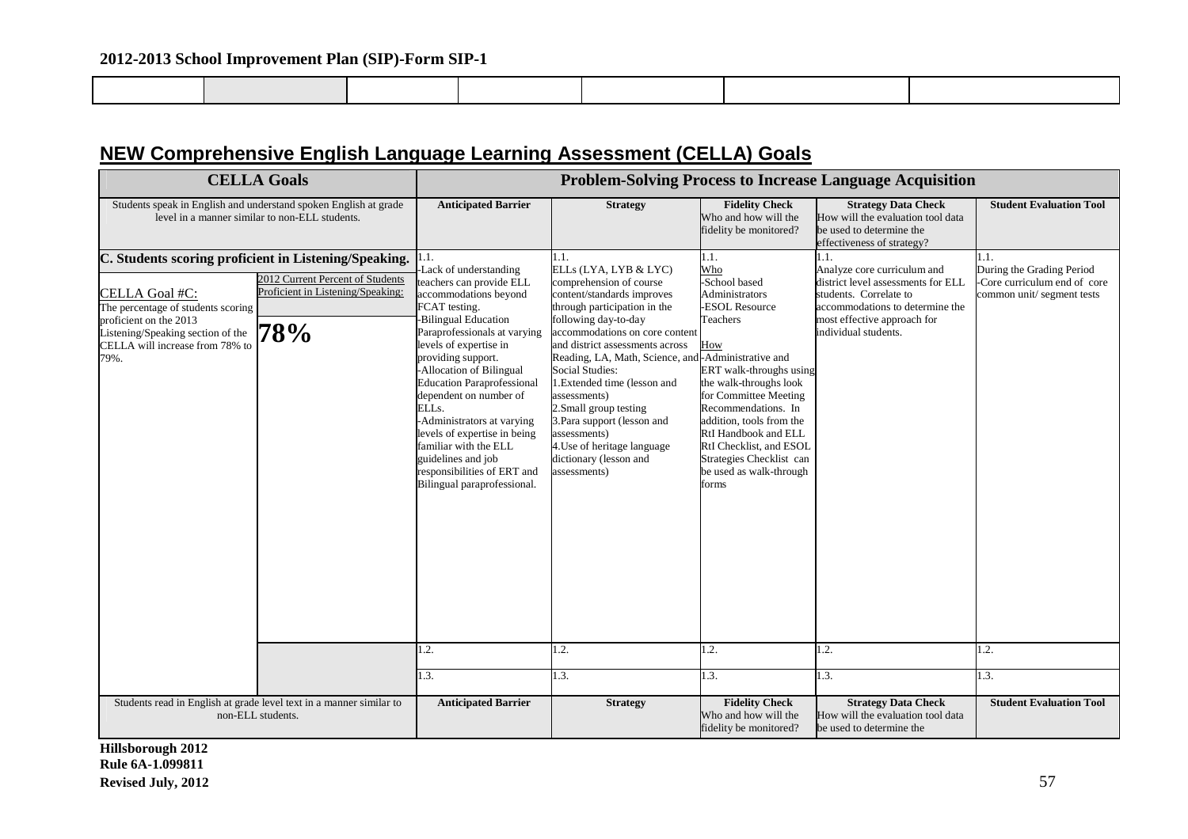## NEW Comprehensive English Language Learning Assessment (CELLA) Goals

| **CELLA Goals** | | **Problem-Solving Process to Increase Language Acquisition** | | | | |
|---|---|---|---|---|---|---|
| Students speak in English and understand spoken English at grade level in a manner similar to non-ELL students. | | **Anticipated Barrier** | **Strategy** | **Fidelity Check** Who and how will the fidelity be monitored? | **Strategy Data Check** How will the evaluation tool data be used to determine the effectiveness of strategy? | **Student Evaluation Tool** |
| **C. Students scoring proficient in Listening/Speaking.** CELLA Goal #C: The percentage of students scoring proficient on the 2013 Listening/Speaking section of the CELLA will increase from 78% to 79%. | 2012 Current Percent of Students Proficient in Listening/Speaking: **78%** | 1.1. -Lack of understanding teachers can provide ELL accommodations beyond FCAT testing. -Bilingual Education Paraprofessionals at varying levels of expertise in providing support. -Allocation of Bilingual Education Paraprofessional dependent on number of ELLs. -Administrators at varying levels of expertise in being familiar with the ELL guidelines and job responsibilities of ERT and Bilingual paraprofessional. | 1.1. ELLs (LYA, LYB & LYC) comprehension of course content/standards improves through participation in the following day-to-day accommodations on core content and district assessments across Reading, LA, Math, Science, and Social Studies: 1.Extended time (lesson and assessments) 2.Small group testing 3.Para support (lesson and assessments) 4.Use of heritage language dictionary (lesson and assessments) | 1.1. Who -School based Administrators -ESOL Resource Teachers How -Administrative and ERT walk-throughs using the walk-throughs look for Committee Meeting Recommendations. In addition, tools from the RtI Handbook and ELL RtI Checklist, and ESOL Strategies Checklist can be used as walk-through forms | 1.1. Analyze core curriculum and district level assessments for ELL students. Correlate to accommodations to determine the most effective approach for individual students. | 1.1. During the Grading Period -Core curriculum end of core common unit/ segment tests |
| | | 1.2. | 1.2. | 1.2. | 1.2. | 1.2. |
| | | 1.3. | 1.3. | 1.3. | 1.3. | 1.3. |
| Students read in English at grade level text in a manner similar to non-ELL students. | | **Anticipated Barrier** | **Strategy** | **Fidelity Check** Who and how will the fidelity be monitored? | **Strategy Data Check** How will the evaluation tool data be used to determine the | **Student Evaluation Tool** |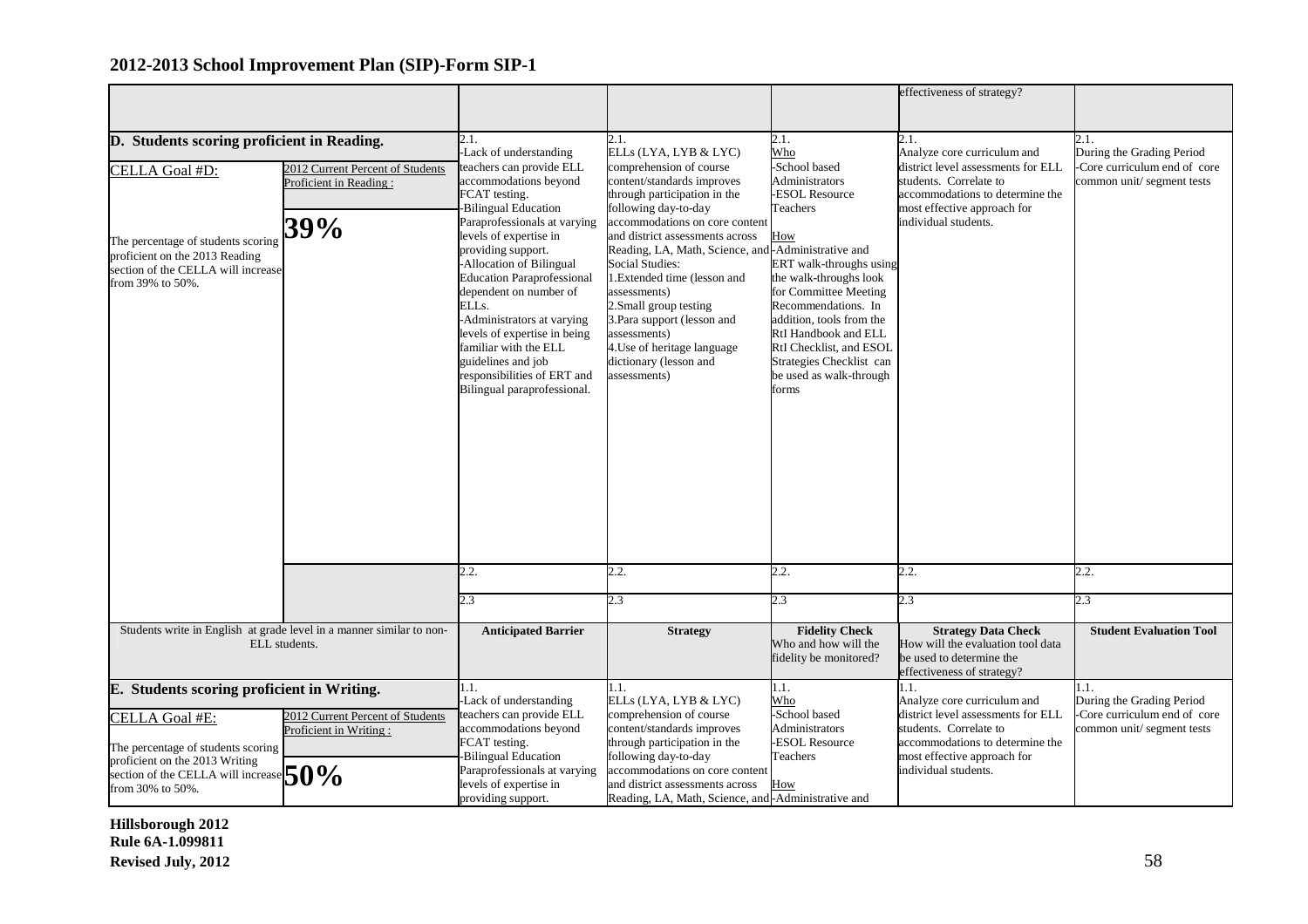## 2012-2013 School Improvement Plan (SIP)-Form SIP-1

| | | | | | effectiveness of strategy? | |
|---|---|---|---|---|---|---|
| **D. Students scoring proficient in Reading.** | | 2.1.<br>-Lack of understanding teachers can provide ELL accommodations beyond FCAT testing.<br>-Bilingual Education Paraprofessionals at varying levels of expertise in providing support.<br>-Allocation of Bilingual Education Paraprofessional dependent on number of ELLs.<br>-Administrators at varying levels of expertise in being familiar with the ELL guidelines and job responsibilities of ERT and Bilingual paraprofessional. | 2.1.<br>ELLs (LYA, LYB & LYC) comprehension of course content/standards improves through participation in the following day-to-day accommodations on core content and district assessments across Reading, LA, Math, Science, and Social Studies:<br>1.Extended time (lesson and assessments)<br>2.Small group testing<br>3.Para support (lesson and assessments)<br>4.Use of heritage language dictionary (lesson and assessments) | 2.1.<br>Who<br>-School based Administrators<br>-ESOL Resource Teachers<br><br>How<br>-Administrative and ERT walk-throughs using the walk-throughs look for Committee Meeting Recommendations. In addition, tools from the RtI Handbook and ELL RtI Checklist, and ESOL Strategies Checklist can be used as walk-through forms | 2.1.<br>Analyze core curriculum and district level assessments for ELL students. Correlate to accommodations to determine the most effective approach for individual students. | 2.1.<br>During the Grading Period<br>-Core curriculum end of core common unit/ segment tests |
| CELLA Goal #D:<br><br>The percentage of students scoring proficient on the 2013 Reading section of the CELLA will increase from 39% to 50%. | 2012 Current Percent of Students Proficient in Reading :<br><br>**39%** | | | | | |
| | | 2.2. | 2.2. | 2.2. | 2.2. | 2.2. |
| | | 2.3 | 2.3 | 2.3 | 2.3 | 2.3 |
| Students write in English at grade level in a manner similar to non-ELL students. | | **Anticipated Barrier** | **Strategy** | **Fidelity Check**<br>Who and how will the fidelity be monitored? | **Strategy Data Check**<br>How will the evaluation tool data be used to determine the effectiveness of strategy? | **Student Evaluation Tool** |
| **E. Students scoring proficient in Writing.** | | 1.1.<br>-Lack of understanding teachers can provide ELL accommodations beyond FCAT testing.<br>-Bilingual Education Paraprofessionals at varying levels of expertise in providing support. | 1.1.<br>ELLs (LYA, LYB & LYC) comprehension of course content/standards improves through participation in the following day-to-day accommodations on core content and district assessments across Reading, LA, Math, Science, and | 1.1.<br>Who<br>-School based Administrators<br>-ESOL Resource Teachers<br><br>How<br>-Administrative and | 1.1.<br>Analyze core curriculum and district level assessments for ELL students. Correlate to accommodations to determine the most effective approach for individual students. | 1.1.<br>During the Grading Period<br>-Core curriculum end of core common unit/ segment tests |
| CELLA Goal #E:<br><br>The percentage of students scoring proficient on the 2013 Writing section of the CELLA will increase from 30% to 50%. | 2012 Current Percent of Students Proficient in Writing :<br><br>**50%** | | | | | |

Hillsborough 2012
Rule 6A-1.099811
Revised July, 2012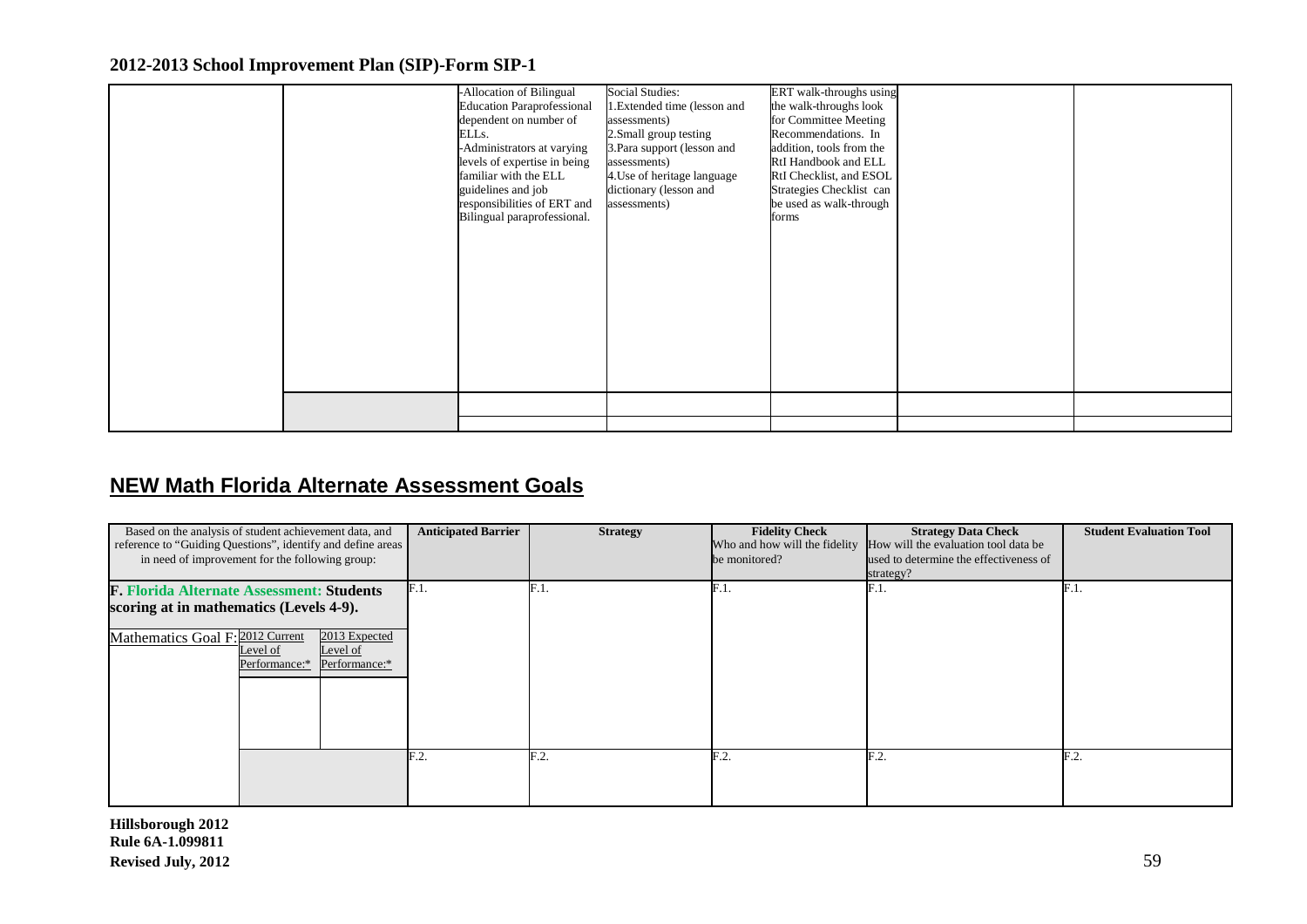## 2012-2013 School Improvement Plan (SIP)-Form SIP-1

| | | | | | | |
|---|---|---|---|---|---|---|
| | | -Allocation of Bilingual Education Paraprofessional dependent on number of ELLs.<br>-Administrators at varying levels of expertise in being familiar with the ELL guidelines and job responsibilities of ERT and Bilingual paraprofessional. | Social Studies:<br>1.Extended time (lesson and assessments)<br>2.Small group testing<br>3.Para support (lesson and assessments)<br>4.Use of heritage language dictionary (lesson and assessments) | ERT walk-throughs using the walk-throughs look for Committee Meeting Recommendations. In addition, tools from the RtI Handbook and ELL RtI Checklist, and ESOL Strategies Checklist can be used as walk-through forms | | |
| | | | | | | |
| | | | | | | |

## NEW Math Florida Alternate Assessment Goals

| Based on the analysis of student achievement data, and reference to "Guiding Questions", identify and define areas in need of improvement for the following group: | | | Anticipated Barrier | Strategy | Fidelity Check<br>Who and how will the fidelity be monitored? | Strategy Data Check<br>How will the evaluation tool data be used to determine the effectiveness of strategy? | Student Evaluation Tool |
|---|---|---|---|---|---|---|---|
| **F. Florida Alternate Assessment: Students scoring at in mathematics (Levels 4-9).** | | | F.1. | F.1. | F.1. | F.1. | F.1. |
| Mathematics Goal F: | 2012 Current Level of Performance:* | 2013 Expected Level of Performance:* | | | | | |
| | | | | | | | |
| | | | F.2. | F.2. | F.2. | F.2. | F.2. |

**Hillsborough 2012**
**Rule 6A-1.099811**
**Revised July, 2012**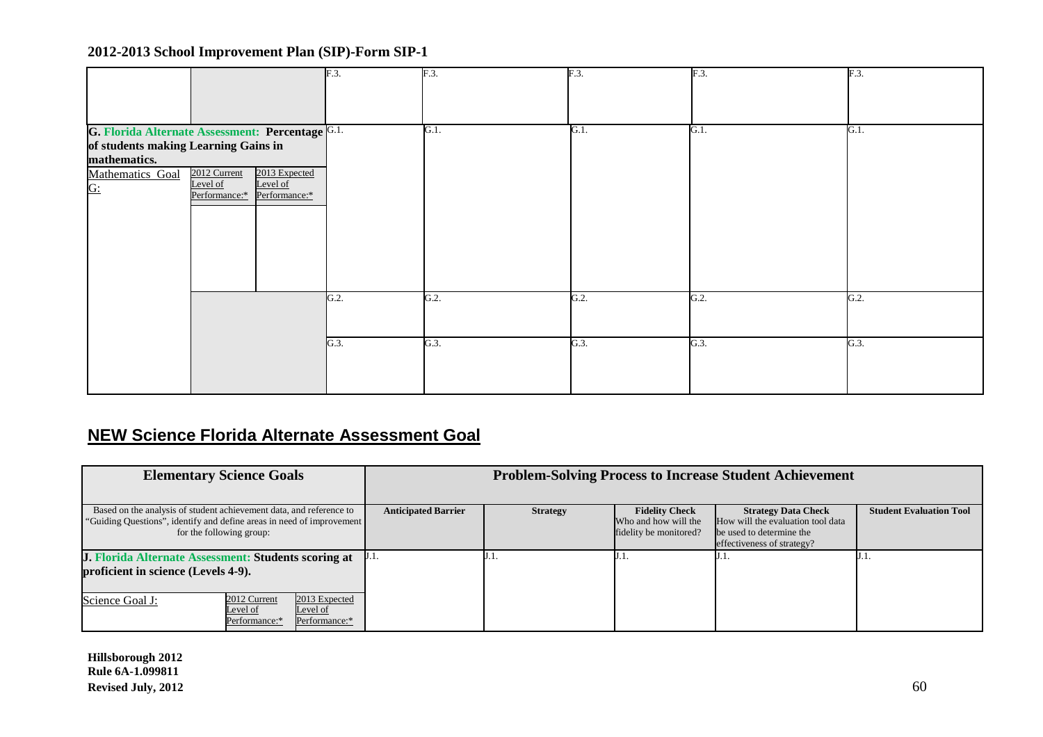## 2012-2013 School Improvement Plan (SIP)-Form SIP-1

| | | | | | | | |
|---|---|---|---|---|---|---|---|
| | | | F.3. | F.3. | F.3. | F.3. | F.3. |
| **G. Florida Alternate Assessment: Percentage of students making Learning Gains in mathematics.** | | | G.1. | G.1. | G.1. | G.1. | G.1. |
| Mathematics Goal G: | 2012 Current Level of Performance:* | 2013 Expected Level of Performance:* | | | | | |
| | | | G.2. | G.2. | G.2. | G.2. | G.2. |
| | | | G.3. | G.3. | G.3. | G.3. | G.3. |

## NEW Science Florida Alternate Assessment Goal

| **Elementary Science Goals** | | | **Problem-Solving Process to Increase Student Achievement** | | | | |
|---|---|---|---|---|---|---|---|
| Based on the analysis of student achievement data, and reference to "Guiding Questions", identify and define areas in need of improvement for the following group: | | | **Anticipated Barrier** | **Strategy** | **Fidelity Check** Who and how will the fidelity be monitored? | **Strategy Data Check** How will the evaluation tool data be used to determine the effectiveness of strategy? | **Student Evaluation Tool** |
| **J. Florida Alternate Assessment: Students scoring at proficient in science (Levels 4-9).** | | | J.1. | J.1. | J.1. | J.1. | J.1. |
| Science Goal J: | 2012 Current Level of Performance:* | 2013 Expected Level of Performance:* | | | | | |

**Hillsborough 2012**
**Rule 6A-1.099811**
**Revised July, 2012**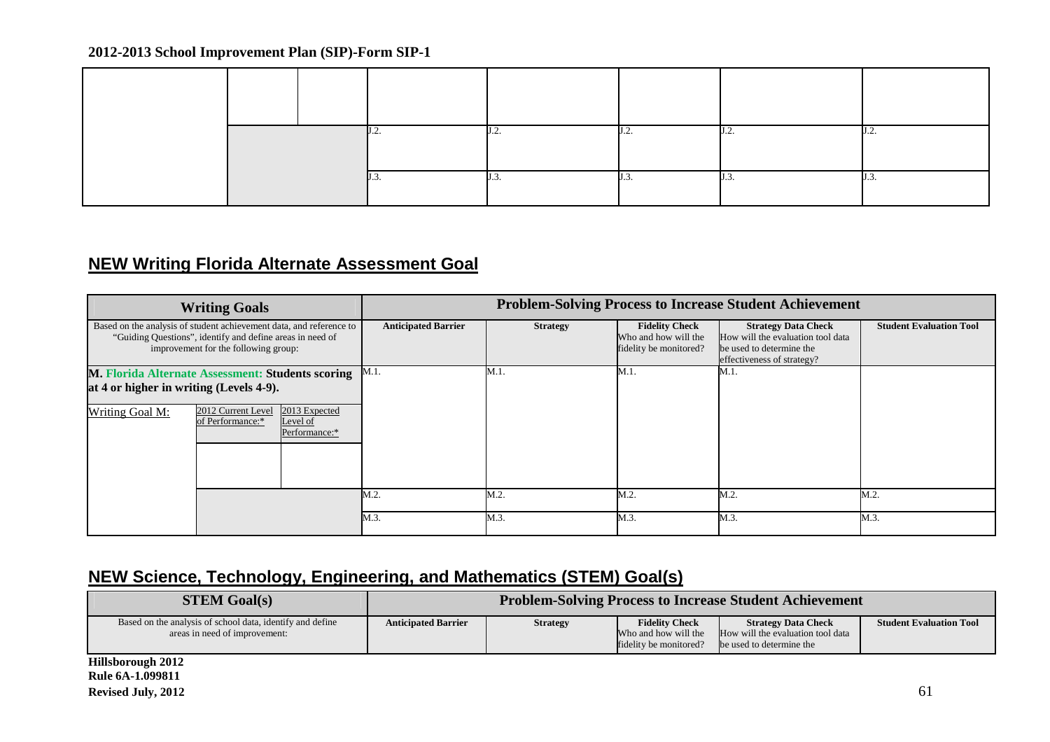2012-2013 School Improvement Plan (SIP)-Form SIP-1

| | | | | | | | |
|---|---|---|---|---|---|---|---|
| | | | | | | | |
| | | | J.2. | J.2. | J.2. | J.2. | J.2. |
| | | | J.3. | J.3. | J.3. | J.3. | J.3. |

## NEW Writing Florida Alternate Assessment Goal

| Writing Goals | | | Problem-Solving Process to Increase Student Achievement | | | | |
|---|---|---|---|---|---|---|---|
| Based on the analysis of student achievement data, and reference to "Guiding Questions", identify and define areas in need of improvement for the following group: | | | Anticipated Barrier | Strategy | Fidelity Check Who and how will the fidelity be monitored? | Strategy Data Check How will the evaluation tool data be used to determine the effectiveness of strategy? | Student Evaluation Tool |
| **M. Florida Alternate Assessment: Students scoring at 4 or higher in writing (Levels 4-9).** | | | M.1. | M.1. | M.1. | M.1. | |
| Writing Goal M: | 2012 Current Level of Performance:* | 2013 Expected Level of Performance:* | | | | | |
| | | | | | | | |
| | | | M.2. | M.2. | M.2. | M.2. | M.2. |
| | | | M.3. | M.3. | M.3. | M.3. | M.3. |

## NEW Science, Technology, Engineering, and Mathematics (STEM) Goal(s)

| STEM Goal(s) | Problem-Solving Process to Increase Student Achievement | | | | |
|---|---|---|---|---|---|
| Based on the analysis of school data, identify and define areas in need of improvement: | Anticipated Barrier | Strategy | Fidelity Check Who and how will the fidelity be monitored? | Strategy Data Check How will the evaluation tool data be used to determine the | Student Evaluation Tool |

Hillsborough 2012
Rule 6A-1.099811
Revised July, 2012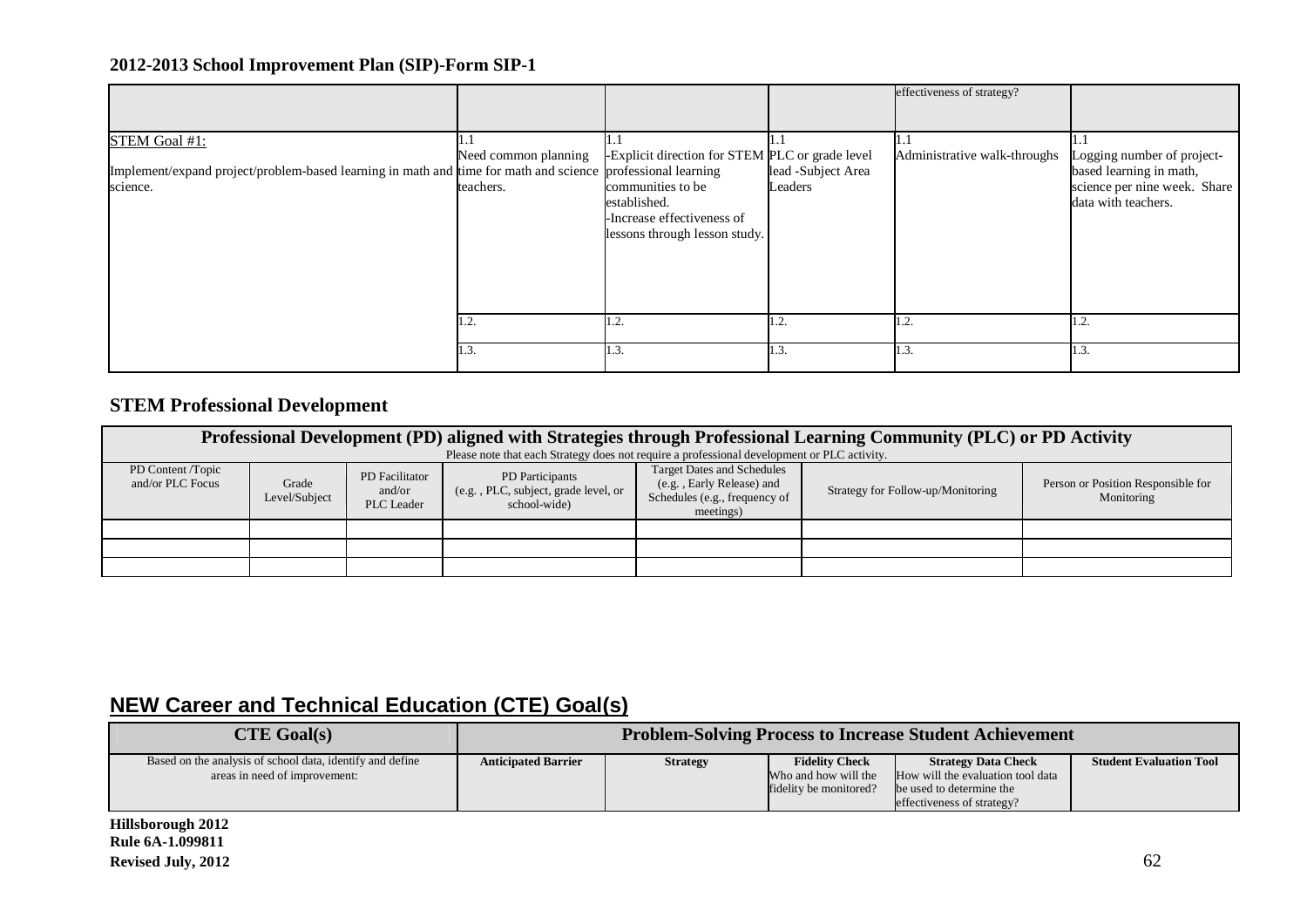## 2012-2013 School Improvement Plan (SIP)-Form SIP-1

| | | | | effectiveness of strategy? | |
|---|---|---|---|---|---|
| STEM Goal #1:<br><br>Implement/expand project/problem-based learning in math and science. | 1.1<br>Need common planning time for math and science teachers. | 1.1<br>-Explicit direction for STEM professional learning communities to be established.<br>-Increase effectiveness of lessons through lesson study. | 1.1<br>PLC or grade level lead -Subject Area Leaders | 1.1<br>Administrative walk-throughs | 1.1<br>Logging number of project-based learning in math, science per nine week. Share data with teachers. |
| | 1.2. | 1.2. | 1.2. | 1.2. | 1.2. |
| | 1.3. | 1.3. | 1.3. | 1.3. | 1.3. |

## STEM Professional Development

| **Professional Development (PD) aligned with Strategies through Professional Learning Community (PLC) or PD Activity**<br>Please note that each Strategy does not require a professional development or PLC activity. | | | | | | |
|---|---|---|---|---|---|---|
| PD Content /Topic and/or PLC Focus | Grade Level/Subject | PD Facilitator and/or PLC Leader | PD Participants (e.g. , PLC, subject, grade level, or school-wide) | Target Dates and Schedules (e.g. , Early Release) and Schedules (e.g., frequency of meetings) | Strategy for Follow-up/Monitoring | Person or Position Responsible for Monitoring |
| | | | | | | |
| | | | | | | |
| | | | | | | |

## NEW Career and Technical Education (CTE) Goal(s)

| CTE Goal(s) | Problem-Solving Process to Increase Student Achievement | | | | |
|---|---|---|---|---|---|
| Based on the analysis of school data, identify and define areas in need of improvement: | **Anticipated Barrier** | **Strategy** | **Fidelity Check**<br>Who and how will the fidelity be monitored? | **Strategy Data Check**<br>How will the evaluation tool data be used to determine the effectiveness of strategy? | **Student Evaluation Tool** |

**Hillsborough 2012**
**Rule 6A-1.099811**
**Revised July, 2012**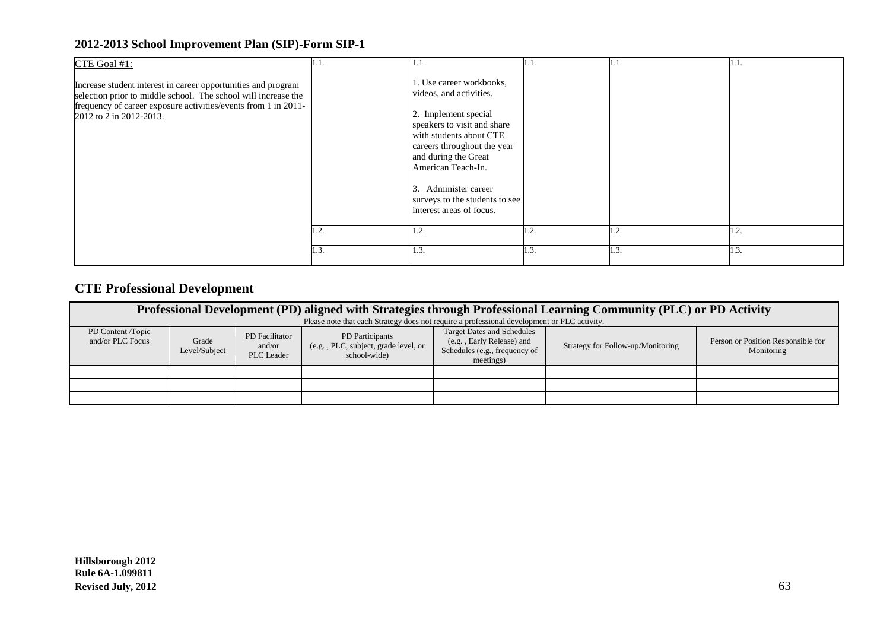## 2012-2013 School Improvement Plan (SIP)-Form SIP-1

| CTE Goal #1: Increase student interest in career opportunities and program selection prior to middle school. The school will increase the frequency of career exposure activities/events from 1 in 2011-2012 to 2 in 2012-2013. | 1.1. | 1.1. 1. Use career workbooks, videos, and activities. 2. Implement special speakers to visit and share with students about CTE careers throughout the year and during the Great American Teach-In. 3. Administer career surveys to the students to see interest areas of focus. | 1.1. | 1.1. | 1.1. |
|---|---|---|---|---|---|
| | 1.2. | 1.2. | 1.2. | 1.2. | 1.2. |
| | 1.3. | 1.3. | 1.3. | 1.3. | 1.3. |

## CTE Professional Development

**Professional Development (PD) aligned with Strategies through Professional Learning Community (PLC) or PD Activity**

Please note that each Strategy does not require a professional development or PLC activity.

| PD Content /Topic and/or PLC Focus | Grade Level/Subject | PD Facilitator and/or PLC Leader | PD Participants (e.g. , PLC, subject, grade level, or school-wide) | Target Dates and Schedules (e.g. , Early Release) and Schedules (e.g., frequency of meetings) | Strategy for Follow-up/Monitoring | Person or Position Responsible for Monitoring |
|---|---|---|---|---|---|---|
| | | | | | | |
| | | | | | | |
| | | | | | | |

**Hillsborough 2012**
**Rule 6A-1.099811**
**Revised July, 2012**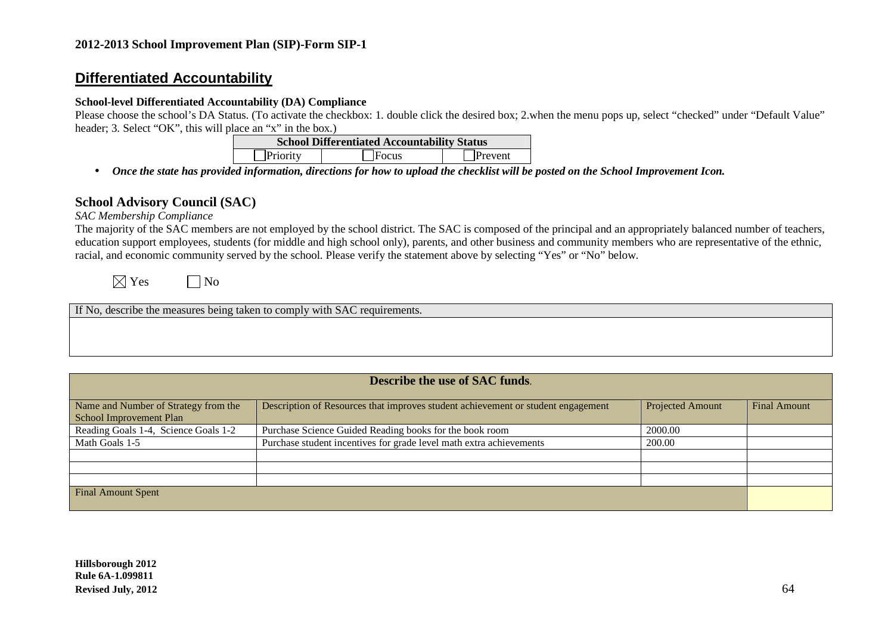**2012-2013 School Improvement Plan (SIP)-Form SIP-1**

## Differentiated Accountability

**School-level Differentiated Accountability (DA) Compliance**

Please choose the school's DA Status. (To activate the checkbox: 1. double click the desired box; 2.when the menu pops up, select "checked" under "Default Value" header; 3. Select "OK", this will place an "x" in the box.)

| School Differentiated Accountability Status | | |
|---|---|---|
| ☐ Priority | ☐ Focus | ☐ Prevent |

- ***Once the state has provided information, directions for how to upload the checklist will be posted on the School Improvement Icon.***

## School Advisory Council (SAC)

*SAC Membership Compliance*

The majority of the SAC members are not employed by the school district. The SAC is composed of the principal and an appropriately balanced number of teachers, education support employees, students (for middle and high school only), parents, and other business and community members who are representative of the ethnic, racial, and economic community served by the school. Please verify the statement above by selecting "Yes" or "No" below.

☒ Yes ☐ No

| If No, describe the measures being taken to comply with SAC requirements. |
|---|
| |

| Describe the use of SAC funds. | | | |
|---|---|---|---|
| Name and Number of Strategy from the School Improvement Plan | Description of Resources that improves student achievement or student engagement | Projected Amount | Final Amount |
| Reading Goals 1-4, Science Goals 1-2 | Purchase Science Guided Reading books for the book room | 2000.00 | |
| Math Goals 1-5 | Purchase student incentives for grade level math extra achievements | 200.00 | |
| | | | |
| | | | |
| | | | |
| Final Amount Spent | | | |

**Hillsborough 2012**
**Rule 6A-1.099811**
**Revised July, 2012**